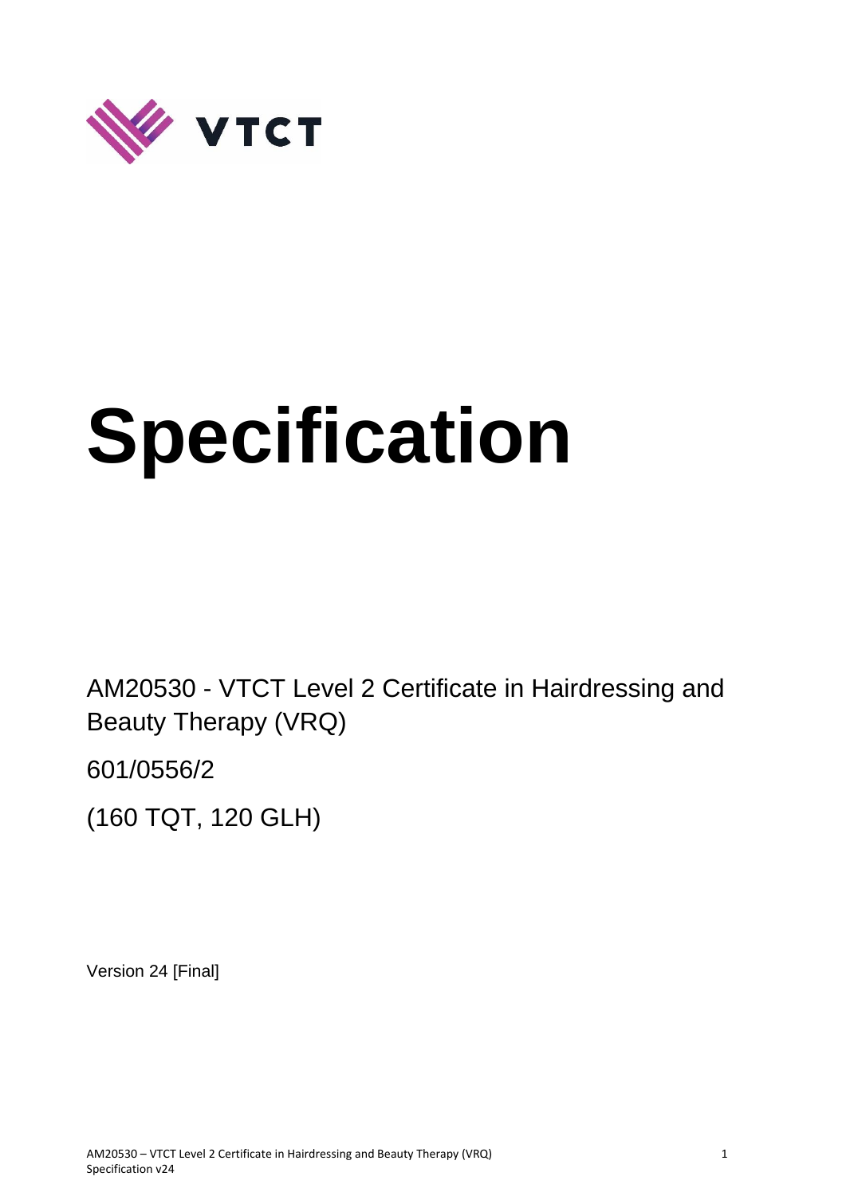VTCT

# Specification

AM20530 - VTCT Level 2 Certificate in Hairdressing and Beauty Therapy (VRQ)

601/0556/2

(160 TQT, 120 GLH)

Version 24 [Final]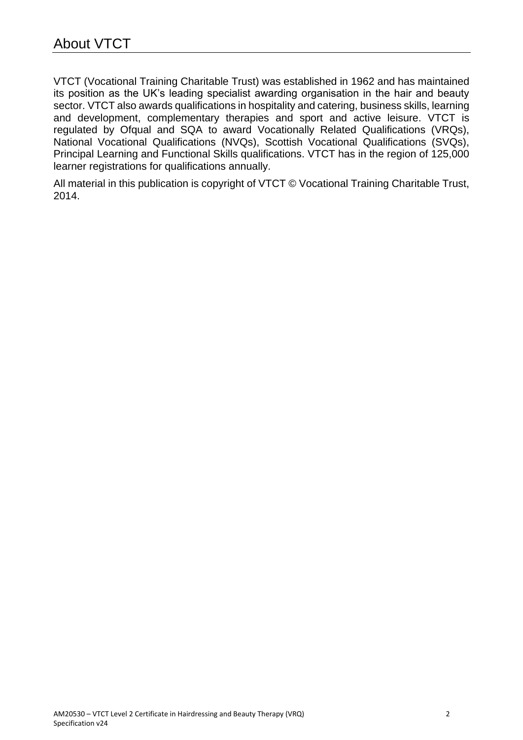# About VTCT

VTCT (Vocational Training Charitable Trust) was established in 1962 and has maintained its position as the UK's leading specialist awarding organisation in the hair and beauty sector. VTCT also awards qualifications in hospitality and catering, business skills, learning and development, complementary therapies and sport and active leisure. VTCT is regulated by Ofqual and SQA to award Vocationally Related Qualifications (VRQs), National Vocational Qualifications (NVQs), Scottish Vocational Qualifications (SVQs), Principal Learning and Functional Skills qualifications. VTCT has in the region of 125,000 learner registrations for qualifications annually.

All material in this publication is copyright of VTCT © Vocational Training Charitable Trust, 2014.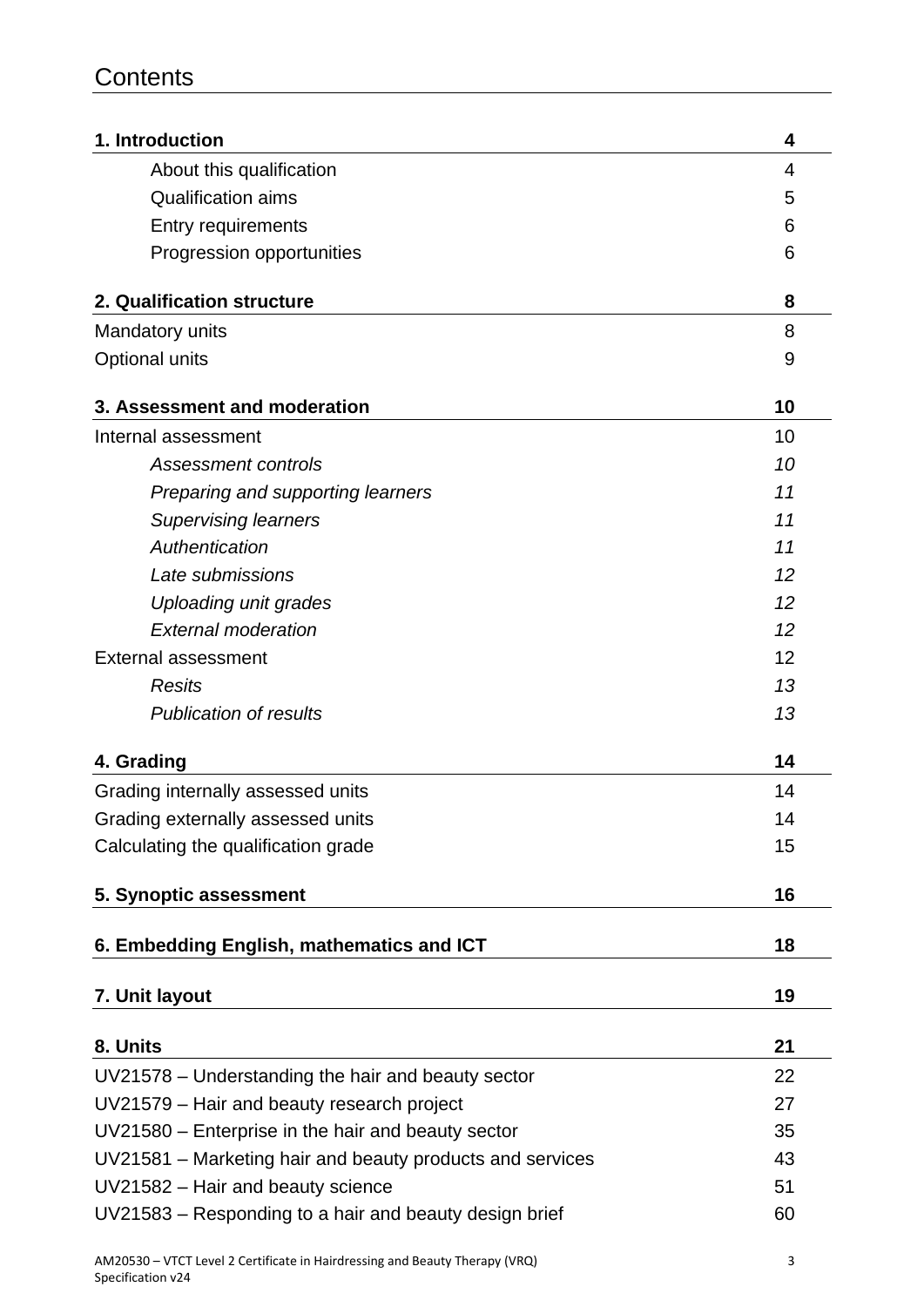# Contents

| | |
|---|---|
| **1. Introduction** | **4** |
| About this qualification | 4 |
| Qualification aims | 5 |
| Entry requirements | 6 |
| Progression opportunities | 6 |
| **2. Qualification structure** | **8** |
| Mandatory units | 8 |
| Optional units | 9 |
| **3. Assessment and moderation** | **10** |
| Internal assessment | 10 |
| *Assessment controls* | *10* |
| *Preparing and supporting learners* | *11* |
| *Supervising learners* | *11* |
| *Authentication* | *11* |
| *Late submissions* | *12* |
| *Uploading unit grades* | *12* |
| *External moderation* | *12* |
| External assessment | 12 |
| *Resits* | *13* |
| *Publication of results* | *13* |
| **4. Grading** | **14** |
| Grading internally assessed units | 14 |
| Grading externally assessed units | 14 |
| Calculating the qualification grade | 15 |
| **5. Synoptic assessment** | **16** |
| **6. Embedding English, mathematics and ICT** | **18** |
| **7. Unit layout** | **19** |
| **8. Units** | **21** |
| UV21578 – Understanding the hair and beauty sector | 22 |
| UV21579 – Hair and beauty research project | 27 |
| UV21580 – Enterprise in the hair and beauty sector | 35 |
| UV21581 – Marketing hair and beauty products and services | 43 |
| UV21582 – Hair and beauty science | 51 |
| UV21583 – Responding to a hair and beauty design brief | 60 |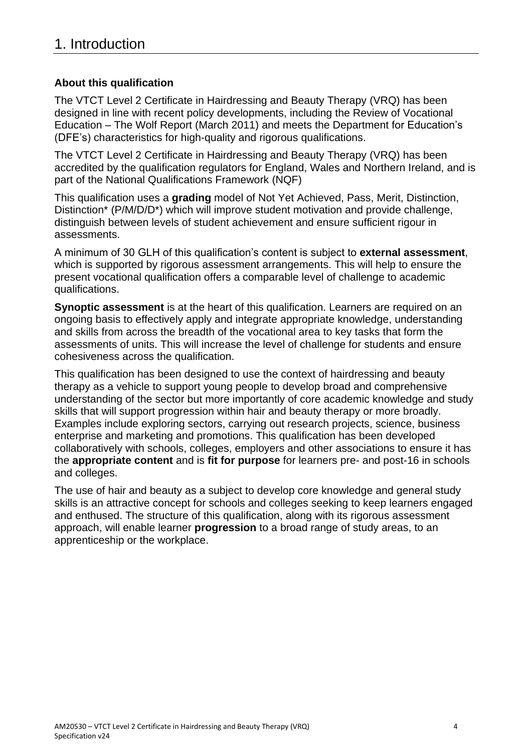# 1. Introduction

**About this qualification**

The VTCT Level 2 Certificate in Hairdressing and Beauty Therapy (VRQ) has been designed in line with recent policy developments, including the Review of Vocational Education – The Wolf Report (March 2011) and meets the Department for Education's (DFE's) characteristics for high-quality and rigorous qualifications.

The VTCT Level 2 Certificate in Hairdressing and Beauty Therapy (VRQ) has been accredited by the qualification regulators for England, Wales and Northern Ireland, and is part of the National Qualifications Framework (NQF)

This qualification uses a **grading** model of Not Yet Achieved, Pass, Merit, Distinction, Distinction* (P/M/D/D*) which will improve student motivation and provide challenge, distinguish between levels of student achievement and ensure sufficient rigour in assessments.

A minimum of 30 GLH of this qualification's content is subject to **external assessment**, which is supported by rigorous assessment arrangements. This will help to ensure the present vocational qualification offers a comparable level of challenge to academic qualifications.

**Synoptic assessment** is at the heart of this qualification. Learners are required on an ongoing basis to effectively apply and integrate appropriate knowledge, understanding and skills from across the breadth of the vocational area to key tasks that form the assessments of units. This will increase the level of challenge for students and ensure cohesiveness across the qualification.

This qualification has been designed to use the context of hairdressing and beauty therapy as a vehicle to support young people to develop broad and comprehensive understanding of the sector but more importantly of core academic knowledge and study skills that will support progression within hair and beauty therapy or more broadly. Examples include exploring sectors, carrying out research projects, science, business enterprise and marketing and promotions. This qualification has been developed collaboratively with schools, colleges, employers and other associations to ensure it has the **appropriate content** and is **fit for purpose** for learners pre- and post-16 in schools and colleges.

The use of hair and beauty as a subject to develop core knowledge and general study skills is an attractive concept for schools and colleges seeking to keep learners engaged and enthused. The structure of this qualification, along with its rigorous assessment approach, will enable learner **progression** to a broad range of study areas, to an apprenticeship or the workplace.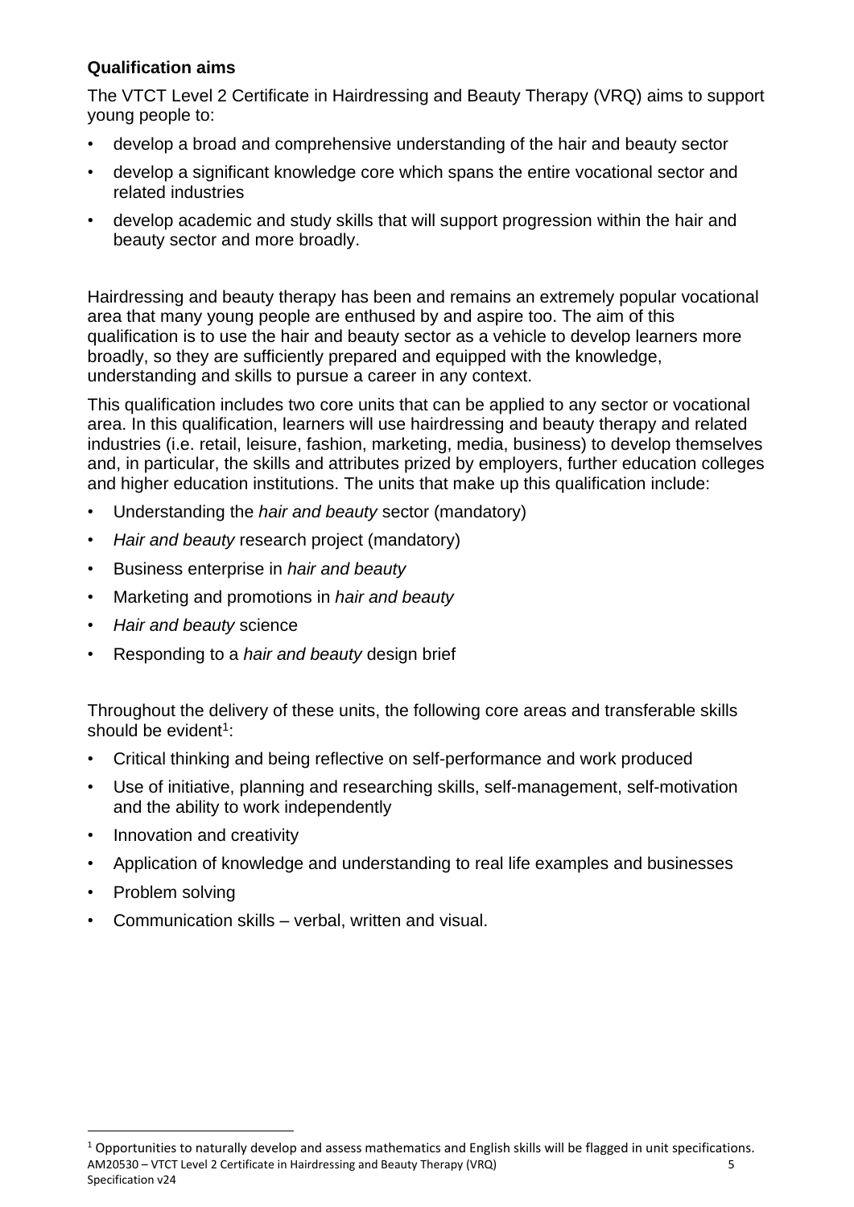**Qualification aims**

The VTCT Level 2 Certificate in Hairdressing and Beauty Therapy (VRQ) aims to support young people to:

- develop a broad and comprehensive understanding of the hair and beauty sector
- develop a significant knowledge core which spans the entire vocational sector and related industries
- develop academic and study skills that will support progression within the hair and beauty sector and more broadly.

Hairdressing and beauty therapy has been and remains an extremely popular vocational area that many young people are enthused by and aspire too. The aim of this qualification is to use the hair and beauty sector as a vehicle to develop learners more broadly, so they are sufficiently prepared and equipped with the knowledge, understanding and skills to pursue a career in any context.

This qualification includes two core units that can be applied to any sector or vocational area. In this qualification, learners will use hairdressing and beauty therapy and related industries (i.e. retail, leisure, fashion, marketing, media, business) to develop themselves and, in particular, the skills and attributes prized by employers, further education colleges and higher education institutions. The units that make up this qualification include:

- Understanding the *hair and beauty* sector (mandatory)
- *Hair and beauty* research project (mandatory)
- Business enterprise in *hair and beauty*
- Marketing and promotions in *hair and beauty*
- *Hair and beauty* science
- Responding to a *hair and beauty* design brief

Throughout the delivery of these units, the following core areas and transferable skills should be evident[1]:

- Critical thinking and being reflective on self-performance and work produced
- Use of initiative, planning and researching skills, self-management, self-motivation and the ability to work independently
- Innovation and creativity
- Application of knowledge and understanding to real life examples and businesses
- Problem solving
- Communication skills – verbal, written and visual.

[1] Opportunities to naturally develop and assess mathematics and English skills will be flagged in unit specifications.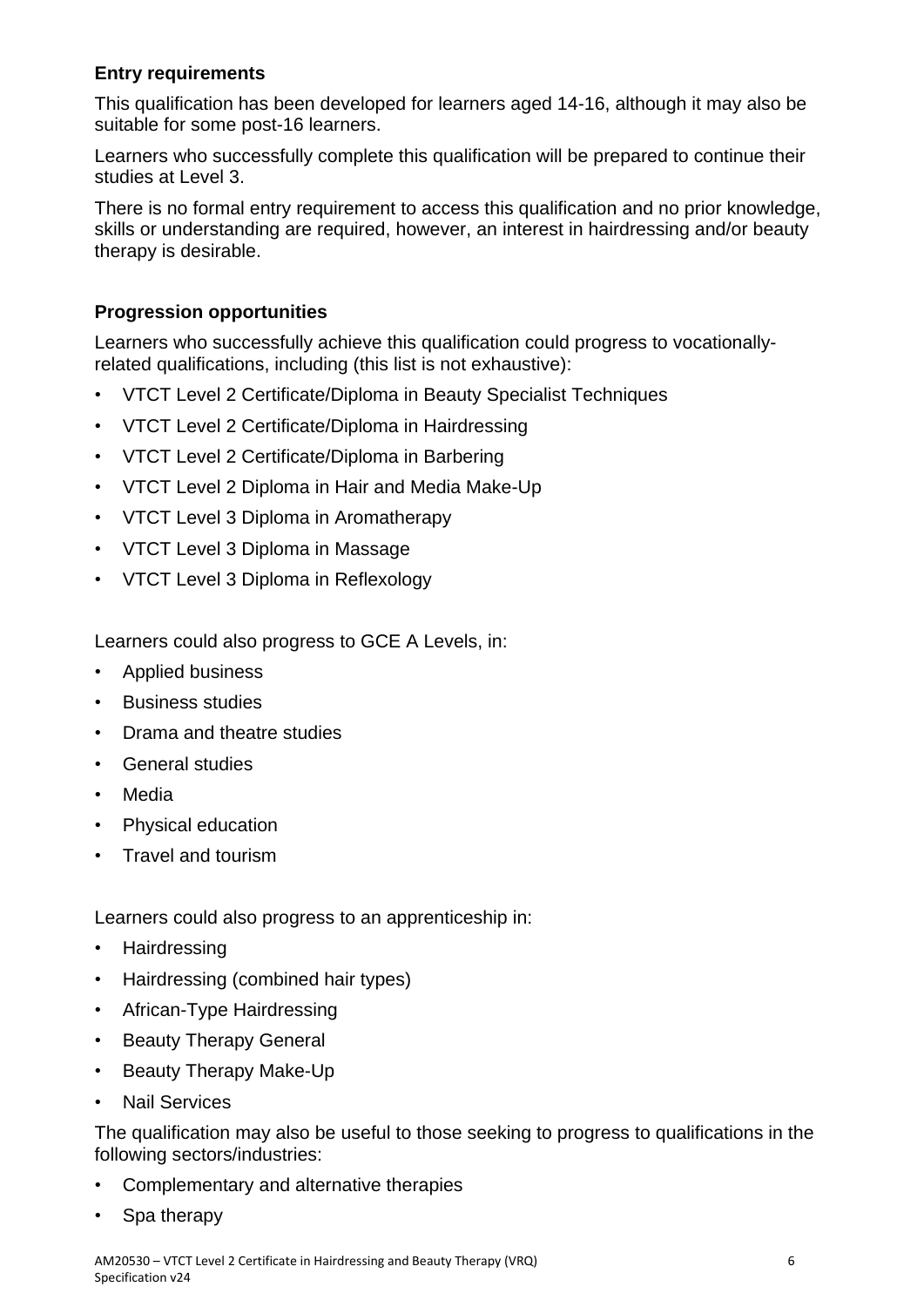### Entry requirements

This qualification has been developed for learners aged 14-16, although it may also be suitable for some post-16 learners.

Learners who successfully complete this qualification will be prepared to continue their studies at Level 3.

There is no formal entry requirement to access this qualification and no prior knowledge, skills or understanding are required, however, an interest in hairdressing and/or beauty therapy is desirable.

### Progression opportunities

Learners who successfully achieve this qualification could progress to vocationally-related qualifications, including (this list is not exhaustive):

- VTCT Level 2 Certificate/Diploma in Beauty Specialist Techniques
- VTCT Level 2 Certificate/Diploma in Hairdressing
- VTCT Level 2 Certificate/Diploma in Barbering
- VTCT Level 2 Diploma in Hair and Media Make-Up
- VTCT Level 3 Diploma in Aromatherapy
- VTCT Level 3 Diploma in Massage
- VTCT Level 3 Diploma in Reflexology

Learners could also progress to GCE A Levels, in:

- Applied business
- Business studies
- Drama and theatre studies
- General studies
- Media
- Physical education
- Travel and tourism

Learners could also progress to an apprenticeship in:

- Hairdressing
- Hairdressing (combined hair types)
- African-Type Hairdressing
- Beauty Therapy General
- Beauty Therapy Make-Up
- Nail Services

The qualification may also be useful to those seeking to progress to qualifications in the following sectors/industries:

- Complementary and alternative therapies
- Spa therapy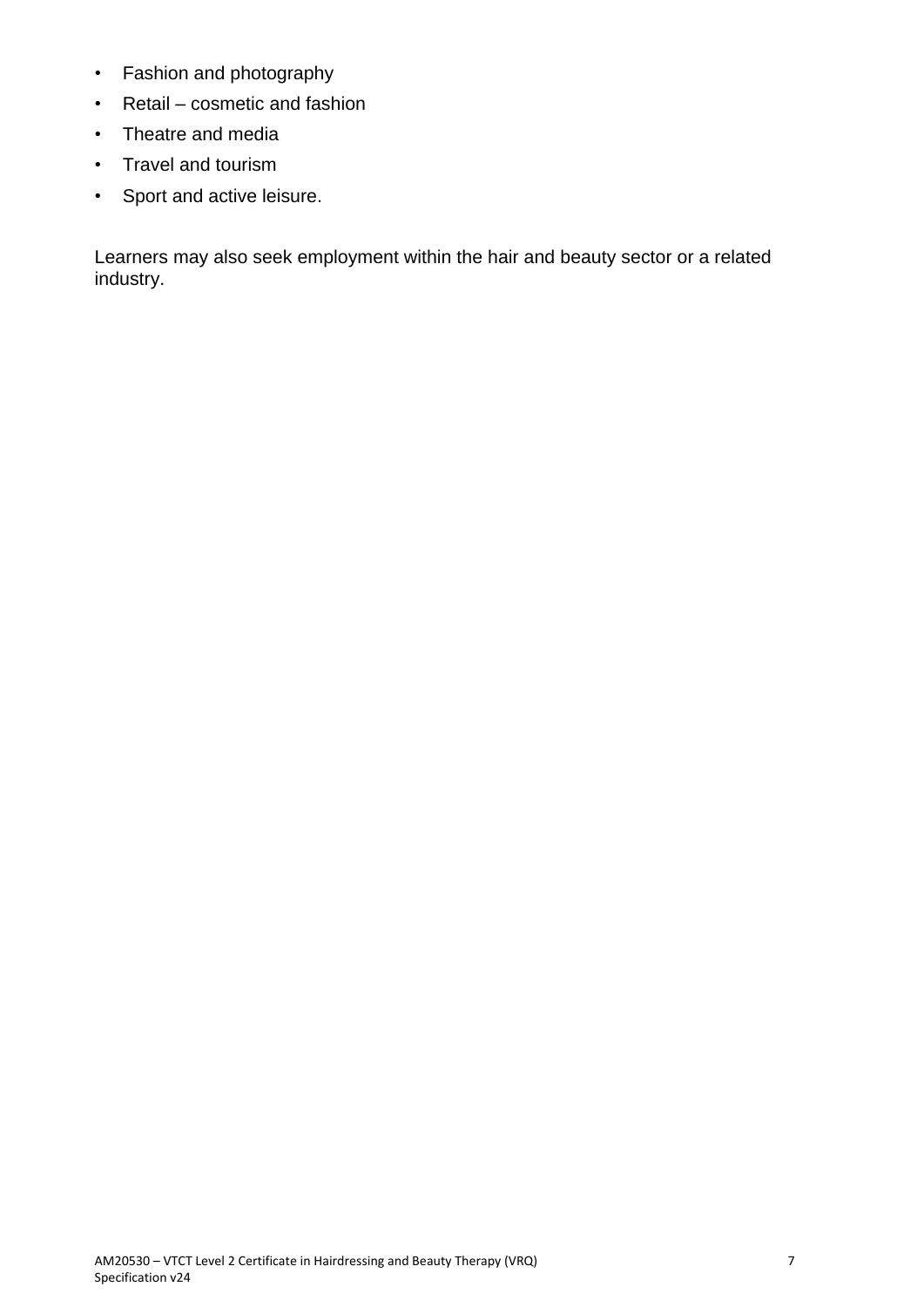- Fashion and photography
- Retail – cosmetic and fashion
- Theatre and media
- Travel and tourism
- Sport and active leisure.

Learners may also seek employment within the hair and beauty sector or a related industry.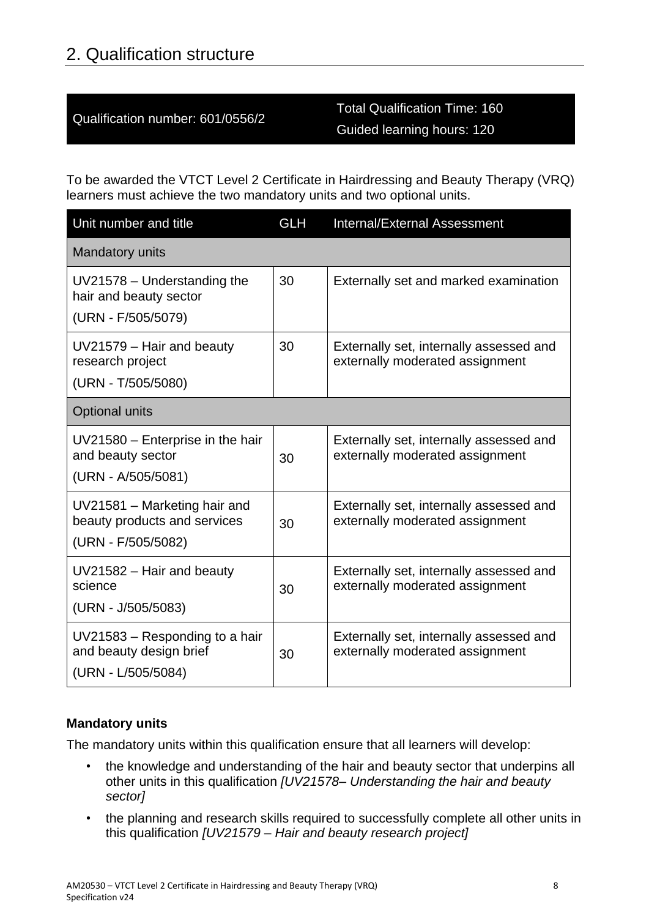## 2. Qualification structure

| Qualification number: 601/0556/2 | Total Qualification Time: 160<br>Guided learning hours: 120 |
|---|---|

To be awarded the VTCT Level 2 Certificate in Hairdressing and Beauty Therapy (VRQ) learners must achieve the two mandatory units and two optional units.

| Unit number and title | GLH | Internal/External Assessment |
|---|---|---|
| Mandatory units | | |
| UV21578 – Understanding the hair and beauty sector<br>(URN - F/505/5079) | 30 | Externally set and marked examination |
| UV21579 – Hair and beauty research project<br>(URN - T/505/5080) | 30 | Externally set, internally assessed and externally moderated assignment |
| Optional units | | |
| UV21580 – Enterprise in the hair and beauty sector<br>(URN - A/505/5081) | 30 | Externally set, internally assessed and externally moderated assignment |
| UV21581 – Marketing hair and beauty products and services<br>(URN - F/505/5082) | 30 | Externally set, internally assessed and externally moderated assignment |
| UV21582 – Hair and beauty science<br>(URN - J/505/5083) | 30 | Externally set, internally assessed and externally moderated assignment |
| UV21583 – Responding to a hair and beauty design brief<br>(URN - L/505/5084) | 30 | Externally set, internally assessed and externally moderated assignment |

**Mandatory units**

The mandatory units within this qualification ensure that all learners will develop:

- the knowledge and understanding of the hair and beauty sector that underpins all other units in this qualification *[UV21578– Understanding the hair and beauty sector]*
- the planning and research skills required to successfully complete all other units in this qualification *[UV21579 – Hair and beauty research project]*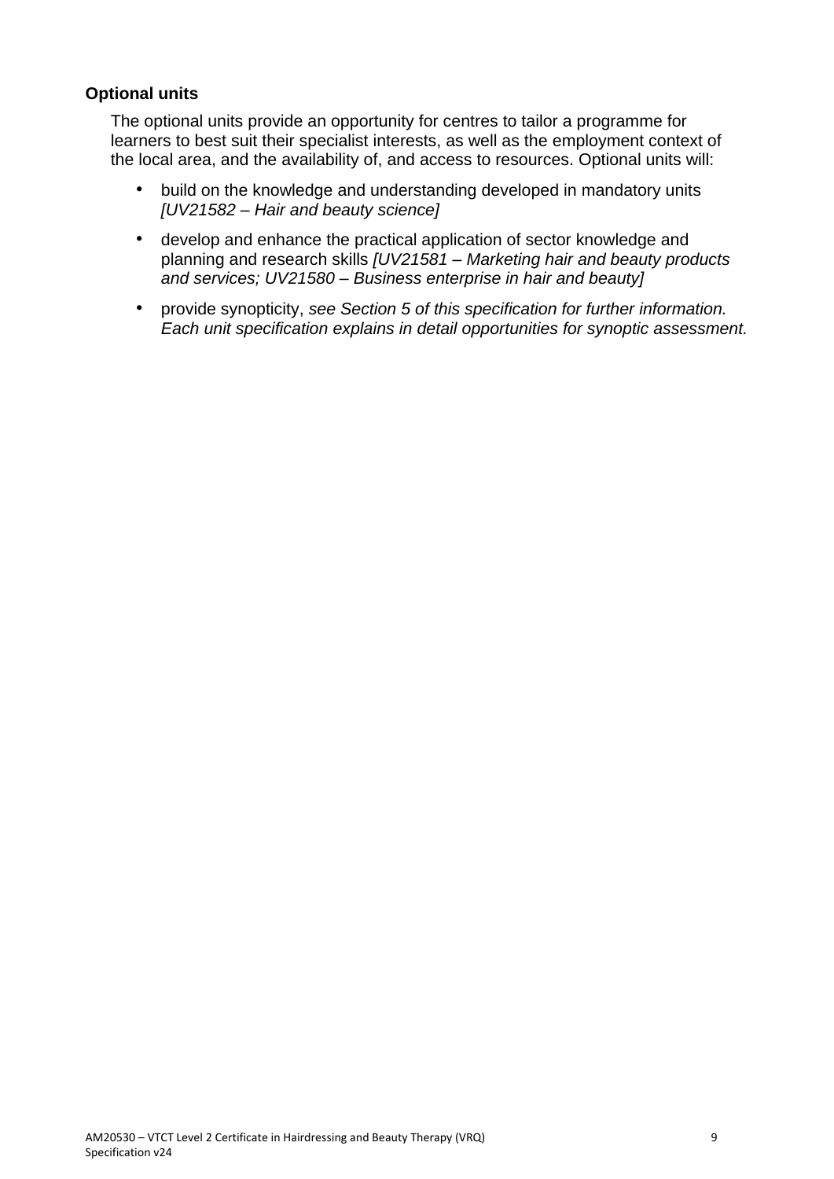**Optional units**

The optional units provide an opportunity for centres to tailor a programme for learners to best suit their specialist interests, as well as the employment context of the local area, and the availability of, and access to resources. Optional units will:

- build on the knowledge and understanding developed in mandatory units *[UV21582 – Hair and beauty science]*
- develop and enhance the practical application of sector knowledge and planning and research skills *[UV21581 – Marketing hair and beauty products and services; UV21580 – Business enterprise in hair and beauty]*
- provide synopticity, *see Section 5 of this specification for further information. Each unit specification explains in detail opportunities for synoptic assessment.*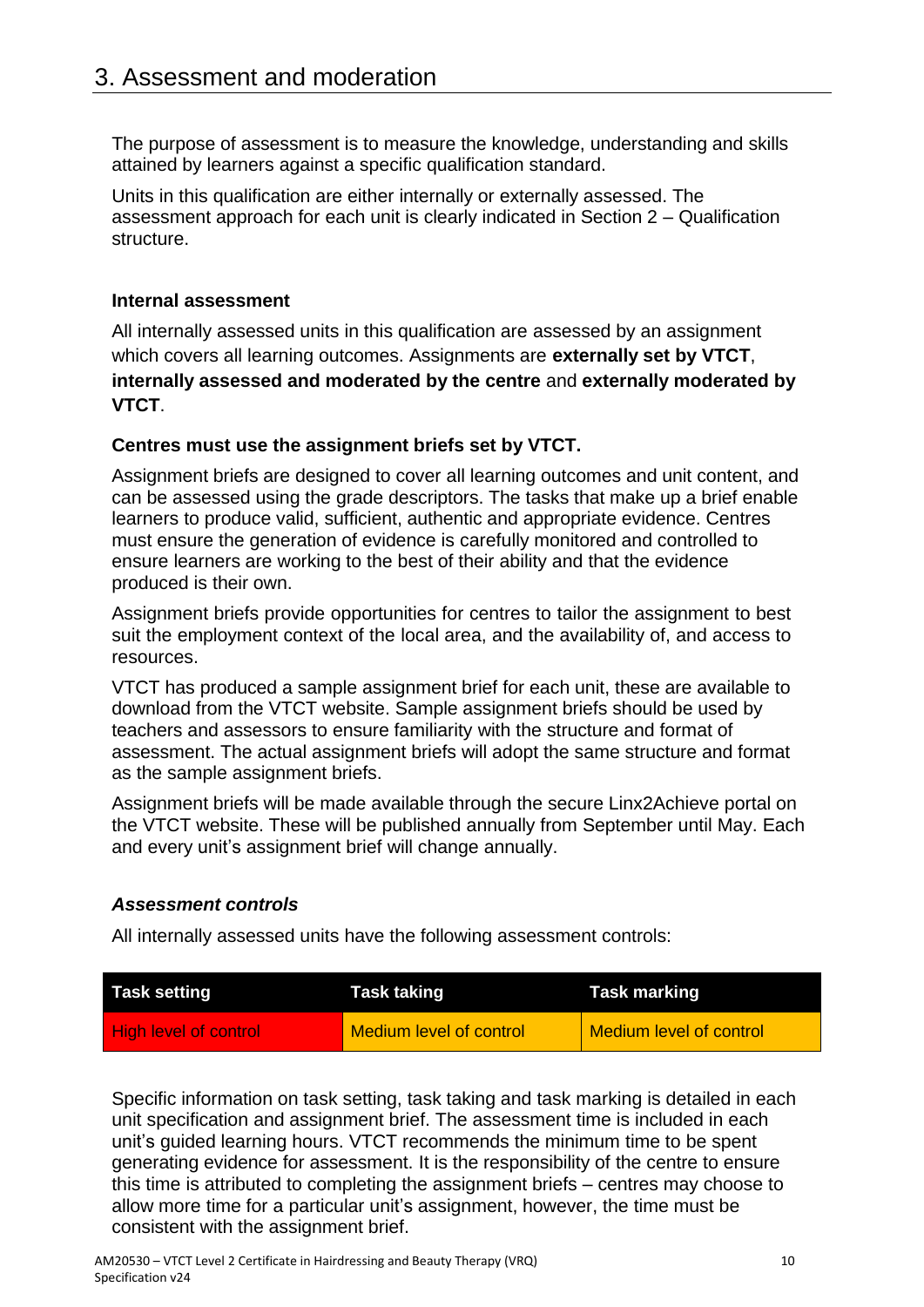## 3. Assessment and moderation

The purpose of assessment is to measure the knowledge, understanding and skills attained by learners against a specific qualification standard.

Units in this qualification are either internally or externally assessed. The assessment approach for each unit is clearly indicated in Section 2 – Qualification structure.

### Internal assessment

All internally assessed units in this qualification are assessed by an assignment which covers all learning outcomes. Assignments are **externally set by VTCT**, **internally assessed and moderated by the centre** and **externally moderated by VTCT**.

**Centres must use the assignment briefs set by VTCT.**

Assignment briefs are designed to cover all learning outcomes and unit content, and can be assessed using the grade descriptors. The tasks that make up a brief enable learners to produce valid, sufficient, authentic and appropriate evidence. Centres must ensure the generation of evidence is carefully monitored and controlled to ensure learners are working to the best of their ability and that the evidence produced is their own.

Assignment briefs provide opportunities for centres to tailor the assignment to best suit the employment context of the local area, and the availability of, and access to resources.

VTCT has produced a sample assignment brief for each unit, these are available to download from the VTCT website. Sample assignment briefs should be used by teachers and assessors to ensure familiarity with the structure and format of assessment. The actual assignment briefs will adopt the same structure and format as the sample assignment briefs.

Assignment briefs will be made available through the secure Linx2Achieve portal on the VTCT website. These will be published annually from September until May. Each and every unit's assignment brief will change annually.

#### *Assessment controls*

All internally assessed units have the following assessment controls:

| Task setting | Task taking | Task marking |
| --- | --- | --- |
| High level of control | Medium level of control | Medium level of control |

Specific information on task setting, task taking and task marking is detailed in each unit specification and assignment brief. The assessment time is included in each unit's guided learning hours. VTCT recommends the minimum time to be spent generating evidence for assessment. It is the responsibility of the centre to ensure this time is attributed to completing the assignment briefs – centres may choose to allow more time for a particular unit's assignment, however, the time must be consistent with the assignment brief.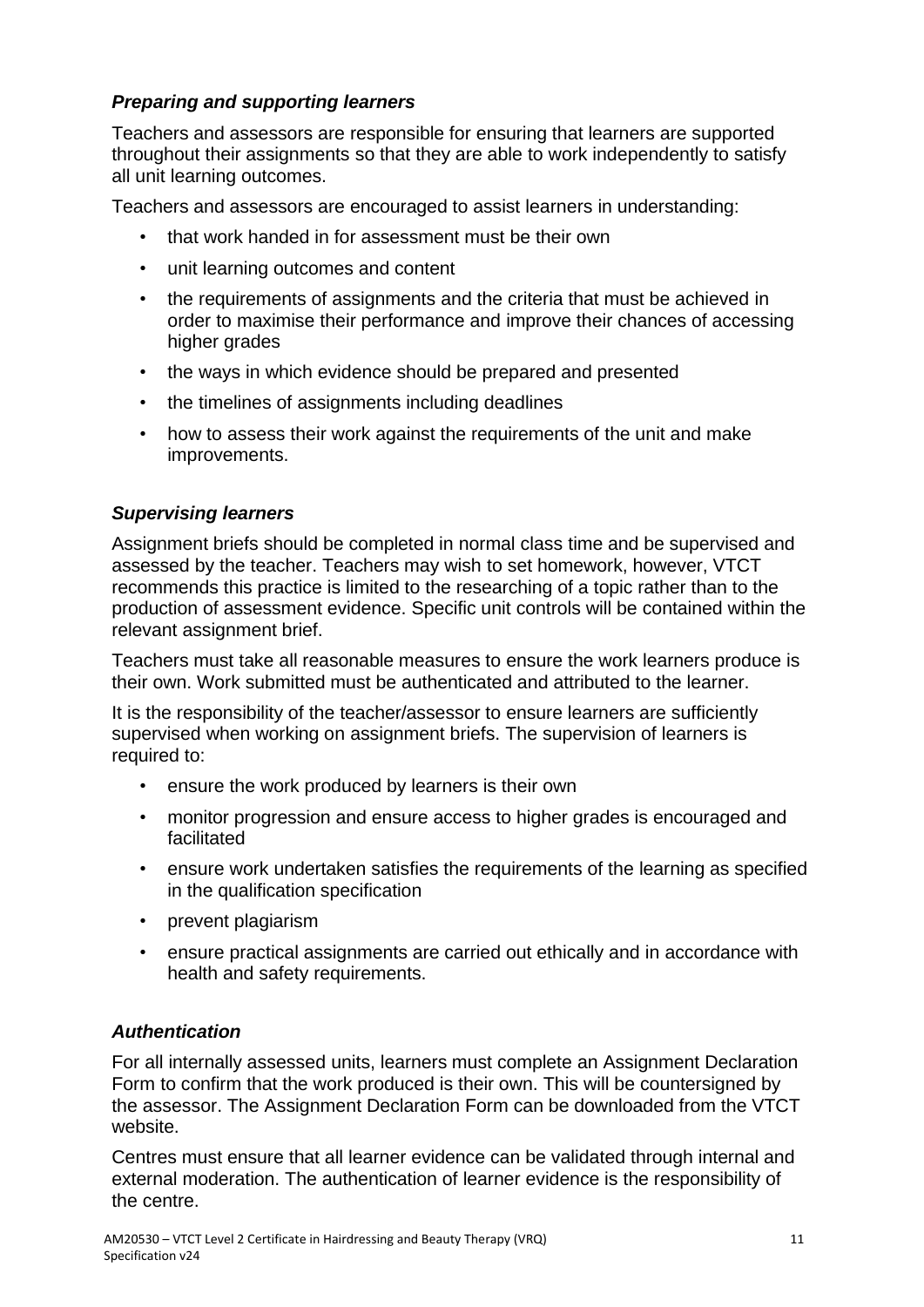### *Preparing and supporting learners*

Teachers and assessors are responsible for ensuring that learners are supported throughout their assignments so that they are able to work independently to satisfy all unit learning outcomes.

Teachers and assessors are encouraged to assist learners in understanding:

- that work handed in for assessment must be their own
- unit learning outcomes and content
- the requirements of assignments and the criteria that must be achieved in order to maximise their performance and improve their chances of accessing higher grades
- the ways in which evidence should be prepared and presented
- the timelines of assignments including deadlines
- how to assess their work against the requirements of the unit and make improvements.

### *Supervising learners*

Assignment briefs should be completed in normal class time and be supervised and assessed by the teacher. Teachers may wish to set homework, however, VTCT recommends this practice is limited to the researching of a topic rather than to the production of assessment evidence. Specific unit controls will be contained within the relevant assignment brief.

Teachers must take all reasonable measures to ensure the work learners produce is their own. Work submitted must be authenticated and attributed to the learner.

It is the responsibility of the teacher/assessor to ensure learners are sufficiently supervised when working on assignment briefs. The supervision of learners is required to:

- ensure the work produced by learners is their own
- monitor progression and ensure access to higher grades is encouraged and facilitated
- ensure work undertaken satisfies the requirements of the learning as specified in the qualification specification
- prevent plagiarism
- ensure practical assignments are carried out ethically and in accordance with health and safety requirements.

### *Authentication*

For all internally assessed units, learners must complete an Assignment Declaration Form to confirm that the work produced is their own. This will be countersigned by the assessor. The Assignment Declaration Form can be downloaded from the VTCT website.

Centres must ensure that all learner evidence can be validated through internal and external moderation. The authentication of learner evidence is the responsibility of the centre.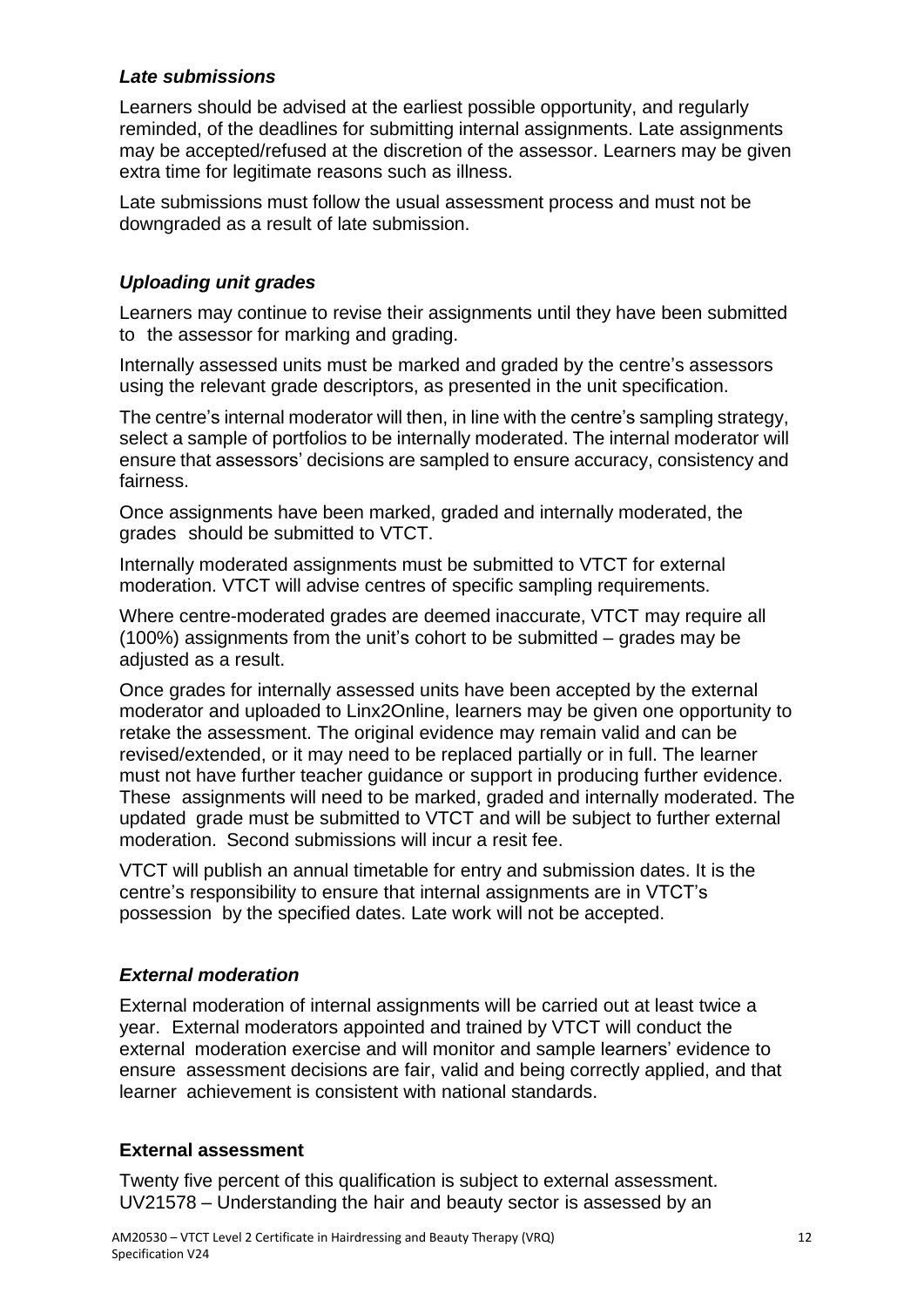### *Late submissions*

Learners should be advised at the earliest possible opportunity, and regularly reminded, of the deadlines for submitting internal assignments. Late assignments may be accepted/refused at the discretion of the assessor. Learners may be given extra time for legitimate reasons such as illness.

Late submissions must follow the usual assessment process and must not be downgraded as a result of late submission.

### *Uploading unit grades*

Learners may continue to revise their assignments until they have been submitted to the assessor for marking and grading.

Internally assessed units must be marked and graded by the centre's assessors using the relevant grade descriptors, as presented in the unit specification.

The centre's internal moderator will then, in line with the centre's sampling strategy, select a sample of portfolios to be internally moderated. The internal moderator will ensure that assessors' decisions are sampled to ensure accuracy, consistency and fairness.

Once assignments have been marked, graded and internally moderated, the grades should be submitted to VTCT.

Internally moderated assignments must be submitted to VTCT for external moderation. VTCT will advise centres of specific sampling requirements.

Where centre-moderated grades are deemed inaccurate, VTCT may require all (100%) assignments from the unit's cohort to be submitted – grades may be adjusted as a result.

Once grades for internally assessed units have been accepted by the external moderator and uploaded to Linx2Online, learners may be given one opportunity to retake the assessment. The original evidence may remain valid and can be revised/extended, or it may need to be replaced partially or in full. The learner must not have further teacher guidance or support in producing further evidence. These assignments will need to be marked, graded and internally moderated. The updated grade must be submitted to VTCT and will be subject to further external moderation. Second submissions will incur a resit fee.

VTCT will publish an annual timetable for entry and submission dates. It is the centre's responsibility to ensure that internal assignments are in VTCT's possession by the specified dates. Late work will not be accepted.

### *External moderation*

External moderation of internal assignments will be carried out at least twice a year. External moderators appointed and trained by VTCT will conduct the external moderation exercise and will monitor and sample learners' evidence to ensure assessment decisions are fair, valid and being correctly applied, and that learner achievement is consistent with national standards.

### External assessment

Twenty five percent of this qualification is subject to external assessment. UV21578 – Understanding the hair and beauty sector is assessed by an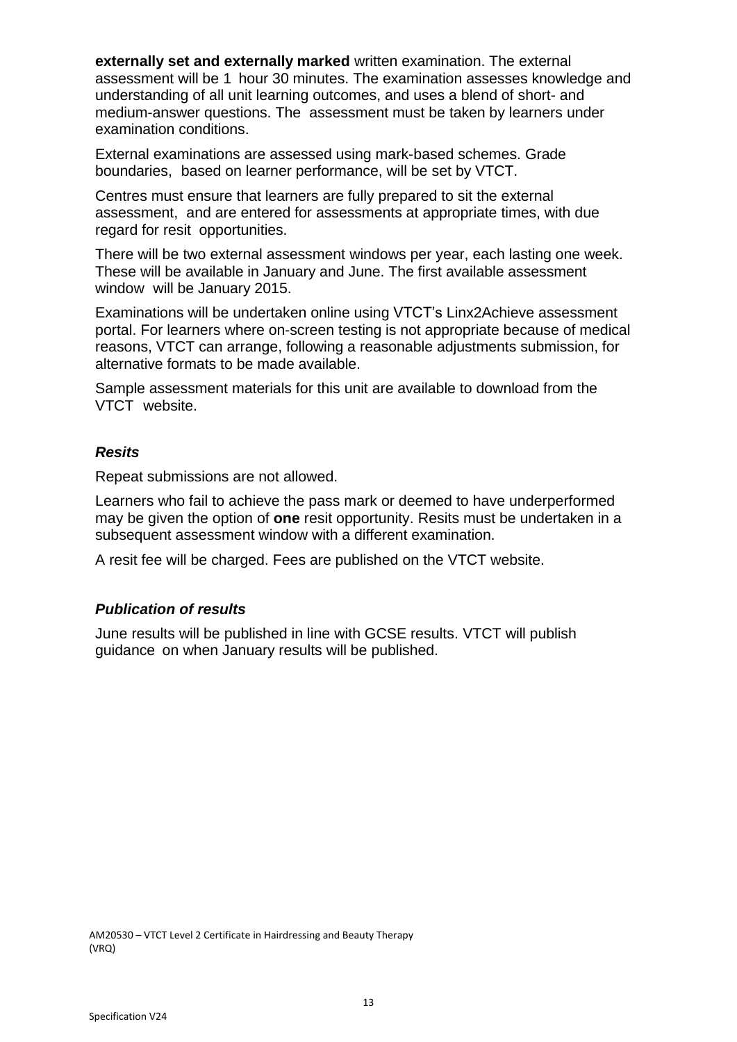**externally set and externally marked** written examination. The external assessment will be 1 hour 30 minutes. The examination assesses knowledge and understanding of all unit learning outcomes, and uses a blend of short- and medium-answer questions. The assessment must be taken by learners under examination conditions.

External examinations are assessed using mark-based schemes. Grade boundaries, based on learner performance, will be set by VTCT.

Centres must ensure that learners are fully prepared to sit the external assessment, and are entered for assessments at appropriate times, with due regard for resit opportunities.

There will be two external assessment windows per year, each lasting one week. These will be available in January and June. The first available assessment window will be January 2015.

Examinations will be undertaken online using VTCT's Linx2Achieve assessment portal. For learners where on-screen testing is not appropriate because of medical reasons, VTCT can arrange, following a reasonable adjustments submission, for alternative formats to be made available.

Sample assessment materials for this unit are available to download from the VTCT website.

### *Resits*

Repeat submissions are not allowed.

Learners who fail to achieve the pass mark or deemed to have underperformed may be given the option of **one** resit opportunity. Resits must be undertaken in a subsequent assessment window with a different examination.

A resit fee will be charged. Fees are published on the VTCT website.

### *Publication of results*

June results will be published in line with GCSE results. VTCT will publish guidance on when January results will be published.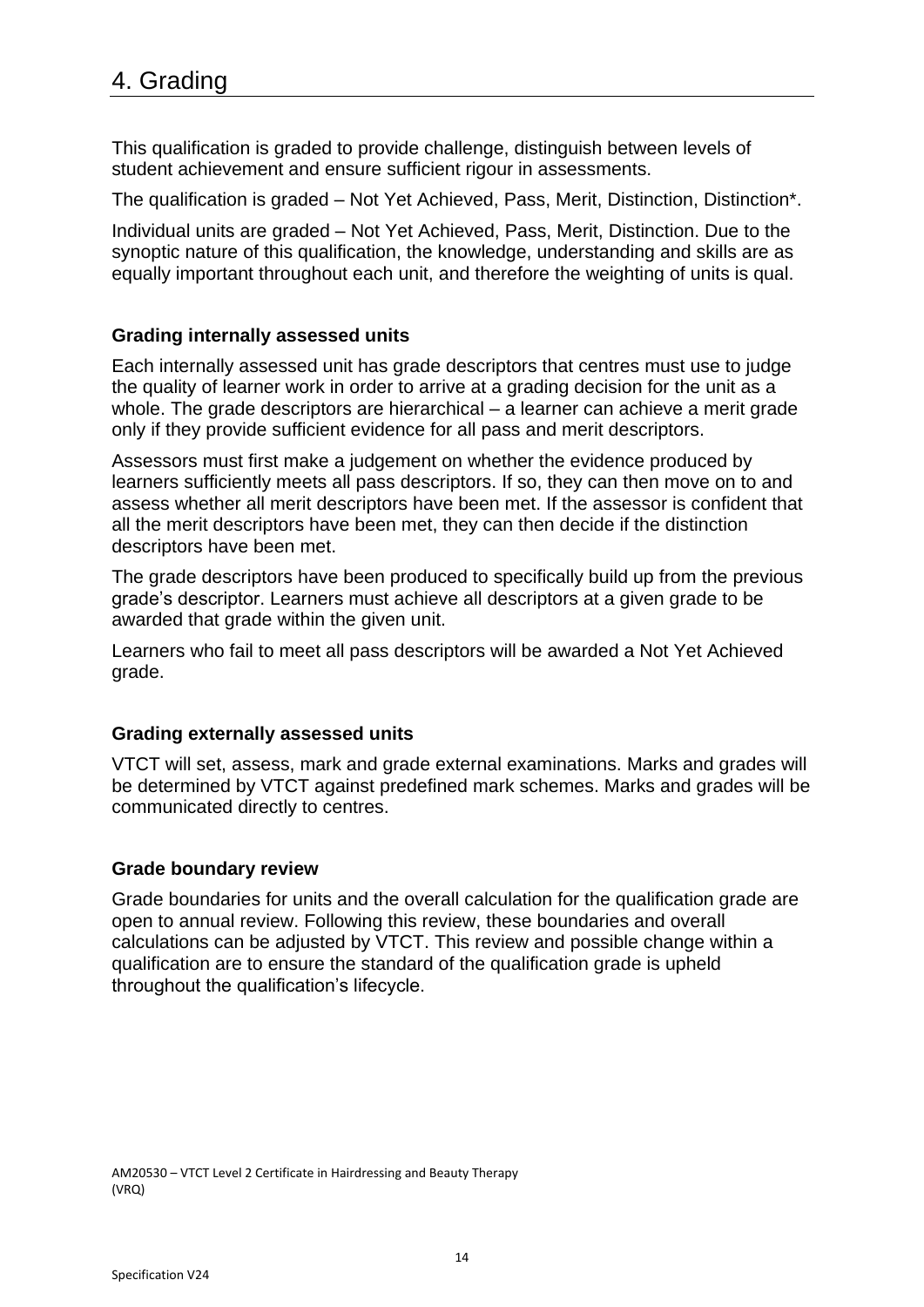# 4. Grading

This qualification is graded to provide challenge, distinguish between levels of student achievement and ensure sufficient rigour in assessments.

The qualification is graded – Not Yet Achieved, Pass, Merit, Distinction, Distinction*.

Individual units are graded – Not Yet Achieved, Pass, Merit, Distinction. Due to the synoptic nature of this qualification, the knowledge, understanding and skills are as equally important throughout each unit, and therefore the weighting of units is qual.

### Grading internally assessed units

Each internally assessed unit has grade descriptors that centres must use to judge the quality of learner work in order to arrive at a grading decision for the unit as a whole. The grade descriptors are hierarchical – a learner can achieve a merit grade only if they provide sufficient evidence for all pass and merit descriptors.

Assessors must first make a judgement on whether the evidence produced by learners sufficiently meets all pass descriptors. If so, they can then move on to and assess whether all merit descriptors have been met. If the assessor is confident that all the merit descriptors have been met, they can then decide if the distinction descriptors have been met.

The grade descriptors have been produced to specifically build up from the previous grade's descriptor. Learners must achieve all descriptors at a given grade to be awarded that grade within the given unit.

Learners who fail to meet all pass descriptors will be awarded a Not Yet Achieved grade.

### Grading externally assessed units

VTCT will set, assess, mark and grade external examinations. Marks and grades will be determined by VTCT against predefined mark schemes. Marks and grades will be communicated directly to centres.

### Grade boundary review

Grade boundaries for units and the overall calculation for the qualification grade are open to annual review. Following this review, these boundaries and overall calculations can be adjusted by VTCT. This review and possible change within a qualification are to ensure the standard of the qualification grade is upheld throughout the qualification's lifecycle.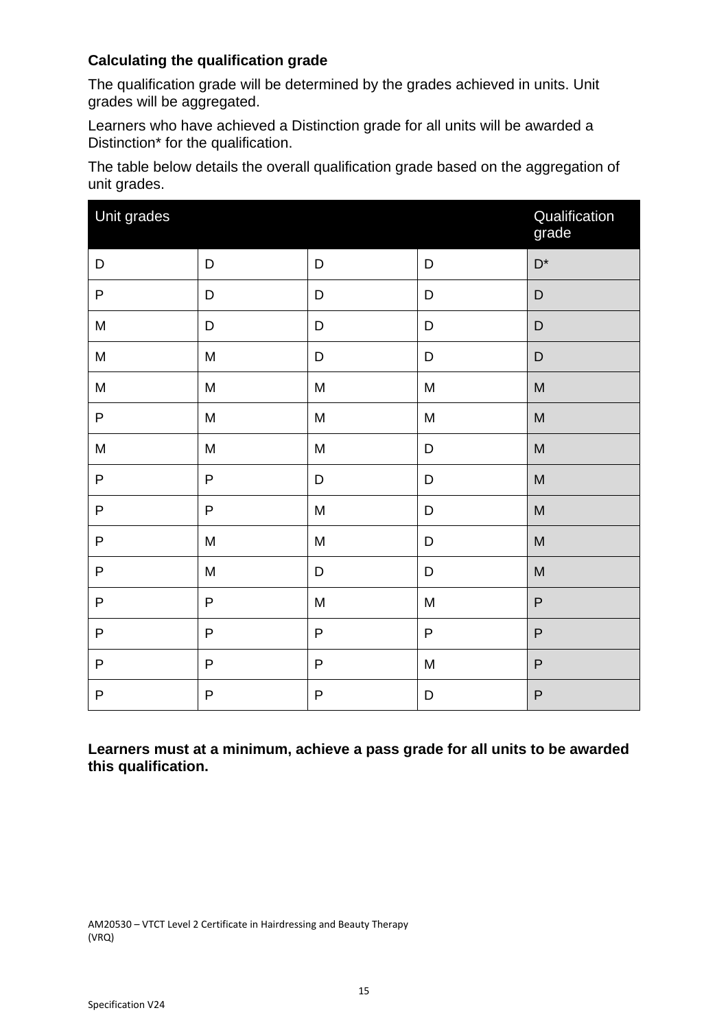### Calculating the qualification grade

The qualification grade will be determined by the grades achieved in units. Unit grades will be aggregated.

Learners who have achieved a Distinction grade for all units will be awarded a Distinction* for the qualification.

The table below details the overall qualification grade based on the aggregation of unit grades.

| Unit grades | | | | Qualification grade |
|---|---|---|---|---|
| D | D | D | D | D* |
| P | D | D | D | D |
| M | D | D | D | D |
| M | M | D | D | D |
| M | M | M | M | M |
| P | M | M | M | M |
| M | M | M | D | M |
| P | P | D | D | M |
| P | P | M | D | M |
| P | M | M | D | M |
| P | M | D | D | M |
| P | P | M | M | P |
| P | P | P | P | P |
| P | P | P | M | P |
| P | P | P | D | P |

**Learners must at a minimum, achieve a pass grade for all units to be awarded this qualification.**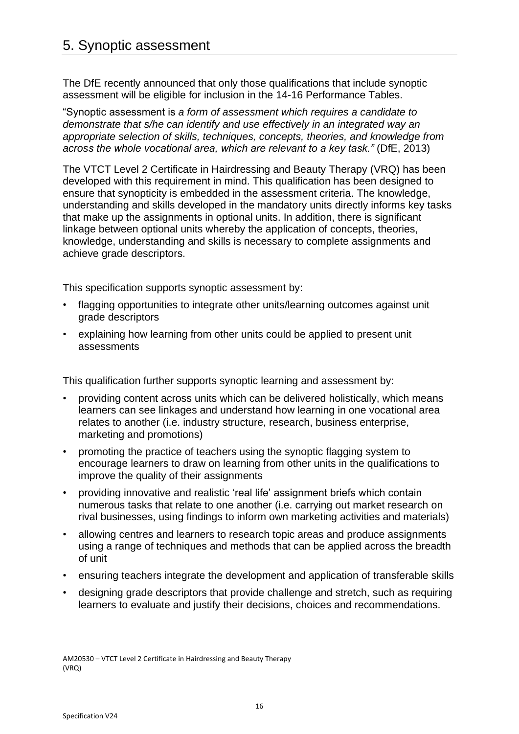# 5. Synoptic assessment

The DfE recently announced that only those qualifications that include synoptic assessment will be eligible for inclusion in the 14-16 Performance Tables.

"Synoptic assessment is *a form of assessment which requires a candidate to demonstrate that s/he can identify and use effectively in an integrated way an appropriate selection of skills, techniques, concepts, theories, and knowledge from across the whole vocational area, which are relevant to a key task."* (DfE, 2013)

The VTCT Level 2 Certificate in Hairdressing and Beauty Therapy (VRQ) has been developed with this requirement in mind. This qualification has been designed to ensure that synopticity is embedded in the assessment criteria. The knowledge, understanding and skills developed in the mandatory units directly informs key tasks that make up the assignments in optional units. In addition, there is significant linkage between optional units whereby the application of concepts, theories, knowledge, understanding and skills is necessary to complete assignments and achieve grade descriptors.

This specification supports synoptic assessment by:

- flagging opportunities to integrate other units/learning outcomes against unit grade descriptors
- explaining how learning from other units could be applied to present unit assessments

This qualification further supports synoptic learning and assessment by:

- providing content across units which can be delivered holistically, which means learners can see linkages and understand how learning in one vocational area relates to another (i.e. industry structure, research, business enterprise, marketing and promotions)
- promoting the practice of teachers using the synoptic flagging system to encourage learners to draw on learning from other units in the qualifications to improve the quality of their assignments
- providing innovative and realistic 'real life' assignment briefs which contain numerous tasks that relate to one another (i.e. carrying out market research on rival businesses, using findings to inform own marketing activities and materials)
- allowing centres and learners to research topic areas and produce assignments using a range of techniques and methods that can be applied across the breadth of unit
- ensuring teachers integrate the development and application of transferable skills
- designing grade descriptors that provide challenge and stretch, such as requiring learners to evaluate and justify their decisions, choices and recommendations.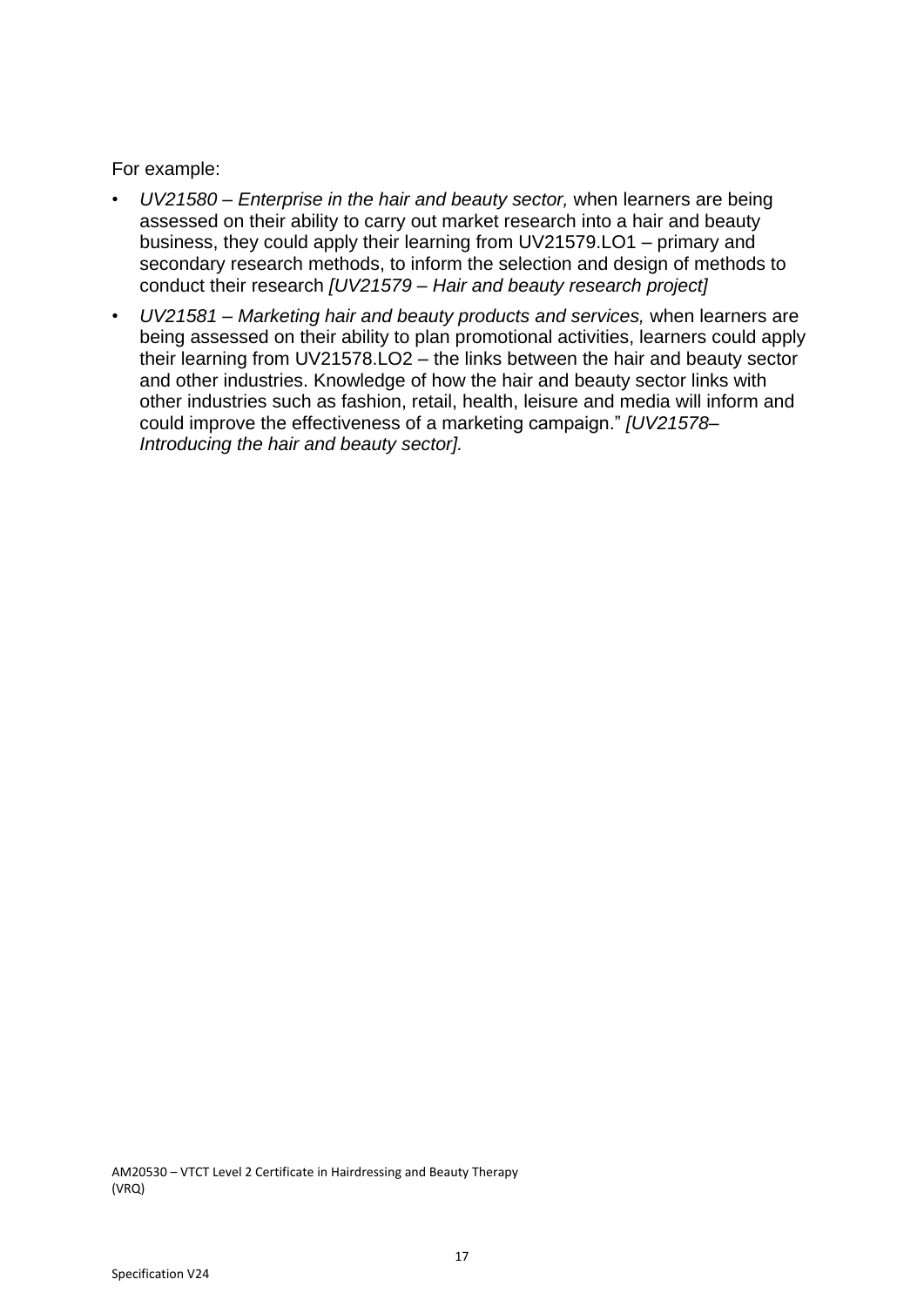For example:

- *UV21580 – Enterprise in the hair and beauty sector,* when learners are being assessed on their ability to carry out market research into a hair and beauty business, they could apply their learning from UV21579.LO1 – primary and secondary research methods, to inform the selection and design of methods to conduct their research *[UV21579 – Hair and beauty research project]*
- *UV21581 – Marketing hair and beauty products and services,* when learners are being assessed on their ability to plan promotional activities, learners could apply their learning from UV21578.LO2 – the links between the hair and beauty sector and other industries. Knowledge of how the hair and beauty sector links with other industries such as fashion, retail, health, leisure and media will inform and could improve the effectiveness of a marketing campaign." *[UV21578– Introducing the hair and beauty sector].*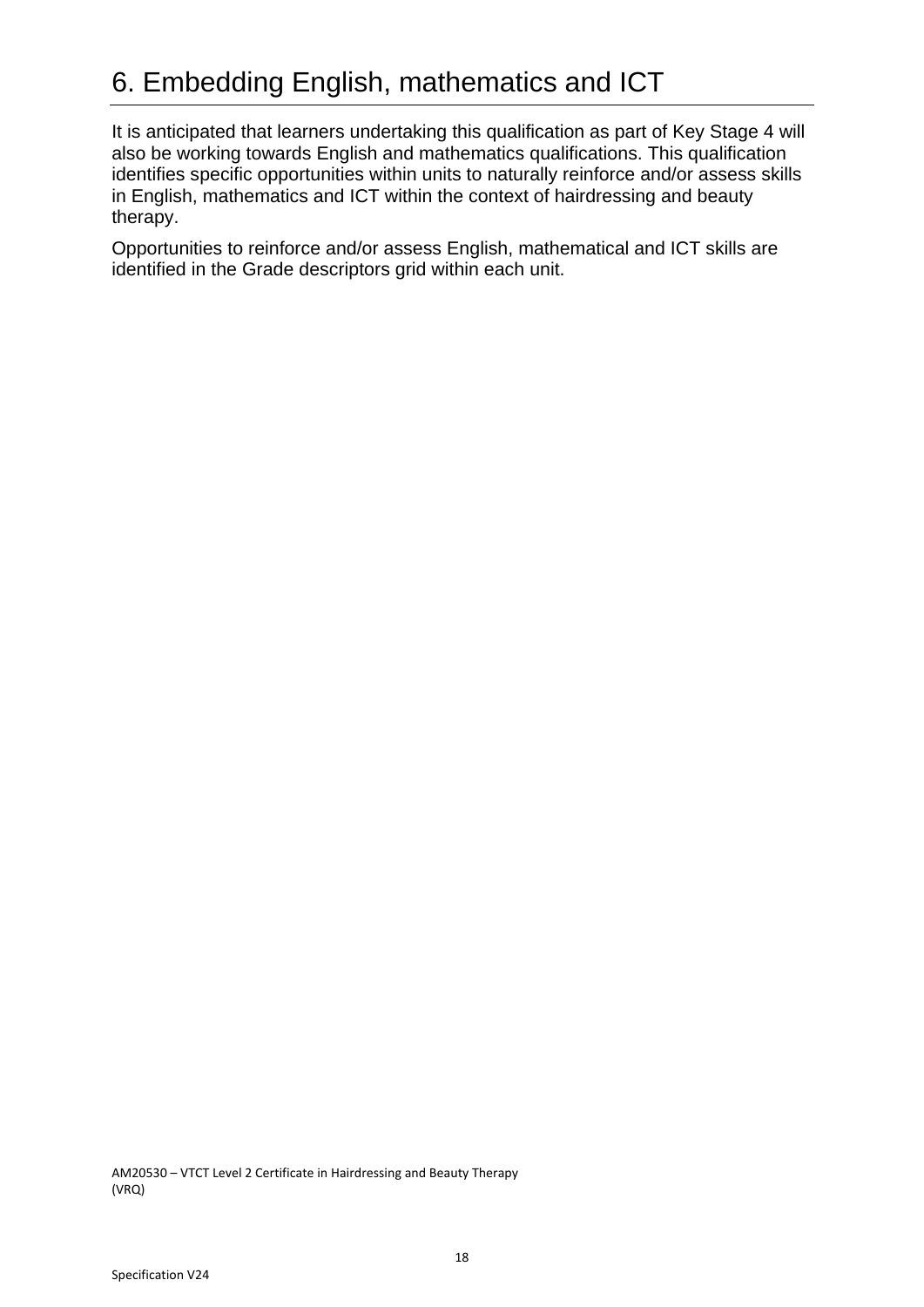# 6. Embedding English, mathematics and ICT

It is anticipated that learners undertaking this qualification as part of Key Stage 4 will also be working towards English and mathematics qualifications. This qualification identifies specific opportunities within units to naturally reinforce and/or assess skills in English, mathematics and ICT within the context of hairdressing and beauty therapy.

Opportunities to reinforce and/or assess English, mathematical and ICT skills are identified in the Grade descriptors grid within each unit.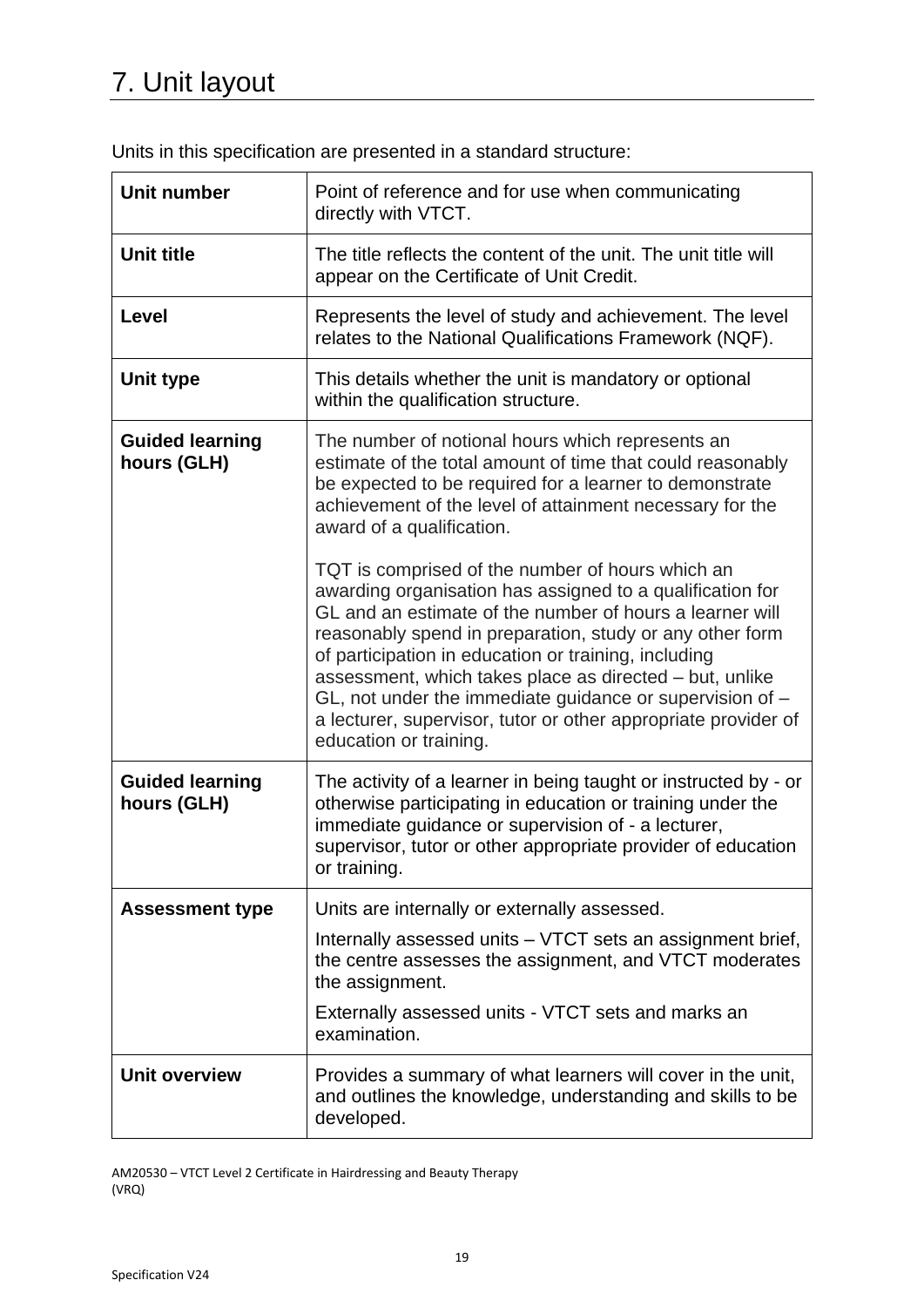# 7. Unit layout

Units in this specification are presented in a standard structure:

| | |
|---|---|
| **Unit number** | Point of reference and for use when communicating directly with VTCT. |
| **Unit title** | The title reflects the content of the unit. The unit title will appear on the Certificate of Unit Credit. |
| **Level** | Represents the level of study and achievement. The level relates to the National Qualifications Framework (NQF). |
| **Unit type** | This details whether the unit is mandatory or optional within the qualification structure. |
| **Guided learning hours (GLH)** | The number of notional hours which represents an estimate of the total amount of time that could reasonably be expected to be required for a learner to demonstrate achievement of the level of attainment necessary for the award of a qualification.<br><br>TQT is comprised of the number of hours which an awarding organisation has assigned to a qualification for GL and an estimate of the number of hours a learner will reasonably spend in preparation, study or any other form of participation in education or training, including assessment, which takes place as directed – but, unlike GL, not under the immediate guidance or supervision of – a lecturer, supervisor, tutor or other appropriate provider of education or training. |
| **Guided learning hours (GLH)** | The activity of a learner in being taught or instructed by - or otherwise participating in education or training under the immediate guidance or supervision of - a lecturer, supervisor, tutor or other appropriate provider of education or training. |
| **Assessment type** | Units are internally or externally assessed.<br><br>Internally assessed units – VTCT sets an assignment brief, the centre assesses the assignment, and VTCT moderates the assignment.<br><br>Externally assessed units - VTCT sets and marks an examination. |
| **Unit overview** | Provides a summary of what learners will cover in the unit, and outlines the knowledge, understanding and skills to be developed. |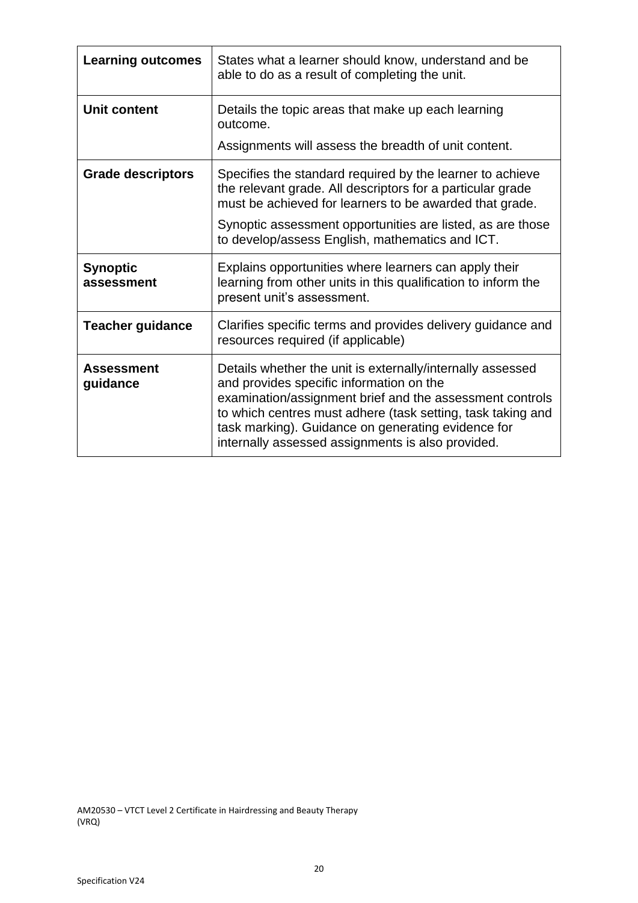| | |
|---|---|
| **Learning outcomes** | States what a learner should know, understand and be able to do as a result of completing the unit. |
| **Unit content** | Details the topic areas that make up each learning outcome.<br><br>Assignments will assess the breadth of unit content. |
| **Grade descriptors** | Specifies the standard required by the learner to achieve the relevant grade. All descriptors for a particular grade must be achieved for learners to be awarded that grade.<br><br>Synoptic assessment opportunities are listed, as are those to develop/assess English, mathematics and ICT. |
| **Synoptic assessment** | Explains opportunities where learners can apply their learning from other units in this qualification to inform the present unit's assessment. |
| **Teacher guidance** | Clarifies specific terms and provides delivery guidance and resources required (if applicable) |
| **Assessment guidance** | Details whether the unit is externally/internally assessed and provides specific information on the examination/assignment brief and the assessment controls to which centres must adhere (task setting, task taking and task marking). Guidance on generating evidence for internally assessed assignments is also provided. |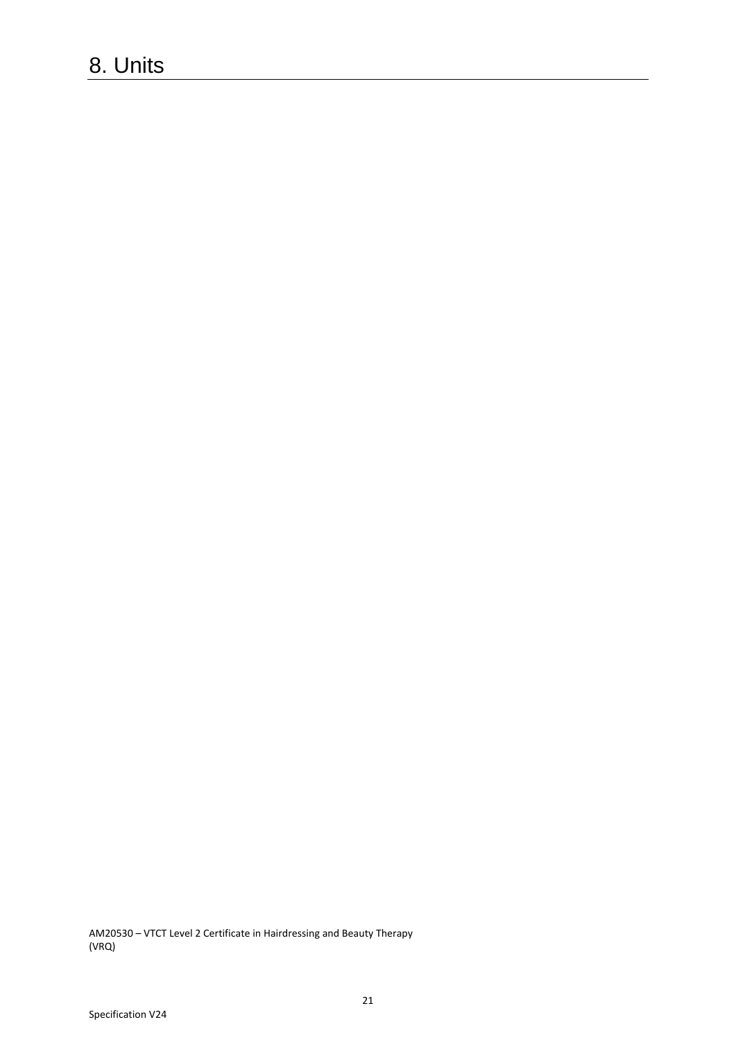# 8. Units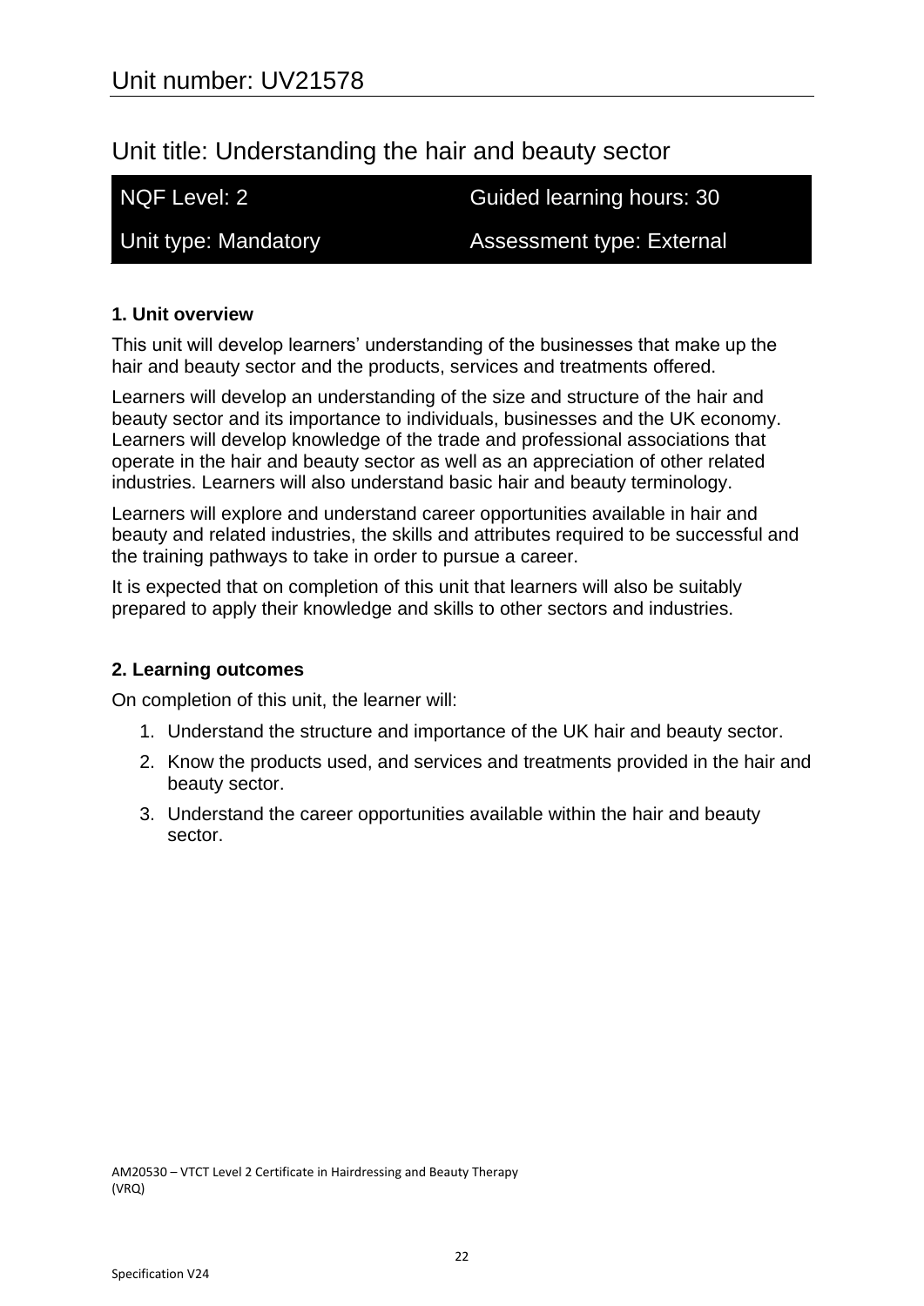# Unit number: UV21578

## Unit title: Understanding the hair and beauty sector

| NQF Level: 2 | Guided learning hours: 30 |
|---|---|
| Unit type: Mandatory | Assessment type: External |

### 1. Unit overview

This unit will develop learners' understanding of the businesses that make up the hair and beauty sector and the products, services and treatments offered.

Learners will develop an understanding of the size and structure of the hair and beauty sector and its importance to individuals, businesses and the UK economy. Learners will develop knowledge of the trade and professional associations that operate in the hair and beauty sector as well as an appreciation of other related industries. Learners will also understand basic hair and beauty terminology.

Learners will explore and understand career opportunities available in hair and beauty and related industries, the skills and attributes required to be successful and the training pathways to take in order to pursue a career.

It is expected that on completion of this unit that learners will also be suitably prepared to apply their knowledge and skills to other sectors and industries.

### 2. Learning outcomes

On completion of this unit, the learner will:

1. Understand the structure and importance of the UK hair and beauty sector.
2. Know the products used, and services and treatments provided in the hair and beauty sector.
3. Understand the career opportunities available within the hair and beauty sector.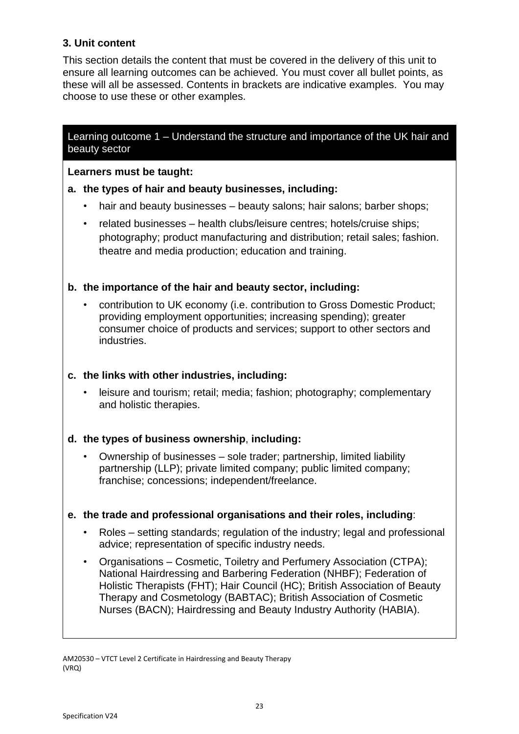### 3. Unit content

This section details the content that must be covered in the delivery of this unit to ensure all learning outcomes can be achieved. You must cover all bullet points, as these will all be assessed. Contents in brackets are indicative examples. You may choose to use these or other examples.

#### Learning outcome 1 – Understand the structure and importance of the UK hair and beauty sector

**Learners must be taught:**

**a. the types of hair and beauty businesses, including:**

- hair and beauty businesses – beauty salons; hair salons; barber shops;
- related businesses – health clubs/leisure centres; hotels/cruise ships; photography; product manufacturing and distribution; retail sales; fashion. theatre and media production; education and training.

**b. the importance of the hair and beauty sector, including:**

- contribution to UK economy (i.e. contribution to Gross Domestic Product; providing employment opportunities; increasing spending); greater consumer choice of products and services; support to other sectors and industries.

**c. the links with other industries, including:**

- leisure and tourism; retail; media; fashion; photography; complementary and holistic therapies.

**d. the types of business ownership**, **including:**

- Ownership of businesses – sole trader; partnership, limited liability partnership (LLP); private limited company; public limited company; franchise; concessions; independent/freelance.

**e. the trade and professional organisations and their roles, including**:

- Roles – setting standards; regulation of the industry; legal and professional advice; representation of specific industry needs.
- Organisations – Cosmetic, Toiletry and Perfumery Association (CTPA); National Hairdressing and Barbering Federation (NHBF); Federation of Holistic Therapists (FHT); Hair Council (HC); British Association of Beauty Therapy and Cosmetology (BABTAC); British Association of Cosmetic Nurses (BACN); Hairdressing and Beauty Industry Authority (HABIA).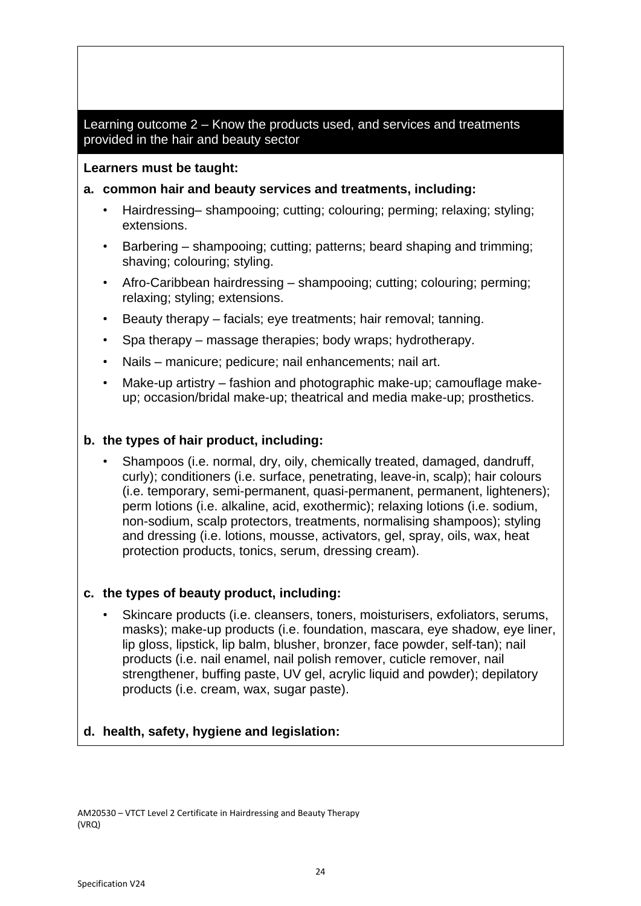## Learning outcome 2 – Know the products used, and services and treatments provided in the hair and beauty sector

**Learners must be taught:**

**a. common hair and beauty services and treatments, including:**

- Hairdressing– shampooing; cutting; colouring; perming; relaxing; styling; extensions.
- Barbering – shampooing; cutting; patterns; beard shaping and trimming; shaving; colouring; styling.
- Afro-Caribbean hairdressing – shampooing; cutting; colouring; perming; relaxing; styling; extensions.
- Beauty therapy – facials; eye treatments; hair removal; tanning.
- Spa therapy – massage therapies; body wraps; hydrotherapy.
- Nails – manicure; pedicure; nail enhancements; nail art.
- Make-up artistry – fashion and photographic make-up; camouflage make-up; occasion/bridal make-up; theatrical and media make-up; prosthetics.

**b. the types of hair product, including:**

- Shampoos (i.e. normal, dry, oily, chemically treated, damaged, dandruff, curly); conditioners (i.e. surface, penetrating, leave-in, scalp); hair colours (i.e. temporary, semi-permanent, quasi-permanent, permanent, lighteners); perm lotions (i.e. alkaline, acid, exothermic); relaxing lotions (i.e. sodium, non-sodium, scalp protectors, treatments, normalising shampoos); styling and dressing (i.e. lotions, mousse, activators, gel, spray, oils, wax, heat protection products, tonics, serum, dressing cream).

**c. the types of beauty product, including:**

- Skincare products (i.e. cleansers, toners, moisturisers, exfoliators, serums, masks); make-up products (i.e. foundation, mascara, eye shadow, eye liner, lip gloss, lipstick, lip balm, blusher, bronzer, face powder, self-tan); nail products (i.e. nail enamel, nail polish remover, cuticle remover, nail strengthener, buffing paste, UV gel, acrylic liquid and powder); depilatory products (i.e. cream, wax, sugar paste).

**d. health, safety, hygiene and legislation:**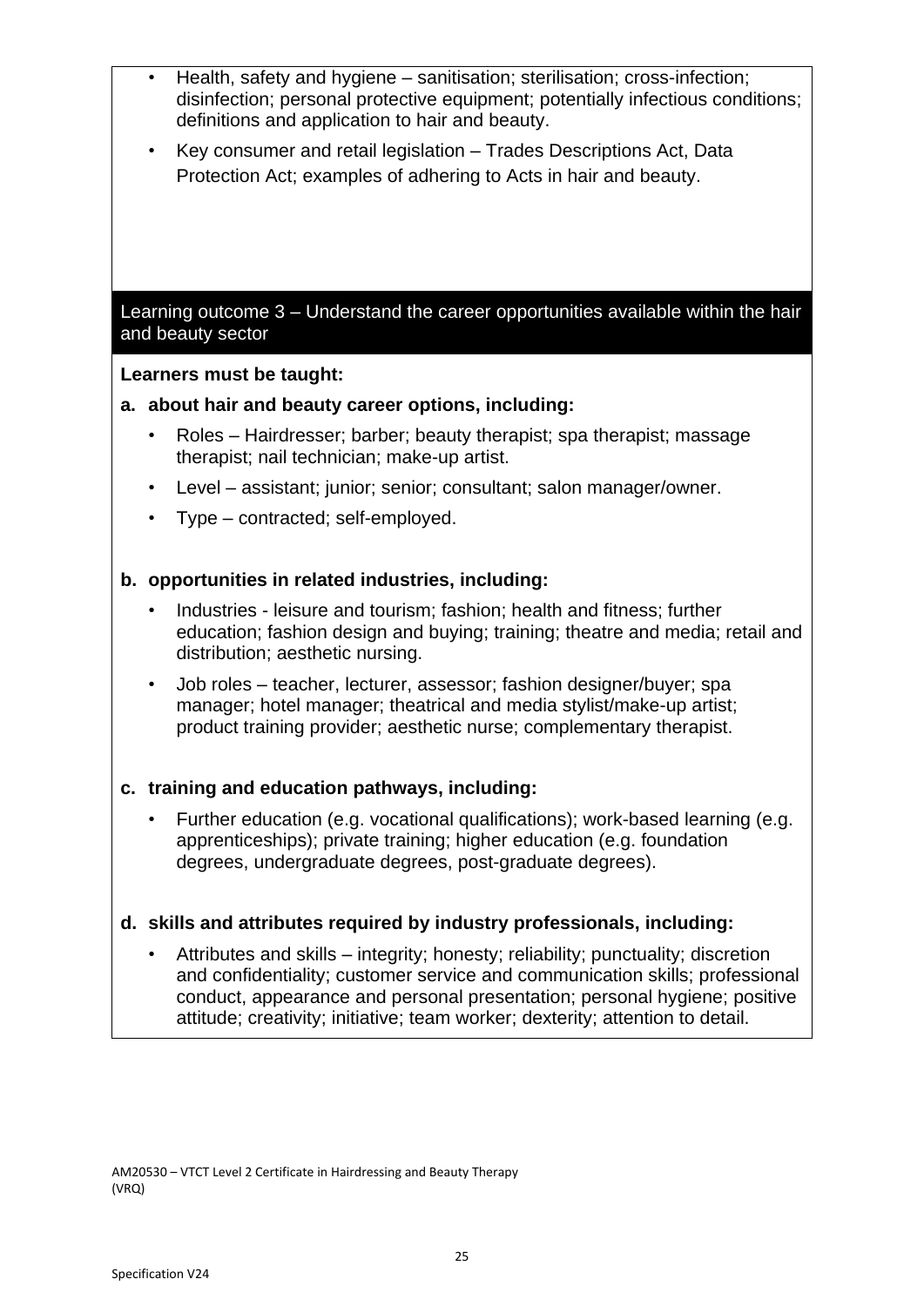- Health, safety and hygiene – sanitisation; sterilisation; cross-infection; disinfection; personal protective equipment; potentially infectious conditions; definitions and application to hair and beauty.
- Key consumer and retail legislation – Trades Descriptions Act, Data Protection Act; examples of adhering to Acts in hair and beauty.

## Learning outcome 3 – Understand the career opportunities available within the hair and beauty sector

**Learners must be taught:**

**a. about hair and beauty career options, including:**

- Roles – Hairdresser; barber; beauty therapist; spa therapist; massage therapist; nail technician; make-up artist.
- Level – assistant; junior; senior; consultant; salon manager/owner.
- Type – contracted; self-employed.

**b. opportunities in related industries, including:**

- Industries - leisure and tourism; fashion; health and fitness; further education; fashion design and buying; training; theatre and media; retail and distribution; aesthetic nursing.
- Job roles – teacher, lecturer, assessor; fashion designer/buyer; spa manager; hotel manager; theatrical and media stylist/make-up artist; product training provider; aesthetic nurse; complementary therapist.

**c. training and education pathways, including:**

- Further education (e.g. vocational qualifications); work-based learning (e.g. apprenticeships); private training; higher education (e.g. foundation degrees, undergraduate degrees, post-graduate degrees).

**d. skills and attributes required by industry professionals, including:**

- Attributes and skills – integrity; honesty; reliability; punctuality; discretion and confidentiality; customer service and communication skills; professional conduct, appearance and personal presentation; personal hygiene; positive attitude; creativity; initiative; team worker; dexterity; attention to detail.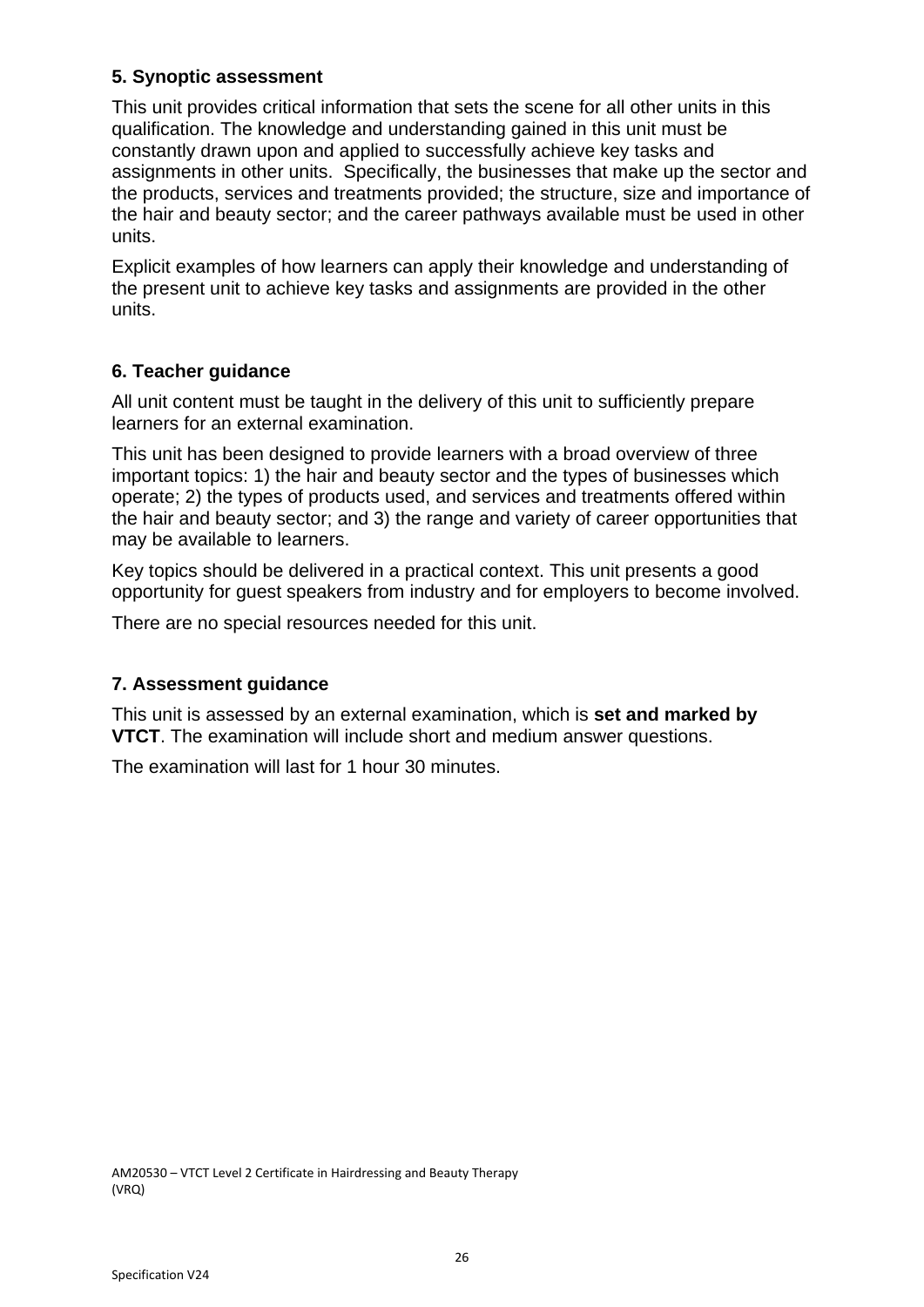## 5. Synoptic assessment

This unit provides critical information that sets the scene for all other units in this qualification. The knowledge and understanding gained in this unit must be constantly drawn upon and applied to successfully achieve key tasks and assignments in other units. Specifically, the businesses that make up the sector and the products, services and treatments provided; the structure, size and importance of the hair and beauty sector; and the career pathways available must be used in other units.

Explicit examples of how learners can apply their knowledge and understanding of the present unit to achieve key tasks and assignments are provided in the other units.

## 6. Teacher guidance

All unit content must be taught in the delivery of this unit to sufficiently prepare learners for an external examination.

This unit has been designed to provide learners with a broad overview of three important topics: 1) the hair and beauty sector and the types of businesses which operate; 2) the types of products used, and services and treatments offered within the hair and beauty sector; and 3) the range and variety of career opportunities that may be available to learners.

Key topics should be delivered in a practical context. This unit presents a good opportunity for guest speakers from industry and for employers to become involved.

There are no special resources needed for this unit.

## 7. Assessment guidance

This unit is assessed by an external examination, which is **set and marked by VTCT**. The examination will include short and medium answer questions.

The examination will last for 1 hour 30 minutes.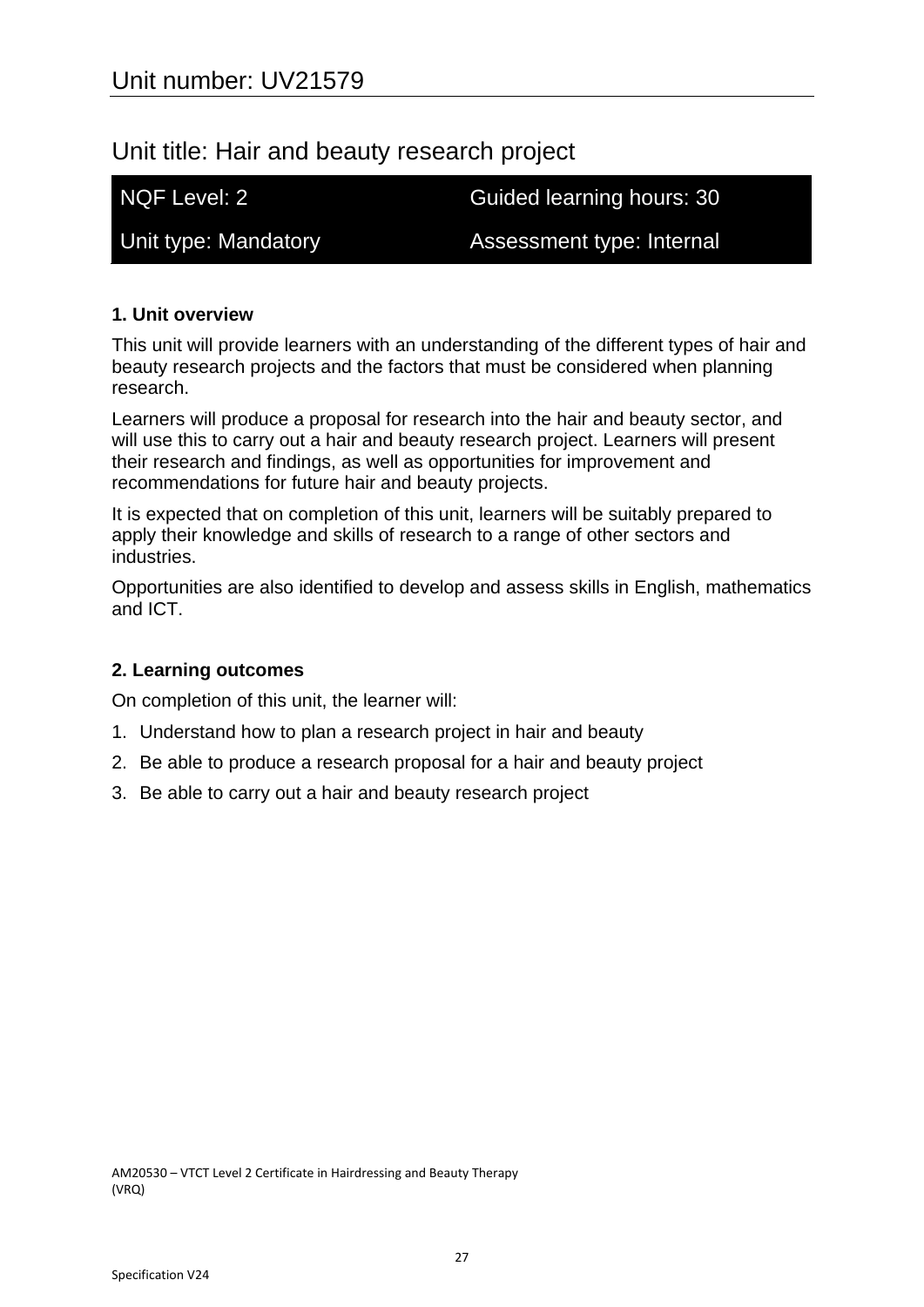## Unit number: UV21579

## Unit title: Hair and beauty research project

| NQF Level: 2 | Guided learning hours: 30 |
|---|---|
| Unit type: Mandatory | Assessment type: Internal |

### 1. Unit overview

This unit will provide learners with an understanding of the different types of hair and beauty research projects and the factors that must be considered when planning research.

Learners will produce a proposal for research into the hair and beauty sector, and will use this to carry out a hair and beauty research project. Learners will present their research and findings, as well as opportunities for improvement and recommendations for future hair and beauty projects.

It is expected that on completion of this unit, learners will be suitably prepared to apply their knowledge and skills of research to a range of other sectors and industries.

Opportunities are also identified to develop and assess skills in English, mathematics and ICT.

### 2. Learning outcomes

On completion of this unit, the learner will:

1. Understand how to plan a research project in hair and beauty
2. Be able to produce a research proposal for a hair and beauty project
3. Be able to carry out a hair and beauty research project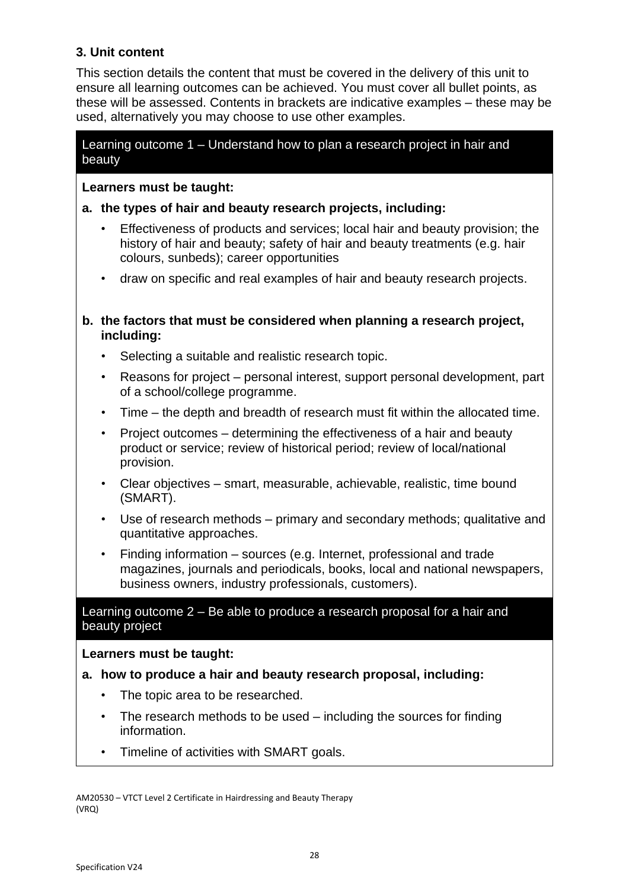### 3. Unit content

This section details the content that must be covered in the delivery of this unit to ensure all learning outcomes can be achieved. You must cover all bullet points, as these will be assessed. Contents in brackets are indicative examples – these may be used, alternatively you may choose to use other examples.

#### Learning outcome 1 – Understand how to plan a research project in hair and beauty

**Learners must be taught:**

**a. the types of hair and beauty research projects, including:**

- Effectiveness of products and services; local hair and beauty provision; the history of hair and beauty; safety of hair and beauty treatments (e.g. hair colours, sunbeds); career opportunities
- draw on specific and real examples of hair and beauty research projects.

**b. the factors that must be considered when planning a research project, including:**

- Selecting a suitable and realistic research topic.
- Reasons for project – personal interest, support personal development, part of a school/college programme.
- Time – the depth and breadth of research must fit within the allocated time.
- Project outcomes – determining the effectiveness of a hair and beauty product or service; review of historical period; review of local/national provision.
- Clear objectives – smart, measurable, achievable, realistic, time bound (SMART).
- Use of research methods – primary and secondary methods; qualitative and quantitative approaches.
- Finding information – sources (e.g. Internet, professional and trade magazines, journals and periodicals, books, local and national newspapers, business owners, industry professionals, customers).

#### Learning outcome 2 – Be able to produce a research proposal for a hair and beauty project

**Learners must be taught:**

**a. how to produce a hair and beauty research proposal, including:**

- The topic area to be researched.
- The research methods to be used – including the sources for finding information.
- Timeline of activities with SMART goals.

AM20530 – VTCT Level 2 Certificate in Hairdressing and Beauty Therapy (VRQ)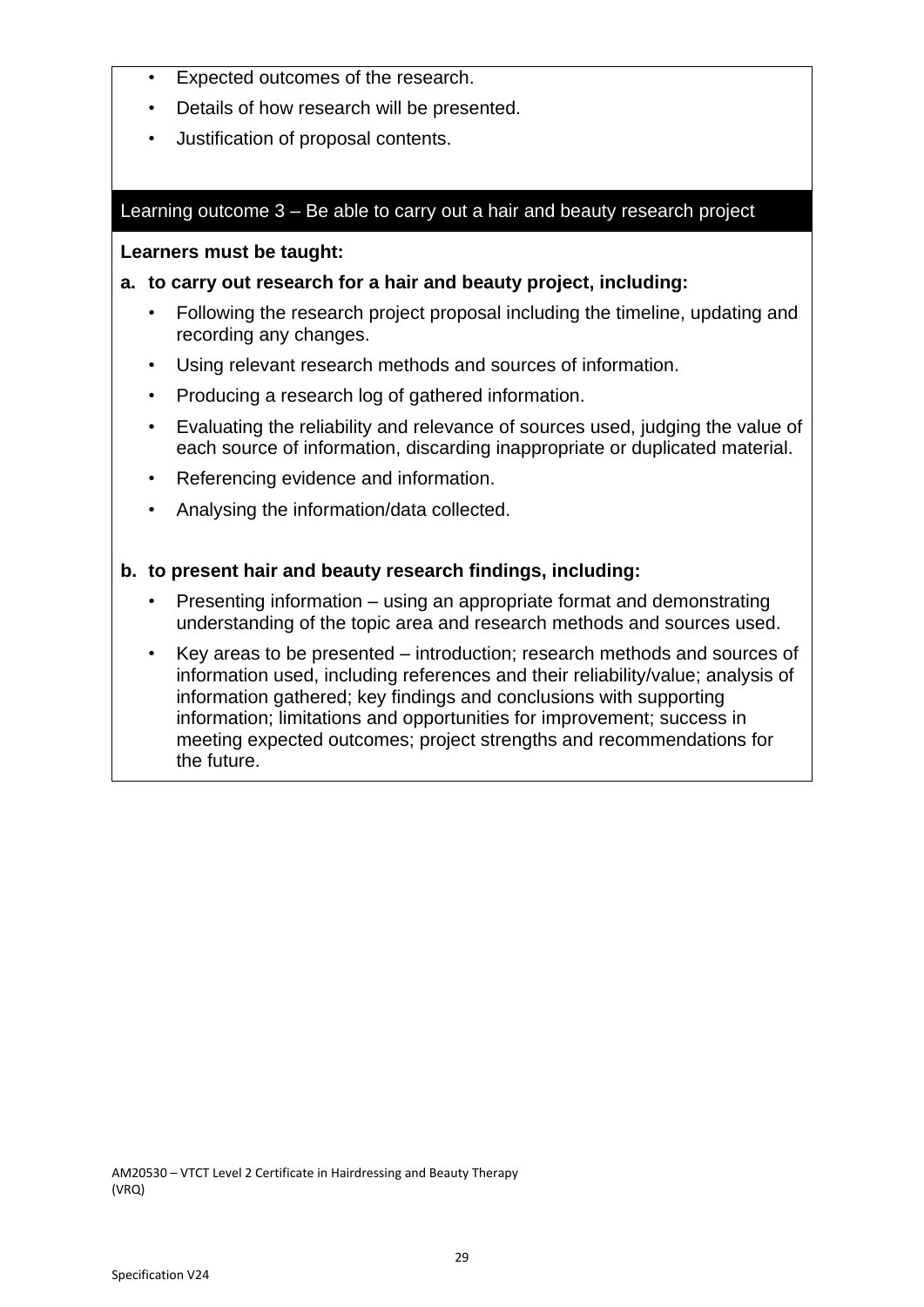- Expected outcomes of the research.
- Details of how research will be presented.
- Justification of proposal contents.

## Learning outcome 3 – Be able to carry out a hair and beauty research project

**Learners must be taught:**

**a. to carry out research for a hair and beauty project, including:**

- Following the research project proposal including the timeline, updating and recording any changes.
- Using relevant research methods and sources of information.
- Producing a research log of gathered information.
- Evaluating the reliability and relevance of sources used, judging the value of each source of information, discarding inappropriate or duplicated material.
- Referencing evidence and information.
- Analysing the information/data collected.

**b. to present hair and beauty research findings, including:**

- Presenting information – using an appropriate format and demonstrating understanding of the topic area and research methods and sources used.
- Key areas to be presented – introduction; research methods and sources of information used, including references and their reliability/value; analysis of information gathered; key findings and conclusions with supporting information; limitations and opportunities for improvement; success in meeting expected outcomes; project strengths and recommendations for the future.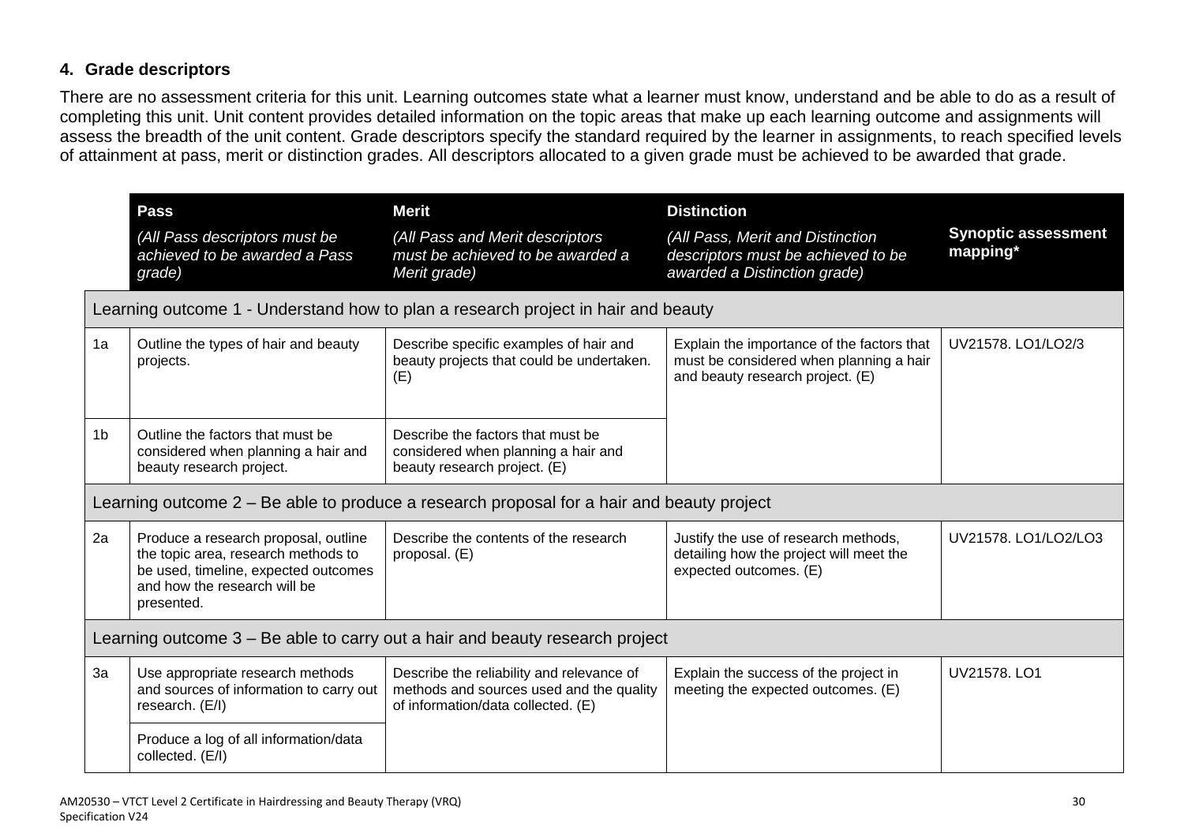## 4. Grade descriptors

There are no assessment criteria for this unit. Learning outcomes state what a learner must know, understand and be able to do as a result of completing this unit. Unit content provides detailed information on the topic areas that make up each learning outcome and assignments will assess the breadth of the unit content. Grade descriptors specify the standard required by the learner in assignments, to reach specified levels of attainment at pass, merit or distinction grades. All descriptors allocated to a given grade must be achieved to be awarded that grade.

| | **Pass** *(All Pass descriptors must be achieved to be awarded a Pass grade)* | **Merit** *(All Pass and Merit descriptors must be achieved to be awarded a Merit grade)* | **Distinction** *(All Pass, Merit and Distinction descriptors must be achieved to be awarded a Distinction grade)* | **Synoptic assessment mapping*** |
|---|---|---|---|---|
| Learning outcome 1 - Understand how to plan a research project in hair and beauty | | | | |
| 1a | Outline the types of hair and beauty projects. | Describe specific examples of hair and beauty projects that could be undertaken. (E) | Explain the importance of the factors that must be considered when planning a hair and beauty research project. (E) | UV21578. LO1/LO2/3 |
| 1b | Outline the factors that must be considered when planning a hair and beauty research project. | Describe the factors that must be considered when planning a hair and beauty research project. (E) | | |
| Learning outcome 2 – Be able to produce a research proposal for a hair and beauty project | | | | |
| 2a | Produce a research proposal, outline the topic area, research methods to be used, timeline, expected outcomes and how the research will be presented. | Describe the contents of the research proposal. (E) | Justify the use of research methods, detailing how the project will meet the expected outcomes. (E) | UV21578. LO1/LO2/LO3 |
| Learning outcome 3 – Be able to carry out a hair and beauty research project | | | | |
| 3a | Use appropriate research methods and sources of information to carry out research. (E/I) | Describe the reliability and relevance of methods and sources used and the quality of information/data collected. (E) | Explain the success of the project in meeting the expected outcomes. (E) | UV21578. LO1 |
| | Produce a log of all information/data collected. (E/I) | | | |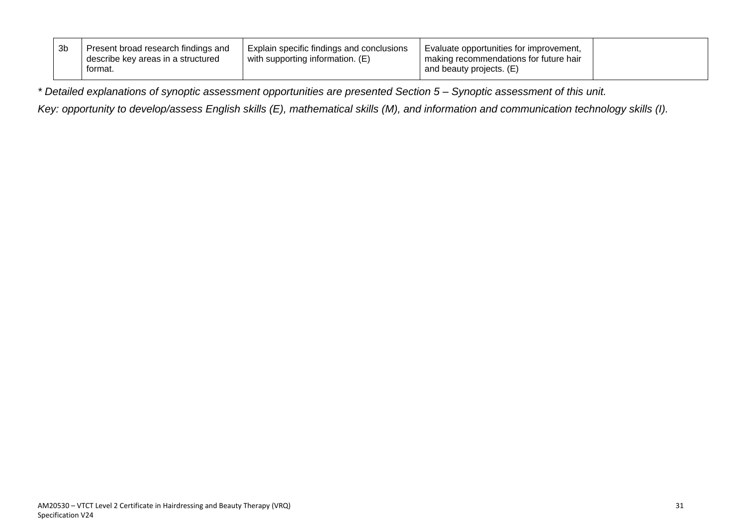| | | | | |
|---|---|---|---|---|
| 3b | Present broad research findings and describe key areas in a structured format. | Explain specific findings and conclusions with supporting information. (E) | Evaluate opportunities for improvement, making recommendations for future hair and beauty projects. (E) | |

*\* Detailed explanations of synoptic assessment opportunities are presented Section 5 – Synoptic assessment of this unit.*

*Key: opportunity to develop/assess English skills (E), mathematical skills (M), and information and communication technology skills (I).*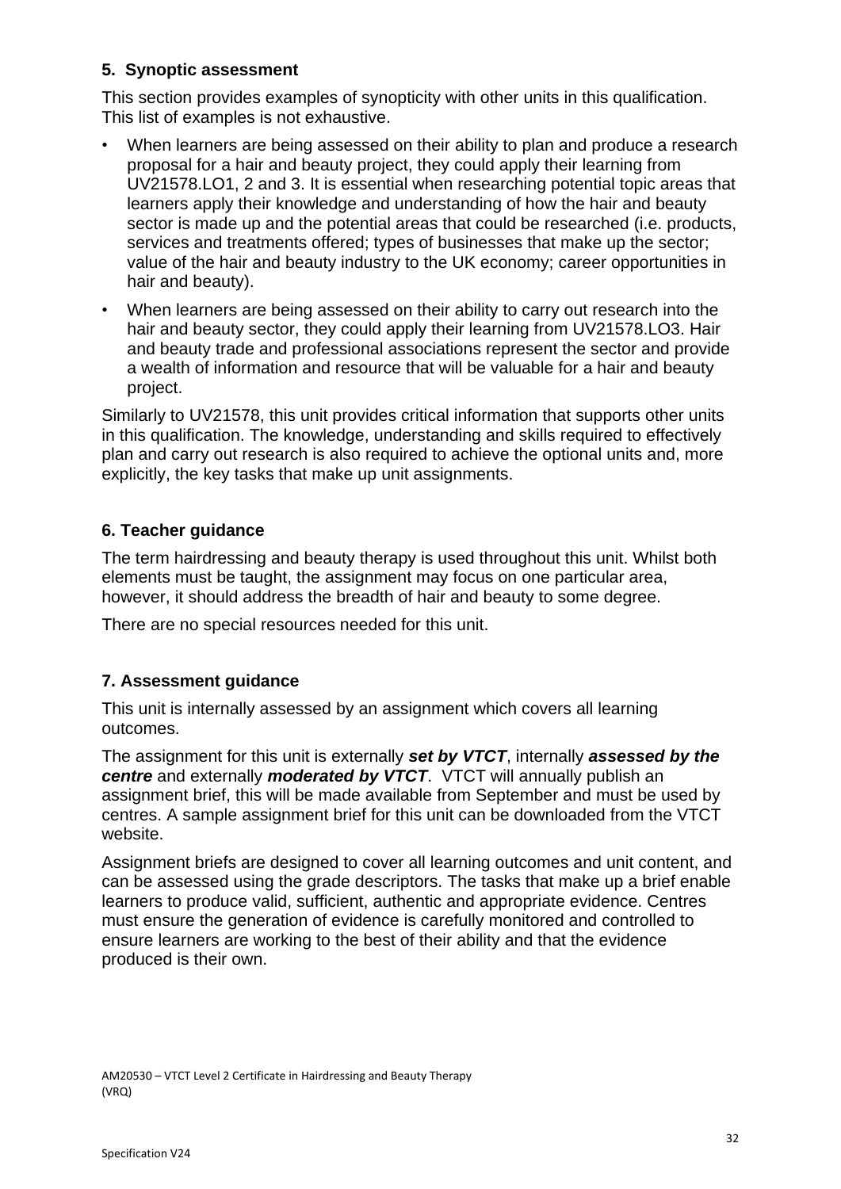## 5. Synoptic assessment

This section provides examples of synopticity with other units in this qualification. This list of examples is not exhaustive.

- When learners are being assessed on their ability to plan and produce a research proposal for a hair and beauty project, they could apply their learning from UV21578.LO1, 2 and 3. It is essential when researching potential topic areas that learners apply their knowledge and understanding of how the hair and beauty sector is made up and the potential areas that could be researched (i.e. products, services and treatments offered; types of businesses that make up the sector; value of the hair and beauty industry to the UK economy; career opportunities in hair and beauty).
- When learners are being assessed on their ability to carry out research into the hair and beauty sector, they could apply their learning from UV21578.LO3. Hair and beauty trade and professional associations represent the sector and provide a wealth of information and resource that will be valuable for a hair and beauty project.

Similarly to UV21578, this unit provides critical information that supports other units in this qualification. The knowledge, understanding and skills required to effectively plan and carry out research is also required to achieve the optional units and, more explicitly, the key tasks that make up unit assignments.

## 6. Teacher guidance

The term hairdressing and beauty therapy is used throughout this unit. Whilst both elements must be taught, the assignment may focus on one particular area, however, it should address the breadth of hair and beauty to some degree.

There are no special resources needed for this unit.

## 7. Assessment guidance

This unit is internally assessed by an assignment which covers all learning outcomes.

The assignment for this unit is externally ***set by VTCT***, internally ***assessed by the centre*** and externally ***moderated by VTCT***. VTCT will annually publish an assignment brief, this will be made available from September and must be used by centres. A sample assignment brief for this unit can be downloaded from the VTCT website.

Assignment briefs are designed to cover all learning outcomes and unit content, and can be assessed using the grade descriptors. The tasks that make up a brief enable learners to produce valid, sufficient, authentic and appropriate evidence. Centres must ensure the generation of evidence is carefully monitored and controlled to ensure learners are working to the best of their ability and that the evidence produced is their own.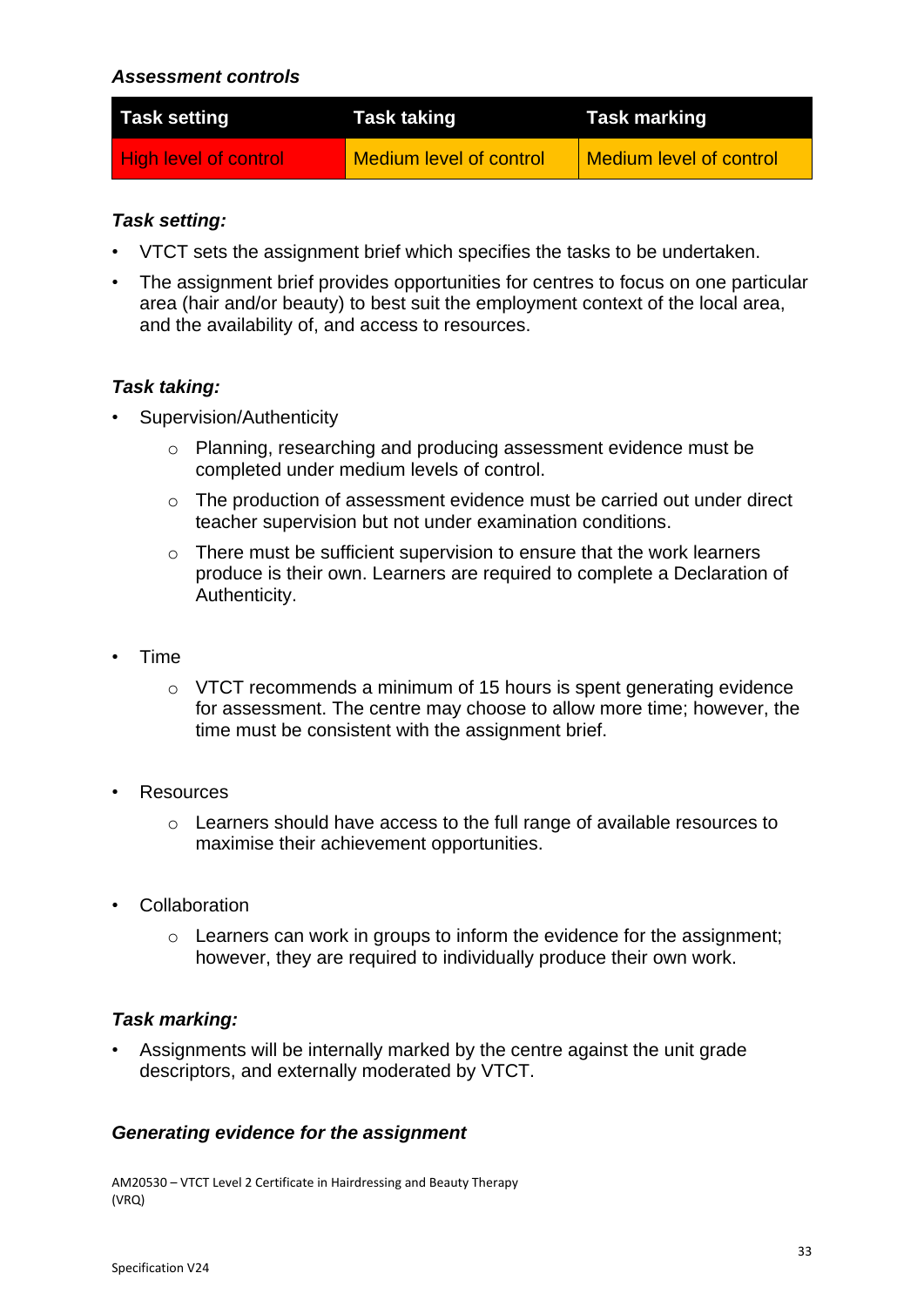***Assessment controls***

| Task setting | Task taking | Task marking |
| --- | --- | --- |
| High level of control | Medium level of control | Medium level of control |

***Task setting:***

- VTCT sets the assignment brief which specifies the tasks to be undertaken.
- The assignment brief provides opportunities for centres to focus on one particular area (hair and/or beauty) to best suit the employment context of the local area, and the availability of, and access to resources.

***Task taking:***

- Supervision/Authenticity
  - Planning, researching and producing assessment evidence must be completed under medium levels of control.
  - The production of assessment evidence must be carried out under direct teacher supervision but not under examination conditions.
  - There must be sufficient supervision to ensure that the work learners produce is their own. Learners are required to complete a Declaration of Authenticity.

- Time
  - VTCT recommends a minimum of 15 hours is spent generating evidence for assessment. The centre may choose to allow more time; however, the time must be consistent with the assignment brief.

- Resources
  - Learners should have access to the full range of available resources to maximise their achievement opportunities.

- Collaboration
  - Learners can work in groups to inform the evidence for the assignment; however, they are required to individually produce their own work.

***Task marking:***

- Assignments will be internally marked by the centre against the unit grade descriptors, and externally moderated by VTCT.

***Generating evidence for the assignment***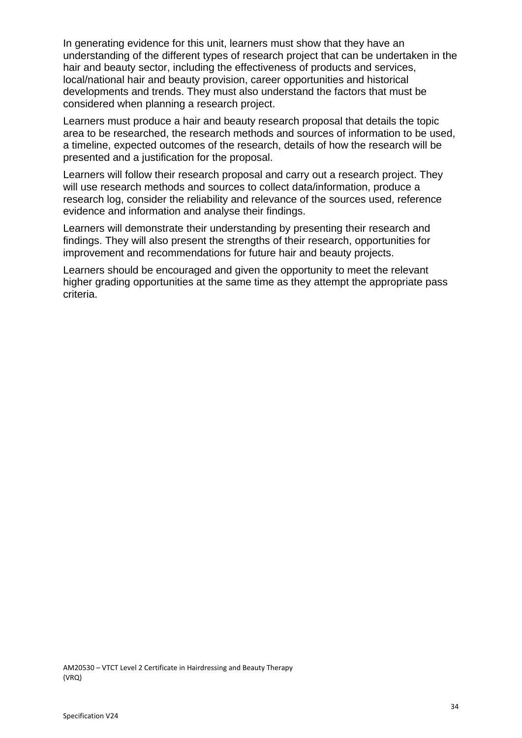In generating evidence for this unit, learners must show that they have an understanding of the different types of research project that can be undertaken in the hair and beauty sector, including the effectiveness of products and services, local/national hair and beauty provision, career opportunities and historical developments and trends. They must also understand the factors that must be considered when planning a research project.

Learners must produce a hair and beauty research proposal that details the topic area to be researched, the research methods and sources of information to be used, a timeline, expected outcomes of the research, details of how the research will be presented and a justification for the proposal.

Learners will follow their research proposal and carry out a research project. They will use research methods and sources to collect data/information, produce a research log, consider the reliability and relevance of the sources used, reference evidence and information and analyse their findings.

Learners will demonstrate their understanding by presenting their research and findings. They will also present the strengths of their research, opportunities for improvement and recommendations for future hair and beauty projects.

Learners should be encouraged and given the opportunity to meet the relevant higher grading opportunities at the same time as they attempt the appropriate pass criteria.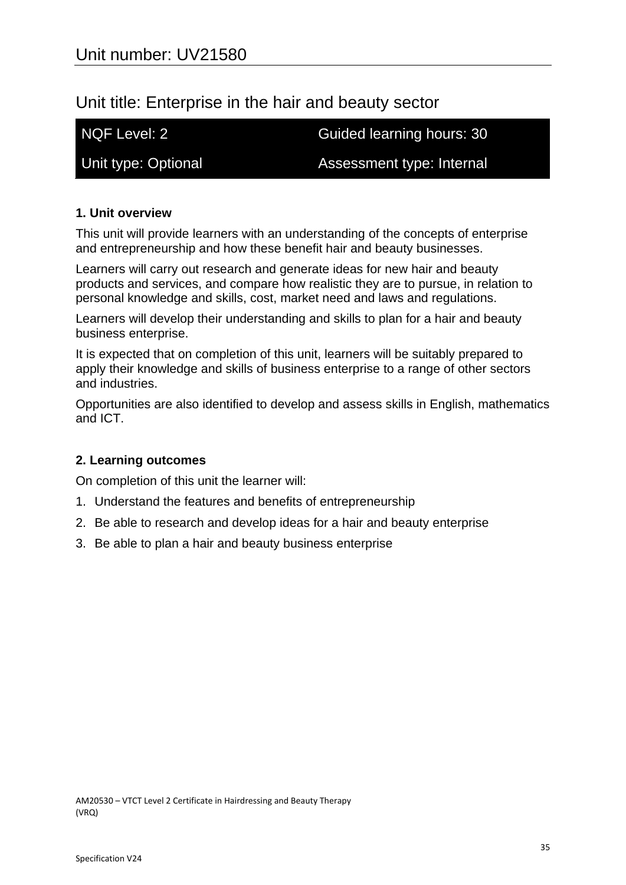# Unit number: UV21580

## Unit title: Enterprise in the hair and beauty sector

| NQF Level: 2 | Guided learning hours: 30 |
| --- | --- |
| Unit type: Optional | Assessment type: Internal |

**1. Unit overview**

This unit will provide learners with an understanding of the concepts of enterprise and entrepreneurship and how these benefit hair and beauty businesses.

Learners will carry out research and generate ideas for new hair and beauty products and services, and compare how realistic they are to pursue, in relation to personal knowledge and skills, cost, market need and laws and regulations.

Learners will develop their understanding and skills to plan for a hair and beauty business enterprise.

It is expected that on completion of this unit, learners will be suitably prepared to apply their knowledge and skills of business enterprise to a range of other sectors and industries.

Opportunities are also identified to develop and assess skills in English, mathematics and ICT.

**2. Learning outcomes**

On completion of this unit the learner will:

1. Understand the features and benefits of entrepreneurship
2. Be able to research and develop ideas for a hair and beauty enterprise
3. Be able to plan a hair and beauty business enterprise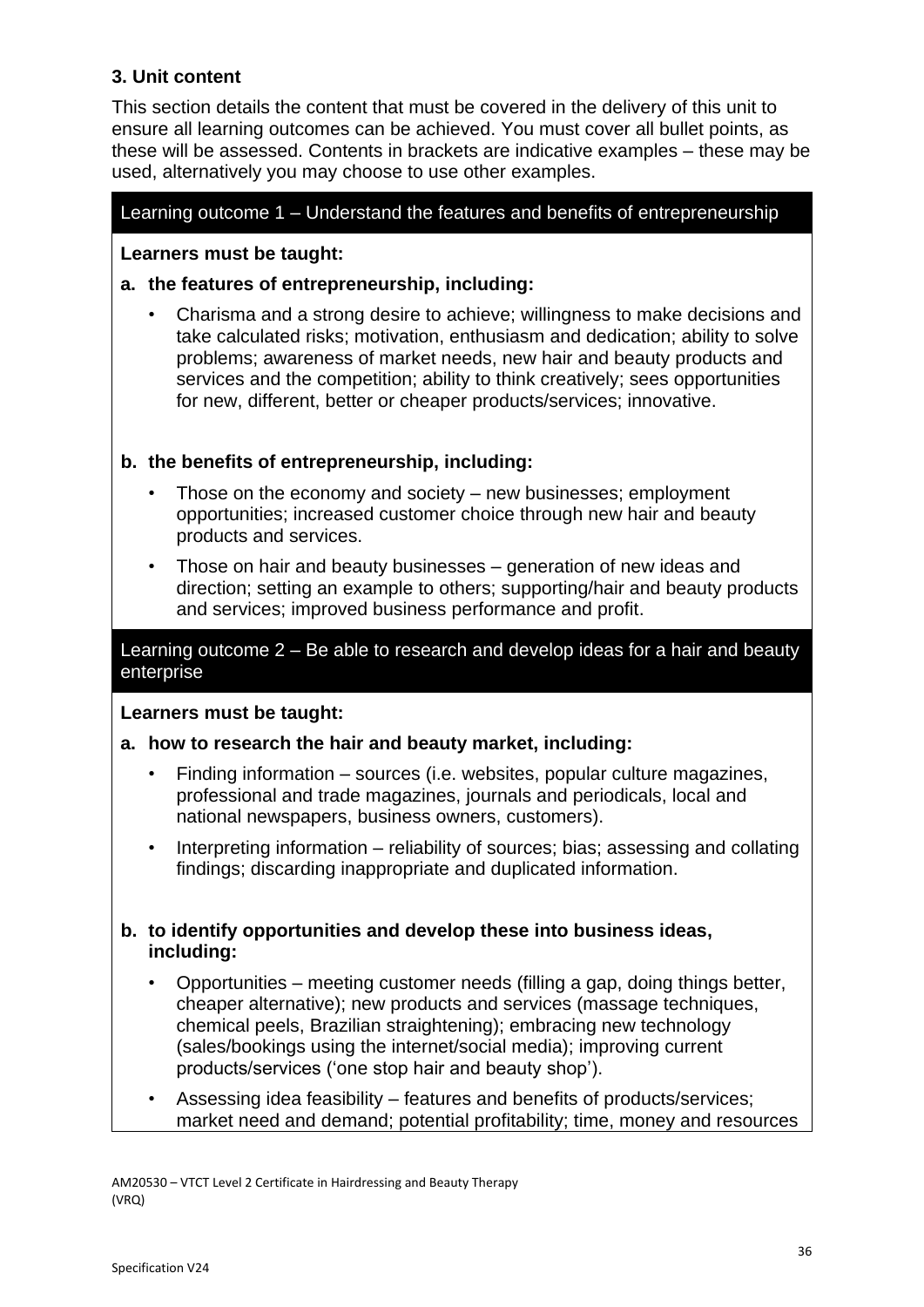### 3. Unit content

This section details the content that must be covered in the delivery of this unit to ensure all learning outcomes can be achieved. You must cover all bullet points, as these will be assessed. Contents in brackets are indicative examples – these may be used, alternatively you may choose to use other examples.

#### Learning outcome 1 – Understand the features and benefits of entrepreneurship

**Learners must be taught:**

**a. the features of entrepreneurship, including:**

- Charisma and a strong desire to achieve; willingness to make decisions and take calculated risks; motivation, enthusiasm and dedication; ability to solve problems; awareness of market needs, new hair and beauty products and services and the competition; ability to think creatively; sees opportunities for new, different, better or cheaper products/services; innovative.

**b. the benefits of entrepreneurship, including:**

- Those on the economy and society – new businesses; employment opportunities; increased customer choice through new hair and beauty products and services.
- Those on hair and beauty businesses – generation of new ideas and direction; setting an example to others; supporting/hair and beauty products and services; improved business performance and profit.

#### Learning outcome 2 – Be able to research and develop ideas for a hair and beauty enterprise

**Learners must be taught:**

**a. how to research the hair and beauty market, including:**

- Finding information – sources (i.e. websites, popular culture magazines, professional and trade magazines, journals and periodicals, local and national newspapers, business owners, customers).
- Interpreting information – reliability of sources; bias; assessing and collating findings; discarding inappropriate and duplicated information.

**b. to identify opportunities and develop these into business ideas, including:**

- Opportunities – meeting customer needs (filling a gap, doing things better, cheaper alternative); new products and services (massage techniques, chemical peels, Brazilian straightening); embracing new technology (sales/bookings using the internet/social media); improving current products/services ('one stop hair and beauty shop').
- Assessing idea feasibility – features and benefits of products/services; market need and demand; potential profitability; time, money and resources

AM20530 – VTCT Level 2 Certificate in Hairdressing and Beauty Therapy (VRQ)

Specification V24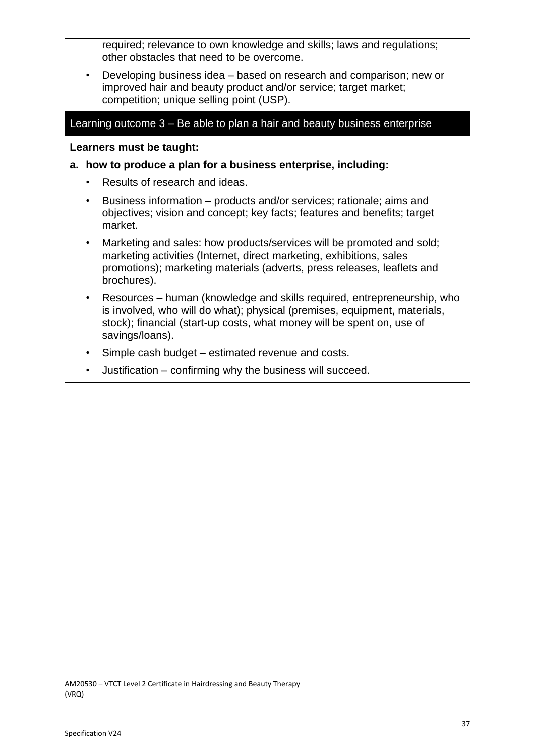required; relevance to own knowledge and skills; laws and regulations; other obstacles that need to be overcome.

- Developing business idea – based on research and comparison; new or improved hair and beauty product and/or service; target market; competition; unique selling point (USP).

## Learning outcome 3 – Be able to plan a hair and beauty business enterprise

**Learners must be taught:**

**a. how to produce a plan for a business enterprise, including:**

- Results of research and ideas.
- Business information – products and/or services; rationale; aims and objectives; vision and concept; key facts; features and benefits; target market.
- Marketing and sales: how products/services will be promoted and sold; marketing activities (Internet, direct marketing, exhibitions, sales promotions); marketing materials (adverts, press releases, leaflets and brochures).
- Resources – human (knowledge and skills required, entrepreneurship, who is involved, who will do what); physical (premises, equipment, materials, stock); financial (start-up costs, what money will be spent on, use of savings/loans).
- Simple cash budget – estimated revenue and costs.
- Justification – confirming why the business will succeed.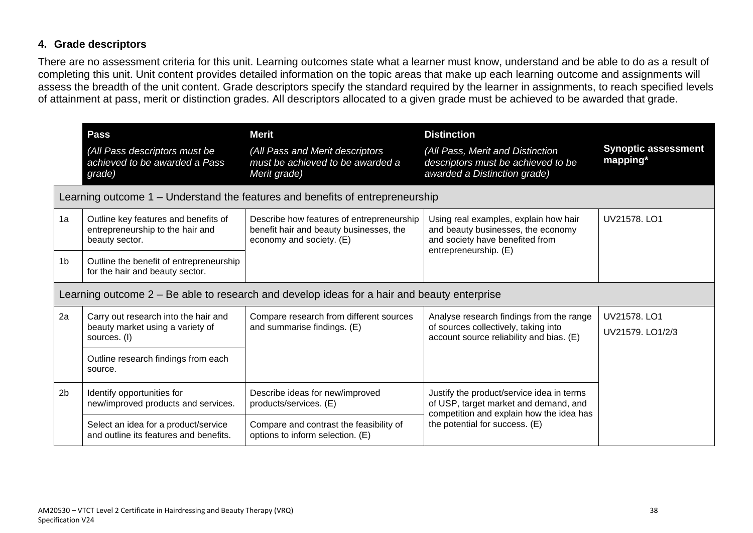## 4. Grade descriptors

There are no assessment criteria for this unit. Learning outcomes state what a learner must know, understand and be able to do as a result of completing this unit. Unit content provides detailed information on the topic areas that make up each learning outcome and assignments will assess the breadth of the unit content. Grade descriptors specify the standard required by the learner in assignments, to reach specified levels of attainment at pass, merit or distinction grades. All descriptors allocated to a given grade must be achieved to be awarded that grade.

| | **Pass**<br>*(All Pass descriptors must be achieved to be awarded a Pass grade)* | **Merit**<br>*(All Pass and Merit descriptors must be achieved to be awarded a Merit grade)* | **Distinction**<br>*(All Pass, Merit and Distinction descriptors must be achieved to be awarded a Distinction grade)* | **Synoptic assessment mapping*** |
|---|---|---|---|---|
| Learning outcome 1 – Understand the features and benefits of entrepreneurship | | | | |
| 1a | Outline key features and benefits of entrepreneurship to the hair and beauty sector. | Describe how features of entrepreneurship benefit hair and beauty businesses, the economy and society. (E) | Using real examples, explain how hair and beauty businesses, the economy and society have benefited from entrepreneurship. (E) | UV21578. LO1 |
| 1b | Outline the benefit of entrepreneurship for the hair and beauty sector. | | | |
| Learning outcome 2 – Be able to research and develop ideas for a hair and beauty enterprise | | | | |
| 2a | Carry out research into the hair and beauty market using a variety of sources. (I) | Compare research from different sources and summarise findings. (E) | Analyse research findings from the range of sources collectively, taking into account source reliability and bias. (E) | UV21578. LO1<br>UV21579. LO1/2/3 |
| | Outline research findings from each source. | | | |
| 2b | Identify opportunities for new/improved products and services. | Describe ideas for new/improved products/services. (E) | Justify the product/service idea in terms of USP, target market and demand, and competition and explain how the idea has the potential for success. (E) | |
| | Select an idea for a product/service and outline its features and benefits. | Compare and contrast the feasibility of options to inform selection. (E) | | |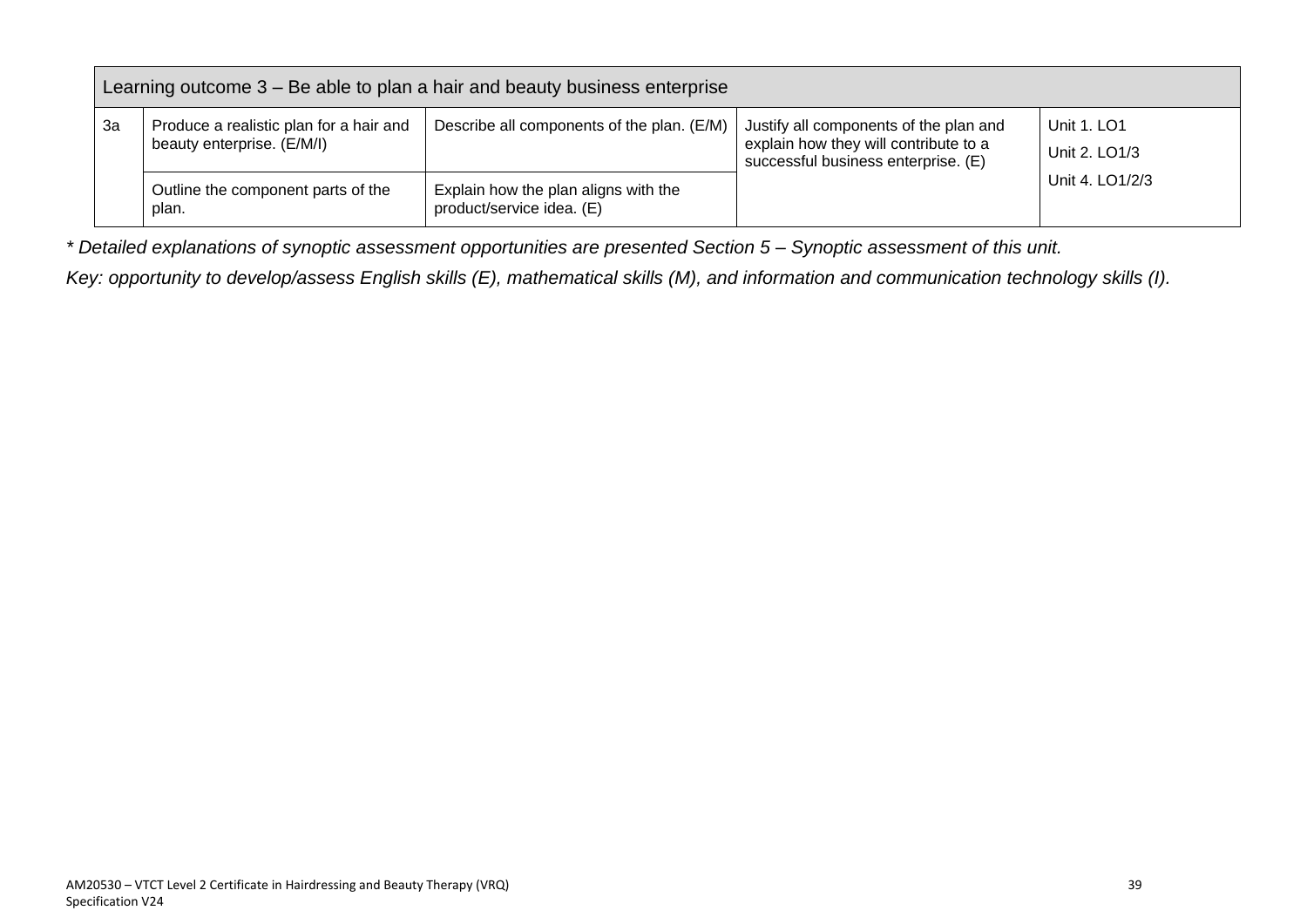| Learning outcome 3 – Be able to plan a hair and beauty business enterprise | | | | |
|---|---|---|---|---|
| 3a | Produce a realistic plan for a hair and beauty enterprise. (E/M/I) | Describe all components of the plan. (E/M) | Justify all components of the plan and explain how they will contribute to a successful business enterprise. (E) | Unit 1. LO1<br>Unit 2. LO1/3<br>Unit 4. LO1/2/3 |
| | Outline the component parts of the plan. | Explain how the plan aligns with the product/service idea. (E) | | |

*\* Detailed explanations of synoptic assessment opportunities are presented Section 5 – Synoptic assessment of this unit.*

*Key: opportunity to develop/assess English skills (E), mathematical skills (M), and information and communication technology skills (I).*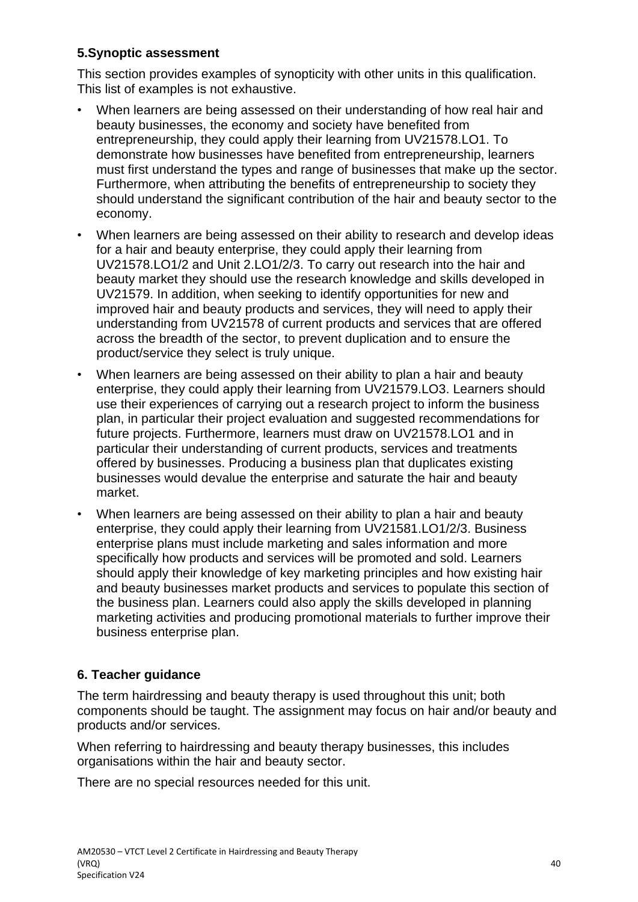## 5.Synoptic assessment

This section provides examples of synopticity with other units in this qualification. This list of examples is not exhaustive.

- When learners are being assessed on their understanding of how real hair and beauty businesses, the economy and society have benefited from entrepreneurship, they could apply their learning from UV21578.LO1. To demonstrate how businesses have benefited from entrepreneurship, learners must first understand the types and range of businesses that make up the sector. Furthermore, when attributing the benefits of entrepreneurship to society they should understand the significant contribution of the hair and beauty sector to the economy.
- When learners are being assessed on their ability to research and develop ideas for a hair and beauty enterprise, they could apply their learning from UV21578.LO1/2 and Unit 2.LO1/2/3. To carry out research into the hair and beauty market they should use the research knowledge and skills developed in UV21579. In addition, when seeking to identify opportunities for new and improved hair and beauty products and services, they will need to apply their understanding from UV21578 of current products and services that are offered across the breadth of the sector, to prevent duplication and to ensure the product/service they select is truly unique.
- When learners are being assessed on their ability to plan a hair and beauty enterprise, they could apply their learning from UV21579.LO3. Learners should use their experiences of carrying out a research project to inform the business plan, in particular their project evaluation and suggested recommendations for future projects. Furthermore, learners must draw on UV21578.LO1 and in particular their understanding of current products, services and treatments offered by businesses. Producing a business plan that duplicates existing businesses would devalue the enterprise and saturate the hair and beauty market.
- When learners are being assessed on their ability to plan a hair and beauty enterprise, they could apply their learning from UV21581.LO1/2/3. Business enterprise plans must include marketing and sales information and more specifically how products and services will be promoted and sold. Learners should apply their knowledge of key marketing principles and how existing hair and beauty businesses market products and services to populate this section of the business plan. Learners could also apply the skills developed in planning marketing activities and producing promotional materials to further improve their business enterprise plan.

## 6. Teacher guidance

The term hairdressing and beauty therapy is used throughout this unit; both components should be taught. The assignment may focus on hair and/or beauty and products and/or services.

When referring to hairdressing and beauty therapy businesses, this includes organisations within the hair and beauty sector.

There are no special resources needed for this unit.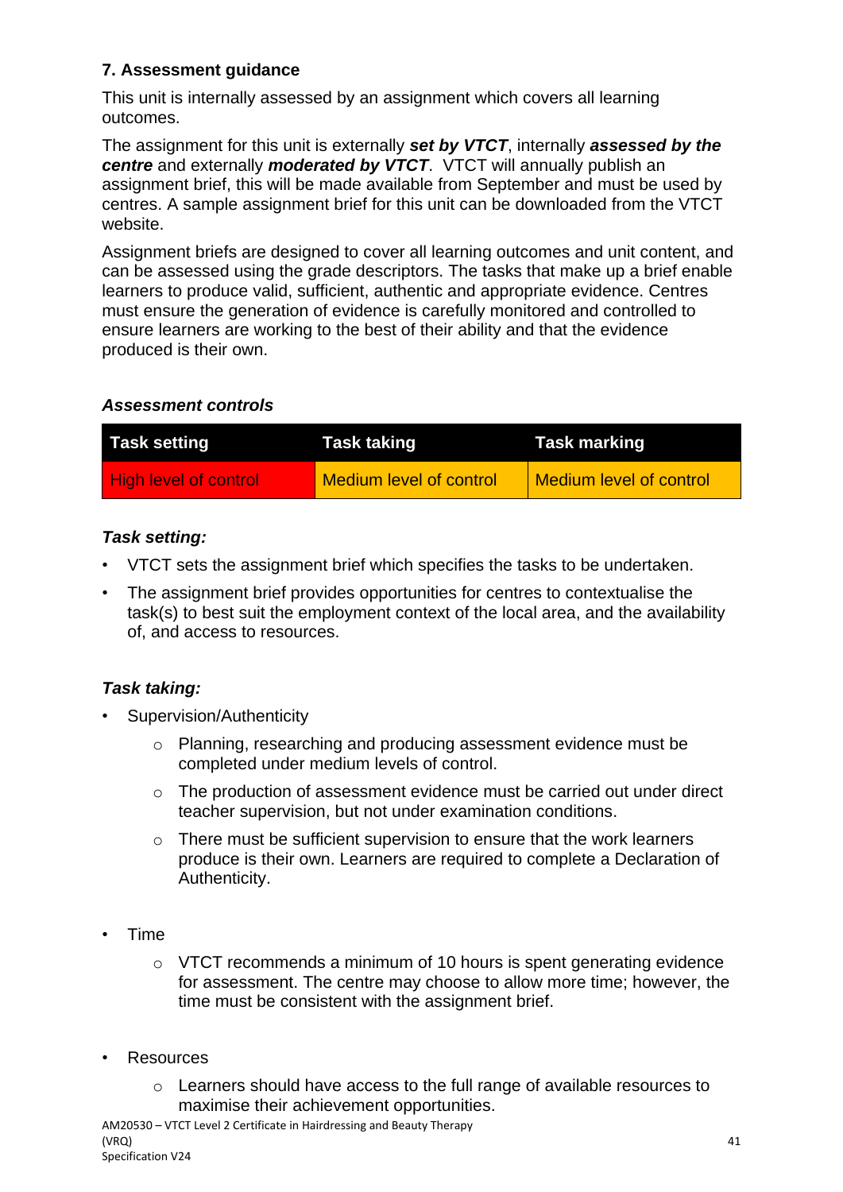## 7. Assessment guidance

This unit is internally assessed by an assignment which covers all learning outcomes.

The assignment for this unit is externally ***set by VTCT***, internally ***assessed by the centre*** and externally ***moderated by VTCT***. VTCT will annually publish an assignment brief, this will be made available from September and must be used by centres. A sample assignment brief for this unit can be downloaded from the VTCT website.

Assignment briefs are designed to cover all learning outcomes and unit content, and can be assessed using the grade descriptors. The tasks that make up a brief enable learners to produce valid, sufficient, authentic and appropriate evidence. Centres must ensure the generation of evidence is carefully monitored and controlled to ensure learners are working to the best of their ability and that the evidence produced is their own.

### *Assessment controls*

| Task setting | Task taking | Task marking |
| --- | --- | --- |
| High level of control | Medium level of control | Medium level of control |

***Task setting:***

- VTCT sets the assignment brief which specifies the tasks to be undertaken.
- The assignment brief provides opportunities for centres to contextualise the task(s) to best suit the employment context of the local area, and the availability of, and access to resources.

***Task taking:***

- Supervision/Authenticity
  - Planning, researching and producing assessment evidence must be completed under medium levels of control.
  - The production of assessment evidence must be carried out under direct teacher supervision, but not under examination conditions.
  - There must be sufficient supervision to ensure that the work learners produce is their own. Learners are required to complete a Declaration of Authenticity.

- Time
  - VTCT recommends a minimum of 10 hours is spent generating evidence for assessment. The centre may choose to allow more time; however, the time must be consistent with the assignment brief.

- Resources
  - Learners should have access to the full range of available resources to maximise their achievement opportunities.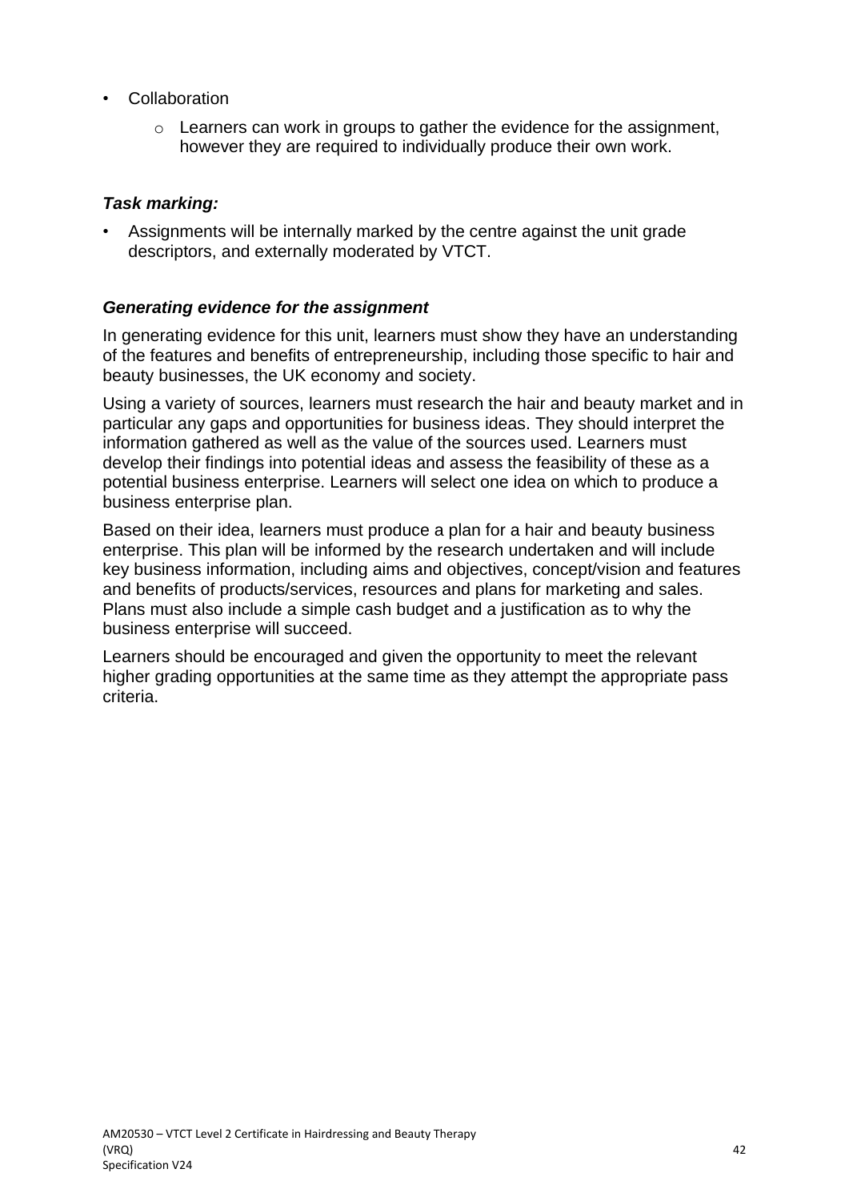- Collaboration
    - Learners can work in groups to gather the evidence for the assignment, however they are required to individually produce their own work.

***Task marking:***

- Assignments will be internally marked by the centre against the unit grade descriptors, and externally moderated by VTCT.

***Generating evidence for the assignment***

In generating evidence for this unit, learners must show they have an understanding of the features and benefits of entrepreneurship, including those specific to hair and beauty businesses, the UK economy and society.

Using a variety of sources, learners must research the hair and beauty market and in particular any gaps and opportunities for business ideas. They should interpret the information gathered as well as the value of the sources used. Learners must develop their findings into potential ideas and assess the feasibility of these as a potential business enterprise. Learners will select one idea on which to produce a business enterprise plan.

Based on their idea, learners must produce a plan for a hair and beauty business enterprise. This plan will be informed by the research undertaken and will include key business information, including aims and objectives, concept/vision and features and benefits of products/services, resources and plans for marketing and sales. Plans must also include a simple cash budget and a justification as to why the business enterprise will succeed.

Learners should be encouraged and given the opportunity to meet the relevant higher grading opportunities at the same time as they attempt the appropriate pass criteria.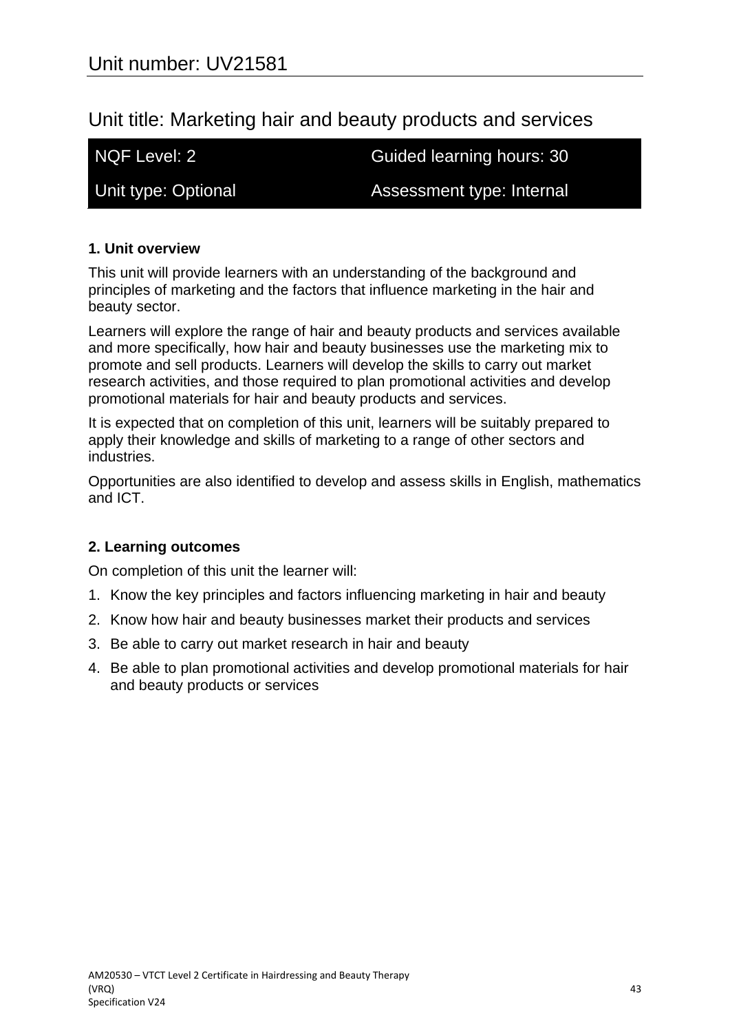## Unit number: UV21581

## Unit title: Marketing hair and beauty products and services

| NQF Level: 2 | Guided learning hours: 30 |
|---|---|
| Unit type: Optional | Assessment type: Internal |

### 1. Unit overview

This unit will provide learners with an understanding of the background and principles of marketing and the factors that influence marketing in the hair and beauty sector.

Learners will explore the range of hair and beauty products and services available and more specifically, how hair and beauty businesses use the marketing mix to promote and sell products. Learners will develop the skills to carry out market research activities, and those required to plan promotional activities and develop promotional materials for hair and beauty products and services.

It is expected that on completion of this unit, learners will be suitably prepared to apply their knowledge and skills of marketing to a range of other sectors and industries.

Opportunities are also identified to develop and assess skills in English, mathematics and ICT.

### 2. Learning outcomes

On completion of this unit the learner will:

1. Know the key principles and factors influencing marketing in hair and beauty
2. Know how hair and beauty businesses market their products and services
3. Be able to carry out market research in hair and beauty
4. Be able to plan promotional activities and develop promotional materials for hair and beauty products or services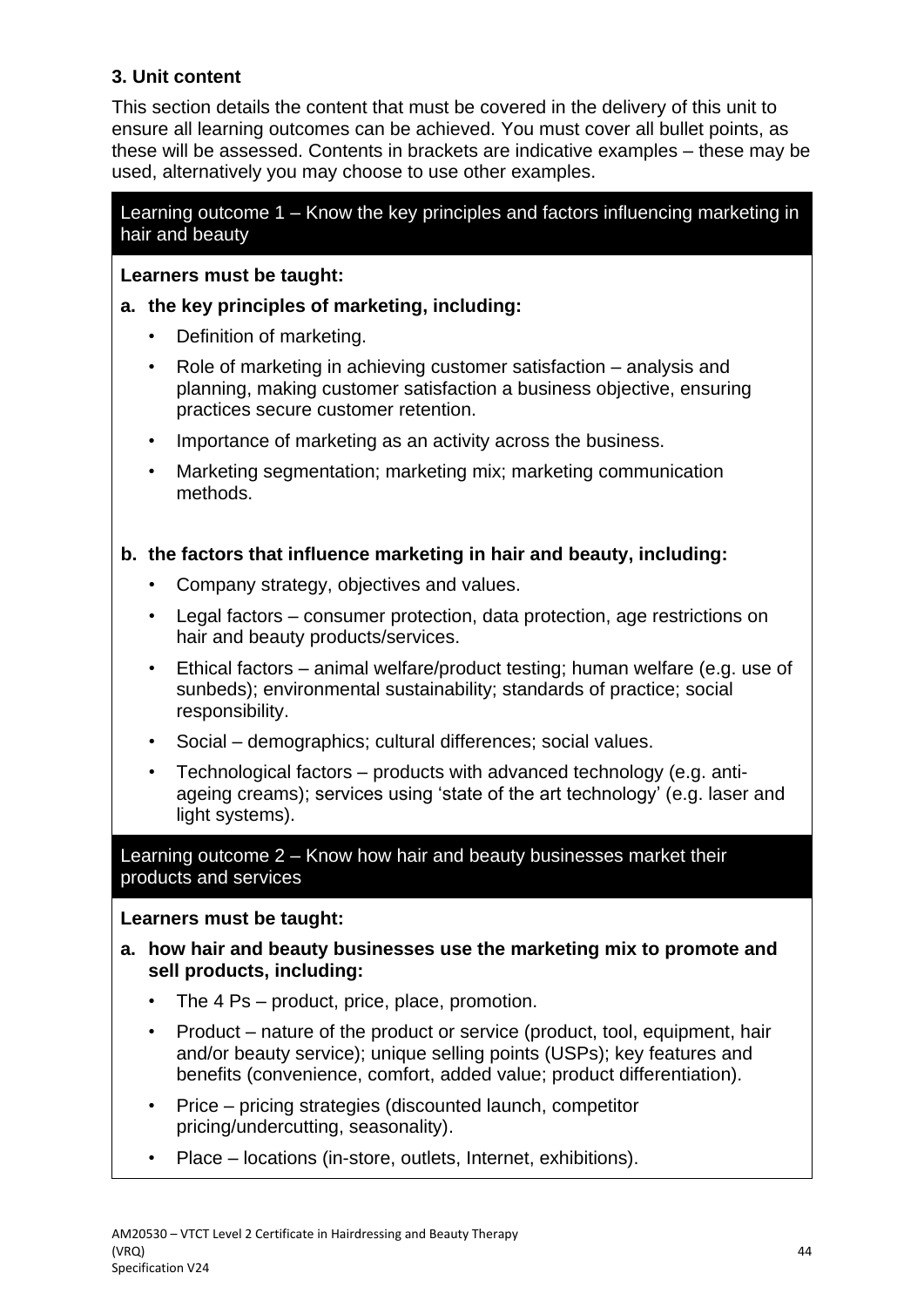### 3. Unit content

This section details the content that must be covered in the delivery of this unit to ensure all learning outcomes can be achieved. You must cover all bullet points, as these will be assessed. Contents in brackets are indicative examples – these may be used, alternatively you may choose to use other examples.

#### Learning outcome 1 – Know the key principles and factors influencing marketing in hair and beauty

**Learners must be taught:**

**a. the key principles of marketing, including:**

- Definition of marketing.
- Role of marketing in achieving customer satisfaction – analysis and planning, making customer satisfaction a business objective, ensuring practices secure customer retention.
- Importance of marketing as an activity across the business.
- Marketing segmentation; marketing mix; marketing communication methods.

**b. the factors that influence marketing in hair and beauty, including:**

- Company strategy, objectives and values.
- Legal factors – consumer protection, data protection, age restrictions on hair and beauty products/services.
- Ethical factors – animal welfare/product testing; human welfare (e.g. use of sunbeds); environmental sustainability; standards of practice; social responsibility.
- Social – demographics; cultural differences; social values.
- Technological factors – products with advanced technology (e.g. anti-ageing creams); services using 'state of the art technology' (e.g. laser and light systems).

#### Learning outcome 2 – Know how hair and beauty businesses market their products and services

**Learners must be taught:**

**a. how hair and beauty businesses use the marketing mix to promote and sell products, including:**

- The 4 Ps – product, price, place, promotion.
- Product – nature of the product or service (product, tool, equipment, hair and/or beauty service); unique selling points (USPs); key features and benefits (convenience, comfort, added value; product differentiation).
- Price – pricing strategies (discounted launch, competitor pricing/undercutting, seasonality).
- Place – locations (in-store, outlets, Internet, exhibitions).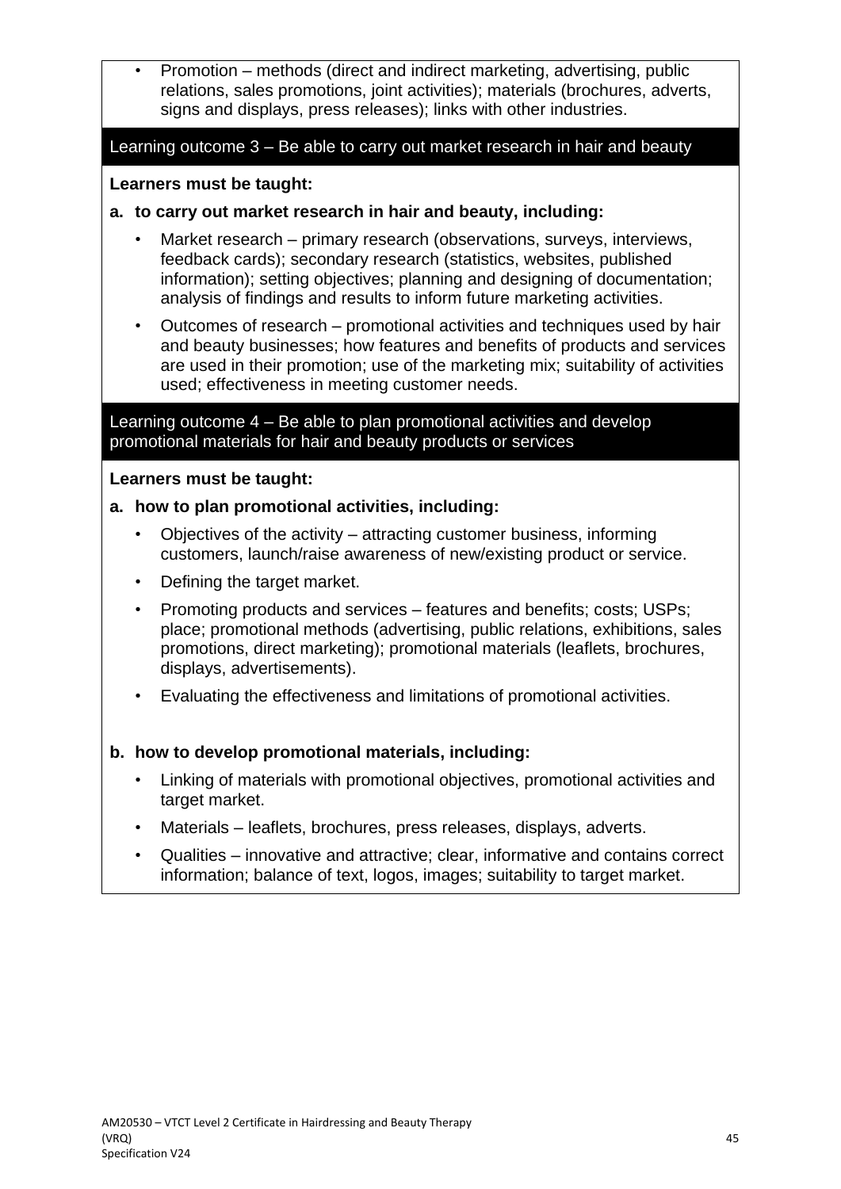- Promotion – methods (direct and indirect marketing, advertising, public relations, sales promotions, joint activities); materials (brochures, adverts, signs and displays, press releases); links with other industries.

## Learning outcome 3 – Be able to carry out market research in hair and beauty

**Learners must be taught:**

**a. to carry out market research in hair and beauty, including:**

- Market research – primary research (observations, surveys, interviews, feedback cards); secondary research (statistics, websites, published information); setting objectives; planning and designing of documentation; analysis of findings and results to inform future marketing activities.
- Outcomes of research – promotional activities and techniques used by hair and beauty businesses; how features and benefits of products and services are used in their promotion; use of the marketing mix; suitability of activities used; effectiveness in meeting customer needs.

## Learning outcome 4 – Be able to plan promotional activities and develop promotional materials for hair and beauty products or services

**Learners must be taught:**

**a. how to plan promotional activities, including:**

- Objectives of the activity – attracting customer business, informing customers, launch/raise awareness of new/existing product or service.
- Defining the target market.
- Promoting products and services – features and benefits; costs; USPs; place; promotional methods (advertising, public relations, exhibitions, sales promotions, direct marketing); promotional materials (leaflets, brochures, displays, advertisements).
- Evaluating the effectiveness and limitations of promotional activities.

**b. how to develop promotional materials, including:**

- Linking of materials with promotional objectives, promotional activities and target market.
- Materials – leaflets, brochures, press releases, displays, adverts.
- Qualities – innovative and attractive; clear, informative and contains correct information; balance of text, logos, images; suitability to target market.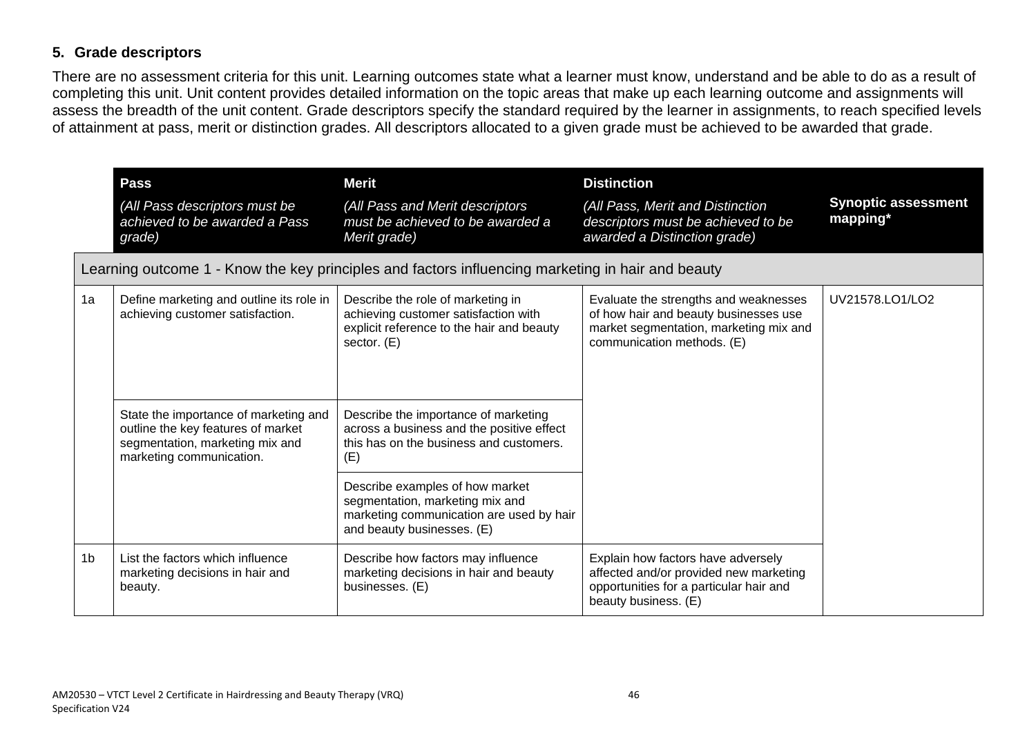## 5. Grade descriptors

There are no assessment criteria for this unit. Learning outcomes state what a learner must know, understand and be able to do as a result of completing this unit. Unit content provides detailed information on the topic areas that make up each learning outcome and assignments will assess the breadth of the unit content. Grade descriptors specify the standard required by the learner in assignments, to reach specified levels of attainment at pass, merit or distinction grades. All descriptors allocated to a given grade must be achieved to be awarded that grade.

| | **Pass** *(All Pass descriptors must be achieved to be awarded a Pass grade)* | **Merit** *(All Pass and Merit descriptors must be achieved to be awarded a Merit grade)* | **Distinction** *(All Pass, Merit and Distinction descriptors must be achieved to be awarded a Distinction grade)* | **Synoptic assessment mapping*** |
|---|---|---|---|---|
| Learning outcome 1 - Know the key principles and factors influencing marketing in hair and beauty | | | | |
| 1a | Define marketing and outline its role in achieving customer satisfaction. | Describe the role of marketing in achieving customer satisfaction with explicit reference to the hair and beauty sector. (E) | Evaluate the strengths and weaknesses of how hair and beauty businesses use market segmentation, marketing mix and communication methods. (E) | UV21578.LO1/LO2 |
| | State the importance of marketing and outline the key features of market segmentation, marketing mix and marketing communication. | Describe the importance of marketing across a business and the positive effect this has on the business and customers. (E) | | |
| | | Describe examples of how market segmentation, marketing mix and marketing communication are used by hair and beauty businesses. (E) | | |
| 1b | List the factors which influence marketing decisions in hair and beauty. | Describe how factors may influence marketing decisions in hair and beauty businesses. (E) | Explain how factors have adversely affected and/or provided new marketing opportunities for a particular hair and beauty business. (E) | |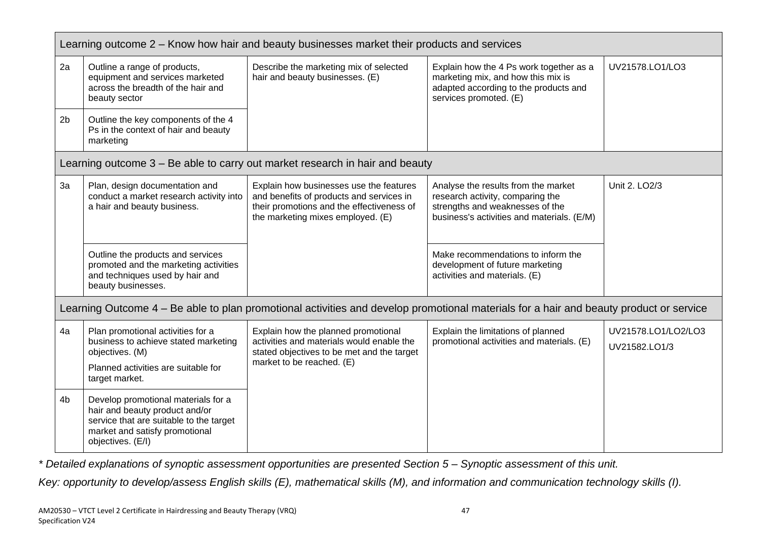| | | | | |
|---|---|---|---|---|
| **Learning outcome 2 – Know how hair and beauty businesses market their products and services** | | | | |
| 2a | Outline a range of products, equipment and services marketed across the breadth of the hair and beauty sector | Describe the marketing mix of selected hair and beauty businesses. (E) | Explain how the 4 Ps work together as a marketing mix, and how this mix is adapted according to the products and services promoted. (E) | UV21578.LO1/LO3 |
| 2b | Outline the key components of the 4 Ps in the context of hair and beauty marketing | | | |
| **Learning outcome 3 – Be able to carry out market research in hair and beauty** | | | | |
| 3a | Plan, design documentation and conduct a market research activity into a hair and beauty business. | Explain how businesses use the features and benefits of products and services in their promotions and the effectiveness of the marketing mixes employed. (E) | Analyse the results from the market research activity, comparing the strengths and weaknesses of the business's activities and materials. (E/M) | Unit 2. LO2/3 |
| | Outline the products and services promoted and the marketing activities and techniques used by hair and beauty businesses. | | Make recommendations to inform the development of future marketing activities and materials. (E) | |
| **Learning Outcome 4 – Be able to plan promotional activities and develop promotional materials for a hair and beauty product or service** | | | | |
| 4a | Plan promotional activities for a business to achieve stated marketing objectives. (M)<br>Planned activities are suitable for target market. | Explain how the planned promotional activities and materials would enable the stated objectives to be met and the target market to be reached. (E) | Explain the limitations of planned promotional activities and materials. (E) | UV21578.LO1/LO2/LO3<br>UV21582.LO1/3 |
| 4b | Develop promotional materials for a hair and beauty product and/or service that are suitable to the target market and satisfy promotional objectives. (E/I) | | | |

*\* Detailed explanations of synoptic assessment opportunities are presented Section 5 – Synoptic assessment of this unit.*

*Key: opportunity to develop/assess English skills (E), mathematical skills (M), and information and communication technology skills (I).*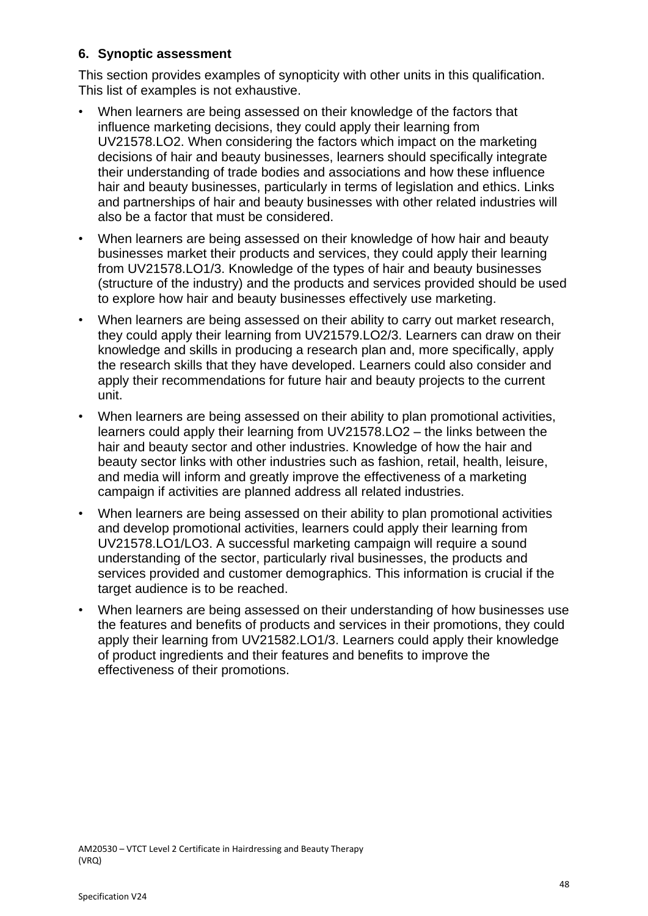## 6. Synoptic assessment

This section provides examples of synopticity with other units in this qualification. This list of examples is not exhaustive.

- When learners are being assessed on their knowledge of the factors that influence marketing decisions, they could apply their learning from UV21578.LO2. When considering the factors which impact on the marketing decisions of hair and beauty businesses, learners should specifically integrate their understanding of trade bodies and associations and how these influence hair and beauty businesses, particularly in terms of legislation and ethics. Links and partnerships of hair and beauty businesses with other related industries will also be a factor that must be considered.
- When learners are being assessed on their knowledge of how hair and beauty businesses market their products and services, they could apply their learning from UV21578.LO1/3. Knowledge of the types of hair and beauty businesses (structure of the industry) and the products and services provided should be used to explore how hair and beauty businesses effectively use marketing.
- When learners are being assessed on their ability to carry out market research, they could apply their learning from UV21579.LO2/3. Learners can draw on their knowledge and skills in producing a research plan and, more specifically, apply the research skills that they have developed. Learners could also consider and apply their recommendations for future hair and beauty projects to the current unit.
- When learners are being assessed on their ability to plan promotional activities, learners could apply their learning from UV21578.LO2 – the links between the hair and beauty sector and other industries. Knowledge of how the hair and beauty sector links with other industries such as fashion, retail, health, leisure, and media will inform and greatly improve the effectiveness of a marketing campaign if activities are planned address all related industries.
- When learners are being assessed on their ability to plan promotional activities and develop promotional activities, learners could apply their learning from UV21578.LO1/LO3. A successful marketing campaign will require a sound understanding of the sector, particularly rival businesses, the products and services provided and customer demographics. This information is crucial if the target audience is to be reached.
- When learners are being assessed on their understanding of how businesses use the features and benefits of products and services in their promotions, they could apply their learning from UV21582.LO1/3. Learners could apply their knowledge of product ingredients and their features and benefits to improve the effectiveness of their promotions.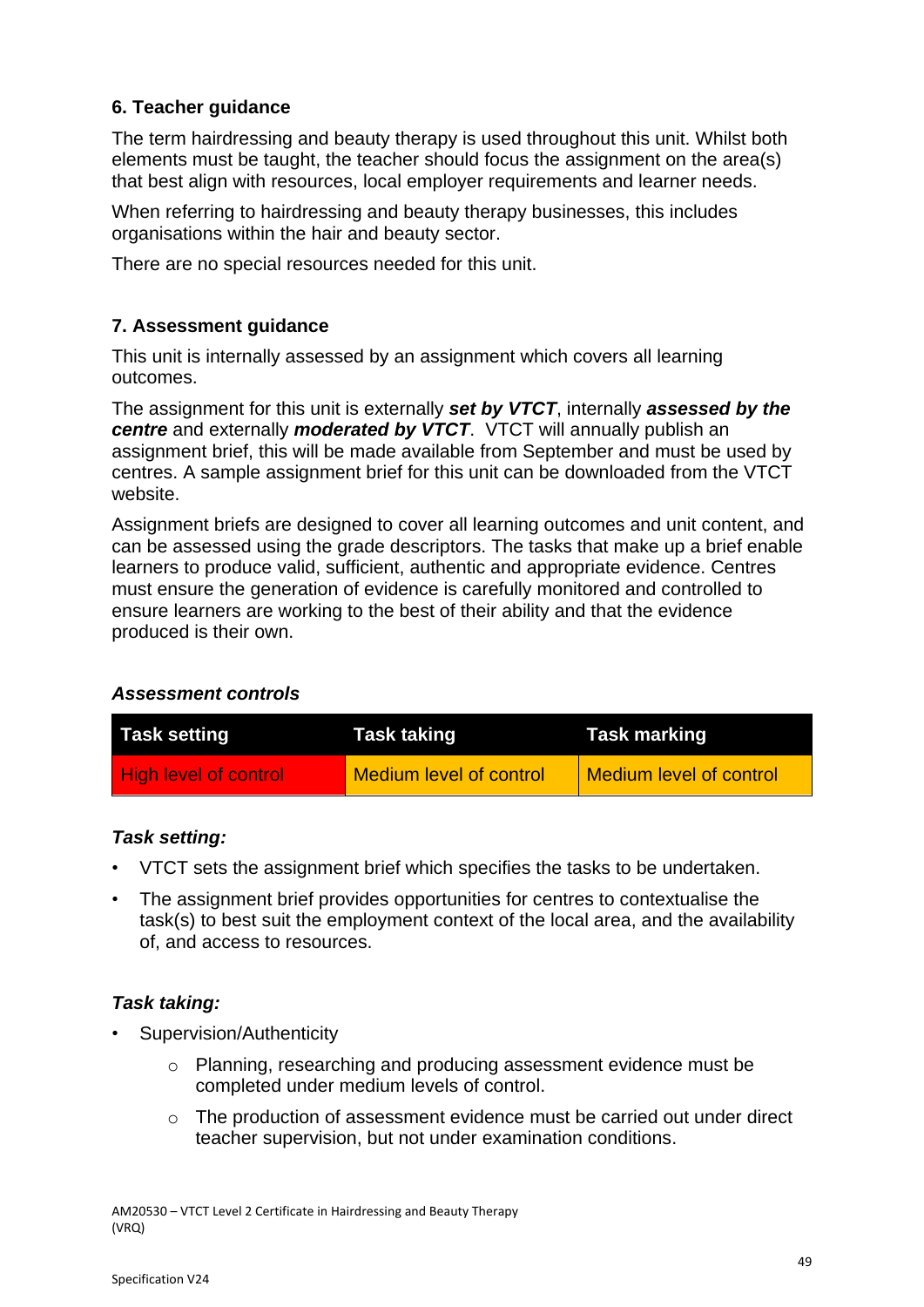## 6. Teacher guidance

The term hairdressing and beauty therapy is used throughout this unit. Whilst both elements must be taught, the teacher should focus the assignment on the area(s) that best align with resources, local employer requirements and learner needs.

When referring to hairdressing and beauty therapy businesses, this includes organisations within the hair and beauty sector.

There are no special resources needed for this unit.

## 7. Assessment guidance

This unit is internally assessed by an assignment which covers all learning outcomes.

The assignment for this unit is externally ***set by VTCT***, internally ***assessed by the centre*** and externally ***moderated by VTCT***. VTCT will annually publish an assignment brief, this will be made available from September and must be used by centres. A sample assignment brief for this unit can be downloaded from the VTCT website.

Assignment briefs are designed to cover all learning outcomes and unit content, and can be assessed using the grade descriptors. The tasks that make up a brief enable learners to produce valid, sufficient, authentic and appropriate evidence. Centres must ensure the generation of evidence is carefully monitored and controlled to ensure learners are working to the best of their ability and that the evidence produced is their own.

### *Assessment controls*

| Task setting | Task taking | Task marking |
|---|---|---|
| High level of control | Medium level of control | Medium level of control |

### *Task setting:*

- VTCT sets the assignment brief which specifies the tasks to be undertaken.
- The assignment brief provides opportunities for centres to contextualise the task(s) to best suit the employment context of the local area, and the availability of, and access to resources.

### *Task taking:*

- Supervision/Authenticity
    - Planning, researching and producing assessment evidence must be completed under medium levels of control.
    - The production of assessment evidence must be carried out under direct teacher supervision, but not under examination conditions.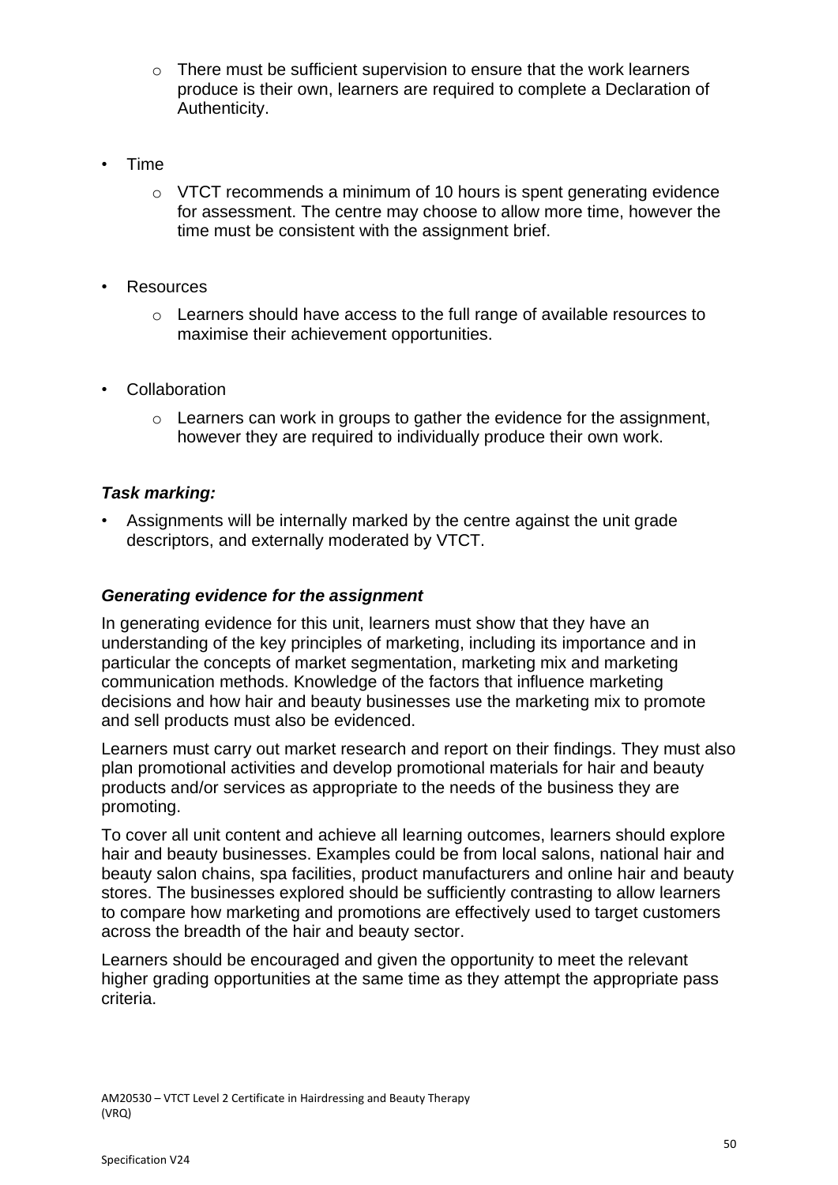- There must be sufficient supervision to ensure that the work learners produce is their own, learners are required to complete a Declaration of Authenticity.

- Time
  - VTCT recommends a minimum of 10 hours is spent generating evidence for assessment. The centre may choose to allow more time, however the time must be consistent with the assignment brief.

- Resources
  - Learners should have access to the full range of available resources to maximise their achievement opportunities.

- Collaboration
  - Learners can work in groups to gather the evidence for the assignment, however they are required to individually produce their own work.

***Task marking:***

- Assignments will be internally marked by the centre against the unit grade descriptors, and externally moderated by VTCT.

***Generating evidence for the assignment***

In generating evidence for this unit, learners must show that they have an understanding of the key principles of marketing, including its importance and in particular the concepts of market segmentation, marketing mix and marketing communication methods. Knowledge of the factors that influence marketing decisions and how hair and beauty businesses use the marketing mix to promote and sell products must also be evidenced.

Learners must carry out market research and report on their findings. They must also plan promotional activities and develop promotional materials for hair and beauty products and/or services as appropriate to the needs of the business they are promoting.

To cover all unit content and achieve all learning outcomes, learners should explore hair and beauty businesses. Examples could be from local salons, national hair and beauty salon chains, spa facilities, product manufacturers and online hair and beauty stores. The businesses explored should be sufficiently contrasting to allow learners to compare how marketing and promotions are effectively used to target customers across the breadth of the hair and beauty sector.

Learners should be encouraged and given the opportunity to meet the relevant higher grading opportunities at the same time as they attempt the appropriate pass criteria.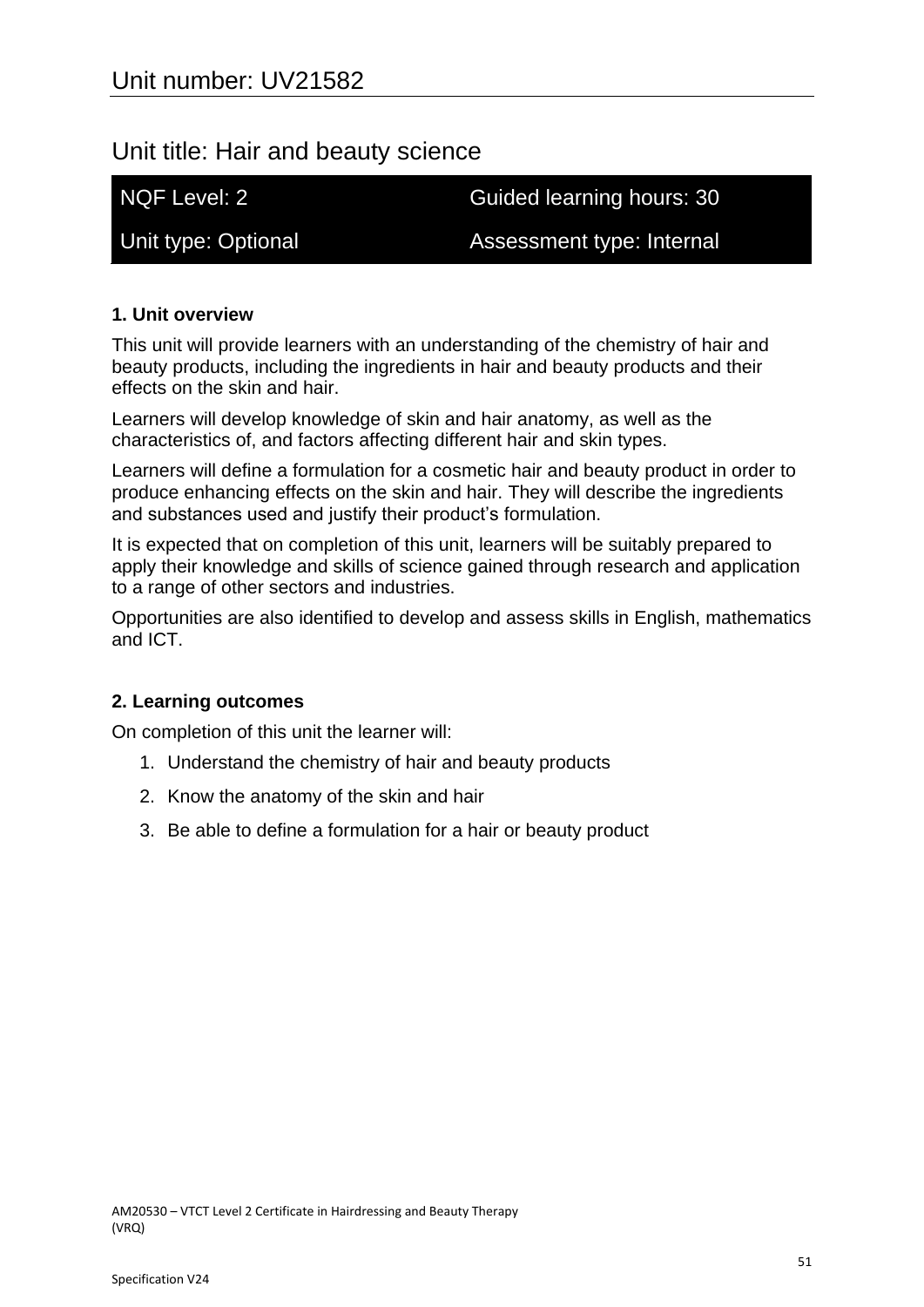# Unit number: UV21582

## Unit title: Hair and beauty science

| NQF Level: 2 | Guided learning hours: 30 |
|---|---|
| Unit type: Optional | Assessment type: Internal |

### 1. Unit overview

This unit will provide learners with an understanding of the chemistry of hair and beauty products, including the ingredients in hair and beauty products and their effects on the skin and hair.

Learners will develop knowledge of skin and hair anatomy, as well as the characteristics of, and factors affecting different hair and skin types.

Learners will define a formulation for a cosmetic hair and beauty product in order to produce enhancing effects on the skin and hair. They will describe the ingredients and substances used and justify their product's formulation.

It is expected that on completion of this unit, learners will be suitably prepared to apply their knowledge and skills of science gained through research and application to a range of other sectors and industries.

Opportunities are also identified to develop and assess skills in English, mathematics and ICT.

### 2. Learning outcomes

On completion of this unit the learner will:

1. Understand the chemistry of hair and beauty products
2. Know the anatomy of the skin and hair
3. Be able to define a formulation for a hair or beauty product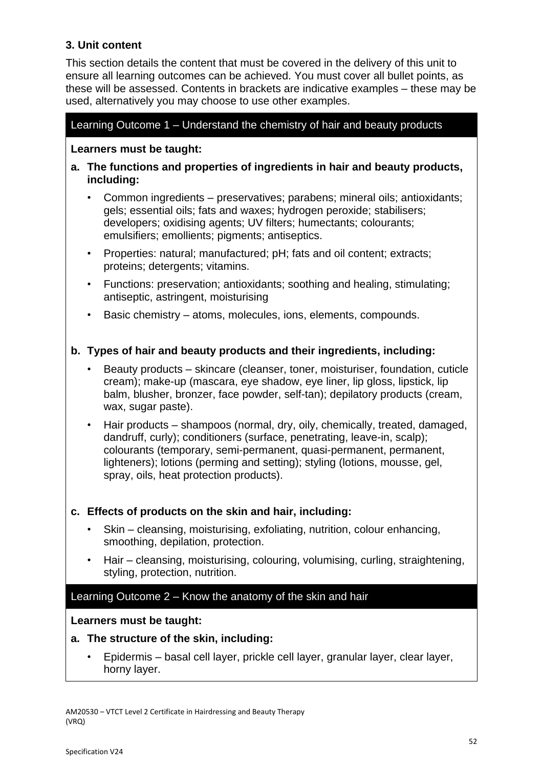## 3. Unit content

This section details the content that must be covered in the delivery of this unit to ensure all learning outcomes can be achieved. You must cover all bullet points, as these will be assessed. Contents in brackets are indicative examples – these may be used, alternatively you may choose to use other examples.

### Learning Outcome 1 – Understand the chemistry of hair and beauty products

**Learners must be taught:**

**a. The functions and properties of ingredients in hair and beauty products, including:**

- Common ingredients – preservatives; parabens; mineral oils; antioxidants; gels; essential oils; fats and waxes; hydrogen peroxide; stabilisers; developers; oxidising agents; UV filters; humectants; colourants; emulsifiers; emollients; pigments; antiseptics.
- Properties: natural; manufactured; pH; fats and oil content; extracts; proteins; detergents; vitamins.
- Functions: preservation; antioxidants; soothing and healing, stimulating; antiseptic, astringent, moisturising
- Basic chemistry – atoms, molecules, ions, elements, compounds.

**b. Types of hair and beauty products and their ingredients, including:**

- Beauty products – skincare (cleanser, toner, moisturiser, foundation, cuticle cream); make-up (mascara, eye shadow, eye liner, lip gloss, lipstick, lip balm, blusher, bronzer, face powder, self-tan); depilatory products (cream, wax, sugar paste).
- Hair products – shampoos (normal, dry, oily, chemically, treated, damaged, dandruff, curly); conditioners (surface, penetrating, leave-in, scalp); colourants (temporary, semi-permanent, quasi-permanent, permanent, lighteners); lotions (perming and setting); styling (lotions, mousse, gel, spray, oils, heat protection products).

**c. Effects of products on the skin and hair, including:**

- Skin – cleansing, moisturising, exfoliating, nutrition, colour enhancing, smoothing, depilation, protection.
- Hair – cleansing, moisturising, colouring, volumising, curling, straightening, styling, protection, nutrition.

### Learning Outcome 2 – Know the anatomy of the skin and hair

**Learners must be taught:**

**a. The structure of the skin, including:**

- Epidermis – basal cell layer, prickle cell layer, granular layer, clear layer, horny layer.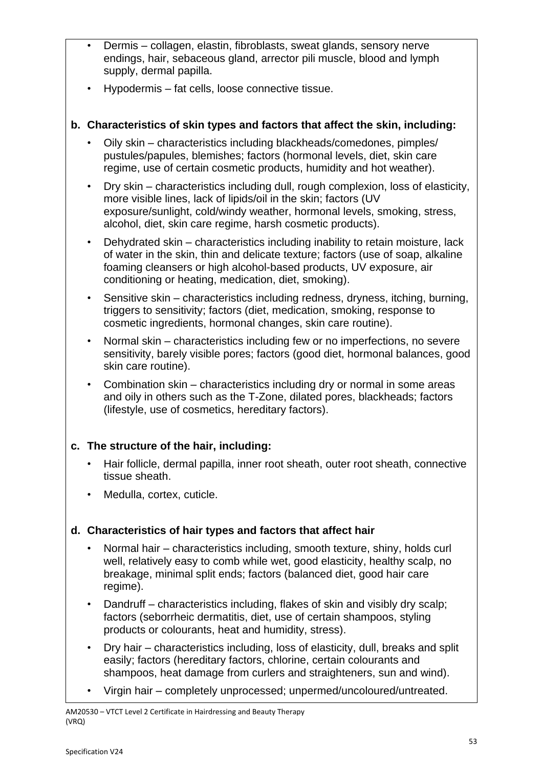- Dermis – collagen, elastin, fibroblasts, sweat glands, sensory nerve endings, hair, sebaceous gland, arrector pili muscle, blood and lymph supply, dermal papilla.
- Hypodermis – fat cells, loose connective tissue.

**b. Characteristics of skin types and factors that affect the skin, including:**

- Oily skin – characteristics including blackheads/comedones, pimples/ pustules/papules, blemishes; factors (hormonal levels, diet, skin care regime, use of certain cosmetic products, humidity and hot weather).
- Dry skin – characteristics including dull, rough complexion, loss of elasticity, more visible lines, lack of lipids/oil in the skin; factors (UV exposure/sunlight, cold/windy weather, hormonal levels, smoking, stress, alcohol, diet, skin care regime, harsh cosmetic products).
- Dehydrated skin – characteristics including inability to retain moisture, lack of water in the skin, thin and delicate texture; factors (use of soap, alkaline foaming cleansers or high alcohol-based products, UV exposure, air conditioning or heating, medication, diet, smoking).
- Sensitive skin – characteristics including redness, dryness, itching, burning, triggers to sensitivity; factors (diet, medication, smoking, response to cosmetic ingredients, hormonal changes, skin care routine).
- Normal skin – characteristics including few or no imperfections, no severe sensitivity, barely visible pores; factors (good diet, hormonal balances, good skin care routine).
- Combination skin – characteristics including dry or normal in some areas and oily in others such as the T-Zone, dilated pores, blackheads; factors (lifestyle, use of cosmetics, hereditary factors).

**c. The structure of the hair, including:**

- Hair follicle, dermal papilla, inner root sheath, outer root sheath, connective tissue sheath.
- Medulla, cortex, cuticle.

**d. Characteristics of hair types and factors that affect hair**

- Normal hair – characteristics including, smooth texture, shiny, holds curl well, relatively easy to comb while wet, good elasticity, healthy scalp, no breakage, minimal split ends; factors (balanced diet, good hair care regime).
- Dandruff – characteristics including, flakes of skin and visibly dry scalp; factors (seborrheic dermatitis, diet, use of certain shampoos, styling products or colourants, heat and humidity, stress).
- Dry hair – characteristics including, loss of elasticity, dull, breaks and split easily; factors (hereditary factors, chlorine, certain colourants and shampoos, heat damage from curlers and straighteners, sun and wind).
- Virgin hair – completely unprocessed; unpermed/uncoloured/untreated.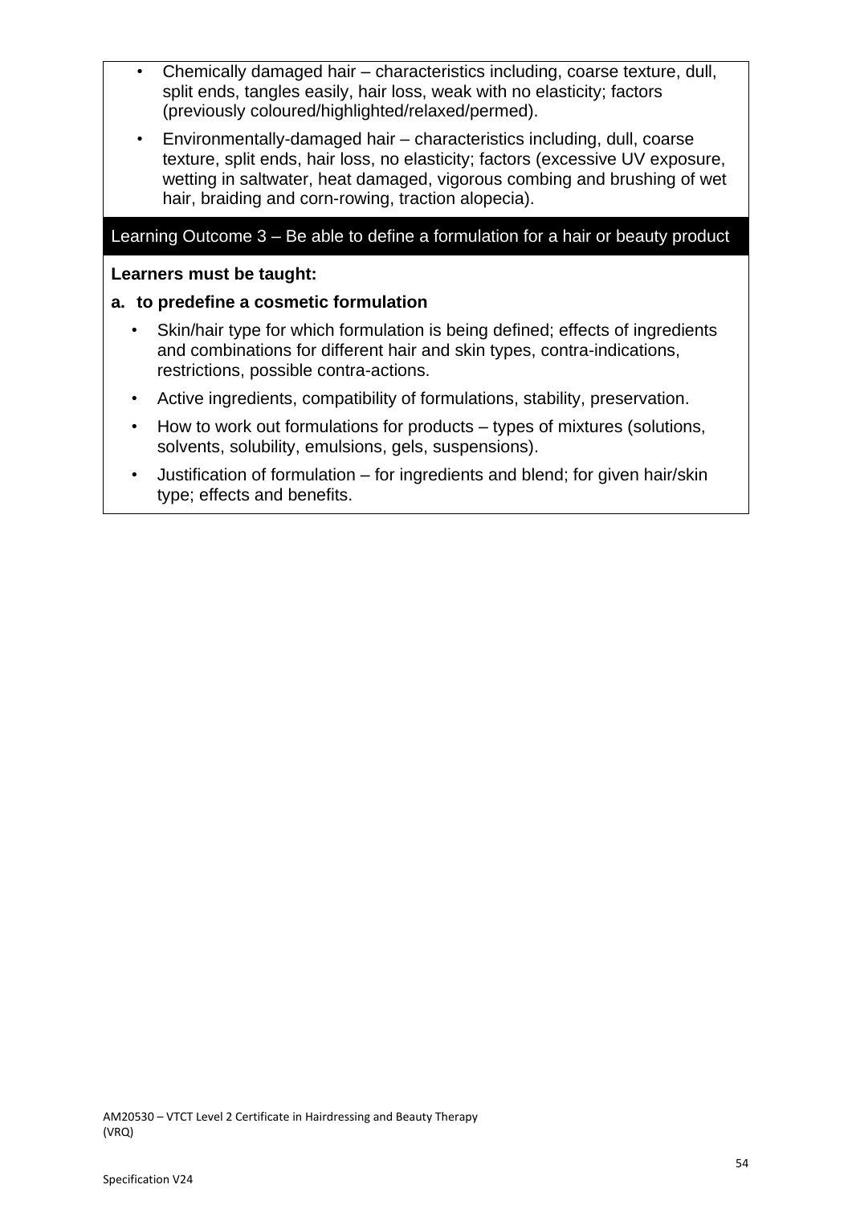- Chemically damaged hair – characteristics including, coarse texture, dull, split ends, tangles easily, hair loss, weak with no elasticity; factors (previously coloured/highlighted/relaxed/permed).
- Environmentally-damaged hair – characteristics including, dull, coarse texture, split ends, hair loss, no elasticity; factors (excessive UV exposure, wetting in saltwater, heat damaged, vigorous combing and brushing of wet hair, braiding and corn-rowing, traction alopecia).

## Learning Outcome 3 – Be able to define a formulation for a hair or beauty product

**Learners must be taught:**

**a. to predefine a cosmetic formulation**

- Skin/hair type for which formulation is being defined; effects of ingredients and combinations for different hair and skin types, contra-indications, restrictions, possible contra-actions.
- Active ingredients, compatibility of formulations, stability, preservation.
- How to work out formulations for products – types of mixtures (solutions, solvents, solubility, emulsions, gels, suspensions).
- Justification of formulation – for ingredients and blend; for given hair/skin type; effects and benefits.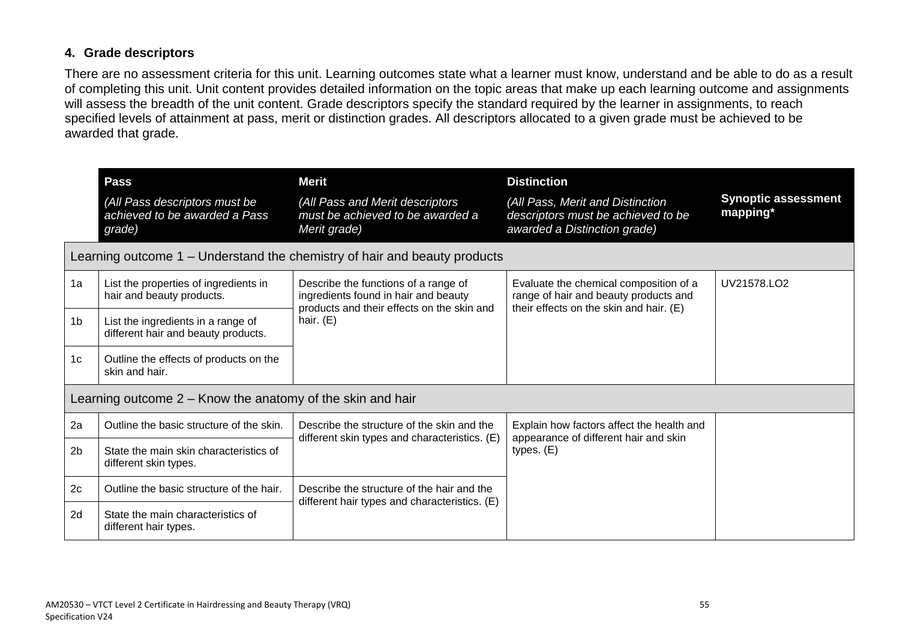## 4. Grade descriptors

There are no assessment criteria for this unit. Learning outcomes state what a learner must know, understand and be able to do as a result of completing this unit. Unit content provides detailed information on the topic areas that make up each learning outcome and assignments will assess the breadth of the unit content. Grade descriptors specify the standard required by the learner in assignments, to reach specified levels of attainment at pass, merit or distinction grades. All descriptors allocated to a given grade must be achieved to be awarded that grade.

| | **Pass** *(All Pass descriptors must be achieved to be awarded a Pass grade)* | **Merit** *(All Pass and Merit descriptors must be achieved to be awarded a Merit grade)* | **Distinction** *(All Pass, Merit and Distinction descriptors must be achieved to be awarded a Distinction grade)* | **Synoptic assessment mapping*** |
|---|---|---|---|---|
| **Learning outcome 1 – Understand the chemistry of hair and beauty products** | | | | |
| 1a | List the properties of ingredients in hair and beauty products. | Describe the functions of a range of ingredients found in hair and beauty products and their effects on the skin and hair. (E) | Evaluate the chemical composition of a range of hair and beauty products and their effects on the skin and hair. (E) | UV21578.LO2 |
| 1b | List the ingredients in a range of different hair and beauty products. | | | |
| 1c | Outline the effects of products on the skin and hair. | | | |
| **Learning outcome 2 – Know the anatomy of the skin and hair** | | | | |
| 2a | Outline the basic structure of the skin. | Describe the structure of the skin and the different skin types and characteristics. (E) | Explain how factors affect the health and appearance of different hair and skin types. (E) | |
| 2b | State the main skin characteristics of different skin types. | | | |
| 2c | Outline the basic structure of the hair. | Describe the structure of the hair and the different hair types and characteristics. (E) | | |
| 2d | State the main characteristics of different hair types. | | | |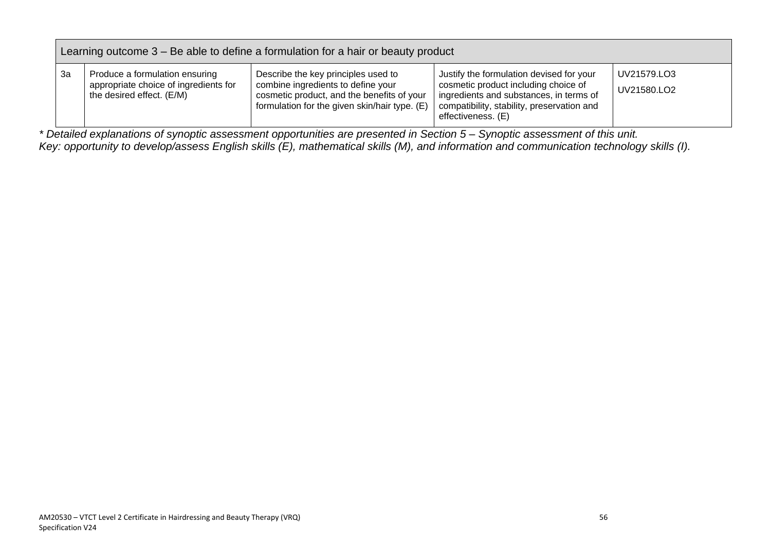| Learning outcome 3 – Be able to define a formulation for a hair or beauty product | | | | |
|---|---|---|---|---|
| 3a | Produce a formulation ensuring appropriate choice of ingredients for the desired effect. (E/M) | Describe the key principles used to combine ingredients to define your cosmetic product, and the benefits of your formulation for the given skin/hair type. (E) | Justify the formulation devised for your cosmetic product including choice of ingredients and substances, in terms of compatibility, stability, preservation and effectiveness. (E) | UV21579.LO3<br>UV21580.LO2 |

*\* Detailed explanations of synoptic assessment opportunities are presented in Section 5 – Synoptic assessment of this unit.*
*Key: opportunity to develop/assess English skills (E), mathematical skills (M), and information and communication technology skills (I).*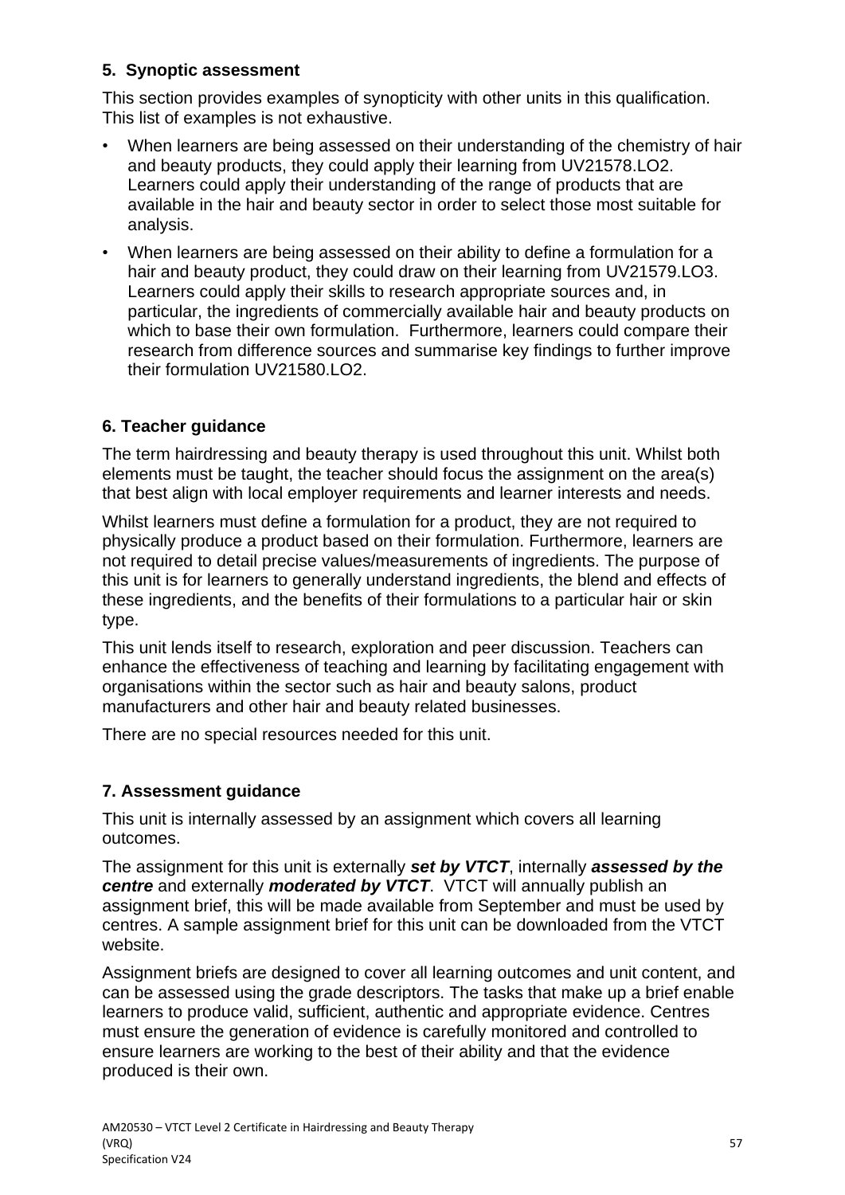## 5. Synoptic assessment

This section provides examples of synopticity with other units in this qualification. This list of examples is not exhaustive.

- When learners are being assessed on their understanding of the chemistry of hair and beauty products, they could apply their learning from UV21578.LO2. Learners could apply their understanding of the range of products that are available in the hair and beauty sector in order to select those most suitable for analysis.
- When learners are being assessed on their ability to define a formulation for a hair and beauty product, they could draw on their learning from UV21579.LO3. Learners could apply their skills to research appropriate sources and, in particular, the ingredients of commercially available hair and beauty products on which to base their own formulation. Furthermore, learners could compare their research from difference sources and summarise key findings to further improve their formulation UV21580.LO2.

## 6. Teacher guidance

The term hairdressing and beauty therapy is used throughout this unit. Whilst both elements must be taught, the teacher should focus the assignment on the area(s) that best align with local employer requirements and learner interests and needs.

Whilst learners must define a formulation for a product, they are not required to physically produce a product based on their formulation. Furthermore, learners are not required to detail precise values/measurements of ingredients. The purpose of this unit is for learners to generally understand ingredients, the blend and effects of these ingredients, and the benefits of their formulations to a particular hair or skin type.

This unit lends itself to research, exploration and peer discussion. Teachers can enhance the effectiveness of teaching and learning by facilitating engagement with organisations within the sector such as hair and beauty salons, product manufacturers and other hair and beauty related businesses.

There are no special resources needed for this unit.

## 7. Assessment guidance

This unit is internally assessed by an assignment which covers all learning outcomes.

The assignment for this unit is externally ***set by VTCT***, internally ***assessed by the centre*** and externally ***moderated by VTCT***. VTCT will annually publish an assignment brief, this will be made available from September and must be used by centres. A sample assignment brief for this unit can be downloaded from the VTCT website.

Assignment briefs are designed to cover all learning outcomes and unit content, and can be assessed using the grade descriptors. The tasks that make up a brief enable learners to produce valid, sufficient, authentic and appropriate evidence. Centres must ensure the generation of evidence is carefully monitored and controlled to ensure learners are working to the best of their ability and that the evidence produced is their own.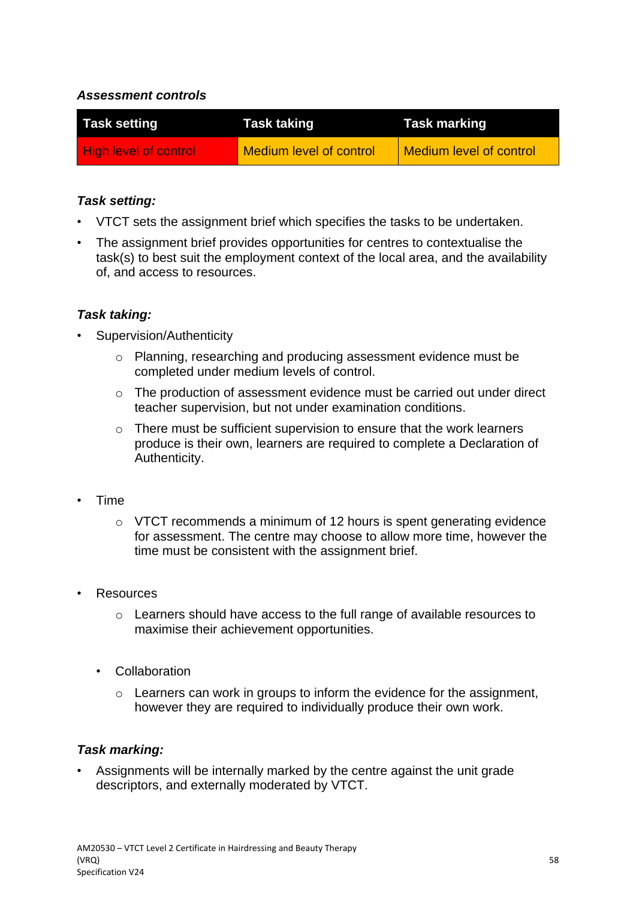***Assessment controls***

| Task setting | Task taking | Task marking |
| --- | --- | --- |
| High level of control | Medium level of control | Medium level of control |

***Task setting:***

- VTCT sets the assignment brief which specifies the tasks to be undertaken.
- The assignment brief provides opportunities for centres to contextualise the task(s) to best suit the employment context of the local area, and the availability of, and access to resources.

***Task taking:***

- Supervision/Authenticity
  - Planning, researching and producing assessment evidence must be completed under medium levels of control.
  - The production of assessment evidence must be carried out under direct teacher supervision, but not under examination conditions.
  - There must be sufficient supervision to ensure that the work learners produce is their own, learners are required to complete a Declaration of Authenticity.
- Time
  - VTCT recommends a minimum of 12 hours is spent generating evidence for assessment. The centre may choose to allow more time, however the time must be consistent with the assignment brief.
- Resources
  - Learners should have access to the full range of available resources to maximise their achievement opportunities.
- Collaboration
  - Learners can work in groups to inform the evidence for the assignment, however they are required to individually produce their own work.

***Task marking:***

- Assignments will be internally marked by the centre against the unit grade descriptors, and externally moderated by VTCT.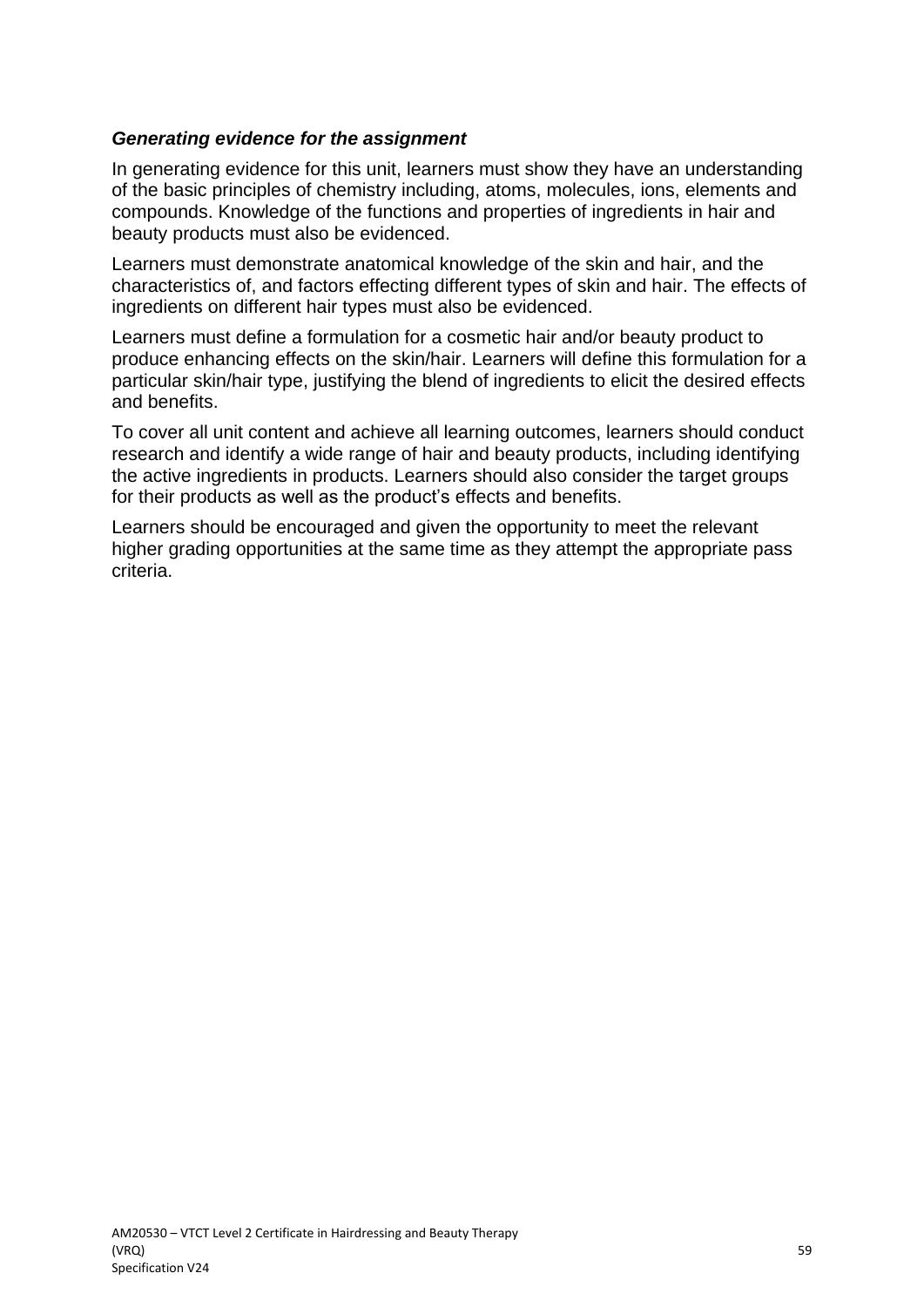***Generating evidence for the assignment***

In generating evidence for this unit, learners must show they have an understanding of the basic principles of chemistry including, atoms, molecules, ions, elements and compounds. Knowledge of the functions and properties of ingredients in hair and beauty products must also be evidenced.

Learners must demonstrate anatomical knowledge of the skin and hair, and the characteristics of, and factors effecting different types of skin and hair. The effects of ingredients on different hair types must also be evidenced.

Learners must define a formulation for a cosmetic hair and/or beauty product to produce enhancing effects on the skin/hair. Learners will define this formulation for a particular skin/hair type, justifying the blend of ingredients to elicit the desired effects and benefits.

To cover all unit content and achieve all learning outcomes, learners should conduct research and identify a wide range of hair and beauty products, including identifying the active ingredients in products. Learners should also consider the target groups for their products as well as the product's effects and benefits.

Learners should be encouraged and given the opportunity to meet the relevant higher grading opportunities at the same time as they attempt the appropriate pass criteria.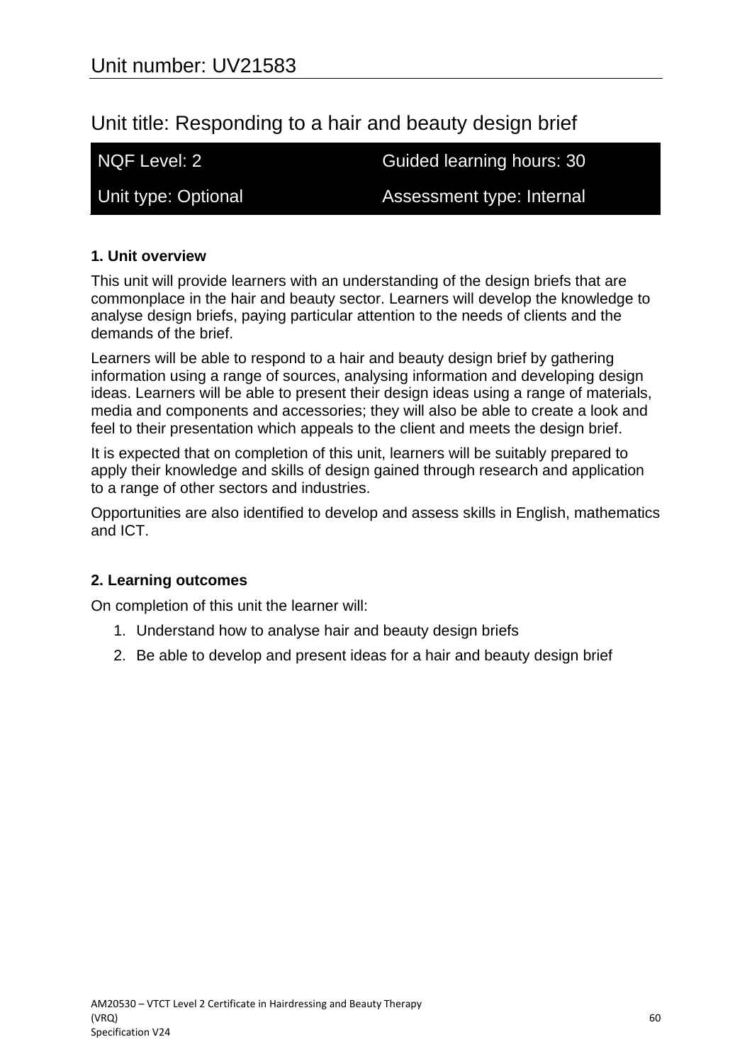# Unit number: UV21583

## Unit title: Responding to a hair and beauty design brief

| NQF Level: 2 | Guided learning hours: 30 |
| --- | --- |
| Unit type: Optional | Assessment type: Internal |

### 1. Unit overview

This unit will provide learners with an understanding of the design briefs that are commonplace in the hair and beauty sector. Learners will develop the knowledge to analyse design briefs, paying particular attention to the needs of clients and the demands of the brief.

Learners will be able to respond to a hair and beauty design brief by gathering information using a range of sources, analysing information and developing design ideas. Learners will be able to present their design ideas using a range of materials, media and components and accessories; they will also be able to create a look and feel to their presentation which appeals to the client and meets the design brief.

It is expected that on completion of this unit, learners will be suitably prepared to apply their knowledge and skills of design gained through research and application to a range of other sectors and industries.

Opportunities are also identified to develop and assess skills in English, mathematics and ICT.

### 2. Learning outcomes

On completion of this unit the learner will:

1. Understand how to analyse hair and beauty design briefs
2. Be able to develop and present ideas for a hair and beauty design brief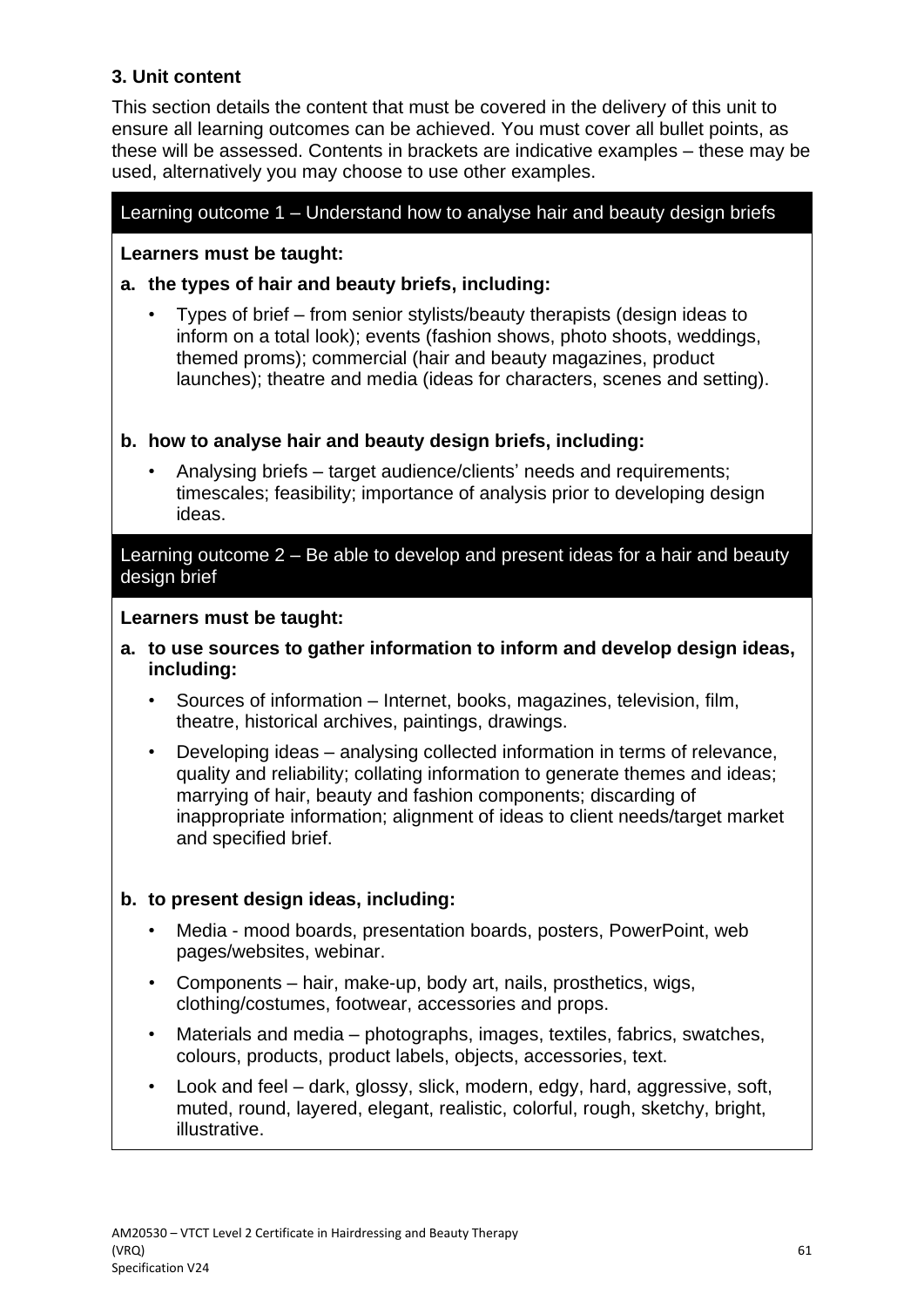### 3. Unit content

This section details the content that must be covered in the delivery of this unit to ensure all learning outcomes can be achieved. You must cover all bullet points, as these will be assessed. Contents in brackets are indicative examples – these may be used, alternatively you may choose to use other examples.

#### Learning outcome 1 – Understand how to analyse hair and beauty design briefs

**Learners must be taught:**

**a. the types of hair and beauty briefs, including:**

- Types of brief – from senior stylists/beauty therapists (design ideas to inform on a total look); events (fashion shows, photo shoots, weddings, themed proms); commercial (hair and beauty magazines, product launches); theatre and media (ideas for characters, scenes and setting).

**b. how to analyse hair and beauty design briefs, including:**

- Analysing briefs – target audience/clients' needs and requirements; timescales; feasibility; importance of analysis prior to developing design ideas.

#### Learning outcome 2 – Be able to develop and present ideas for a hair and beauty design brief

**Learners must be taught:**

**a. to use sources to gather information to inform and develop design ideas, including:**

- Sources of information – Internet, books, magazines, television, film, theatre, historical archives, paintings, drawings.
- Developing ideas – analysing collected information in terms of relevance, quality and reliability; collating information to generate themes and ideas; marrying of hair, beauty and fashion components; discarding of inappropriate information; alignment of ideas to client needs/target market and specified brief.

**b. to present design ideas, including:**

- Media - mood boards, presentation boards, posters, PowerPoint, web pages/websites, webinar.
- Components – hair, make-up, body art, nails, prosthetics, wigs, clothing/costumes, footwear, accessories and props.
- Materials and media – photographs, images, textiles, fabrics, swatches, colours, products, product labels, objects, accessories, text.
- Look and feel – dark, glossy, slick, modern, edgy, hard, aggressive, soft, muted, round, layered, elegant, realistic, colorful, rough, sketchy, bright, illustrative.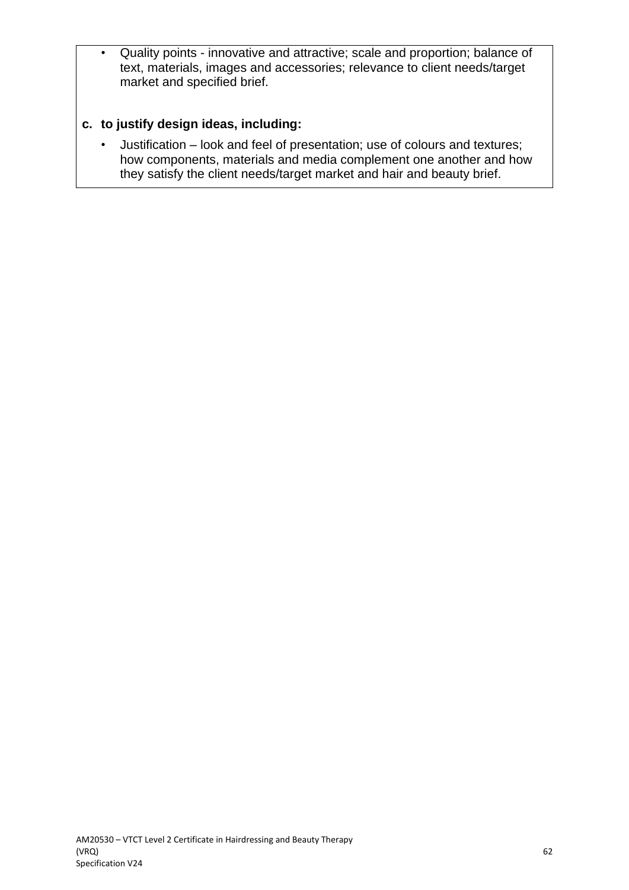- Quality points - innovative and attractive; scale and proportion; balance of text, materials, images and accessories; relevance to client needs/target market and specified brief.

**c. to justify design ideas, including:**

- Justification – look and feel of presentation; use of colours and textures; how components, materials and media complement one another and how they satisfy the client needs/target market and hair and beauty brief.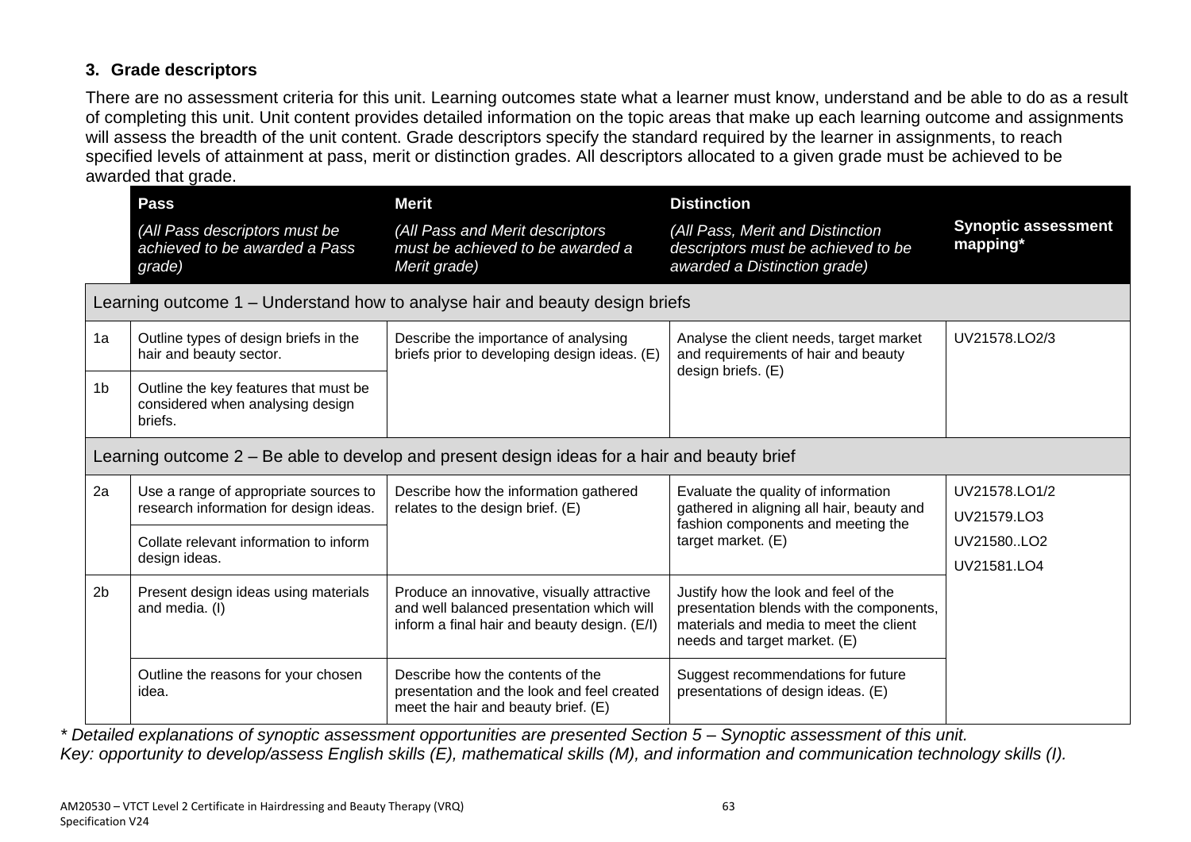## 3. Grade descriptors

There are no assessment criteria for this unit. Learning outcomes state what a learner must know, understand and be able to do as a result of completing this unit. Unit content provides detailed information on the topic areas that make up each learning outcome and assignments will assess the breadth of the unit content. Grade descriptors specify the standard required by the learner in assignments, to reach specified levels of attainment at pass, merit or distinction grades. All descriptors allocated to a given grade must be achieved to be awarded that grade.

| | **Pass**<br>*(All Pass descriptors must be achieved to be awarded a Pass grade)* | **Merit**<br>*(All Pass and Merit descriptors must be achieved to be awarded a Merit grade)* | **Distinction**<br>*(All Pass, Merit and Distinction descriptors must be achieved to be awarded a Distinction grade)* | **Synoptic assessment mapping*** |
|---|---|---|---|---|
| **Learning outcome 1 – Understand how to analyse hair and beauty design briefs** | | | | |
| 1a | Outline types of design briefs in the hair and beauty sector. | Describe the importance of analysing briefs prior to developing design ideas. (E) | Analyse the client needs, target market and requirements of hair and beauty design briefs. (E) | UV21578.LO2/3 |
| 1b | Outline the key features that must be considered when analysing design briefs. | | | |
| **Learning outcome 2 – Be able to develop and present design ideas for a hair and beauty brief** | | | | |
| 2a | Use a range of appropriate sources to research information for design ideas. | Describe how the information gathered relates to the design brief. (E) | Evaluate the quality of information gathered in aligning all hair, beauty and fashion components and meeting the target market. (E) | UV21578.LO1/2<br>UV21579.LO3<br>UV21580..LO2<br>UV21581.LO4 |
| | Collate relevant information to inform design ideas. | | | |
| 2b | Present design ideas using materials and media. (I) | Produce an innovative, visually attractive and well balanced presentation which will inform a final hair and beauty design. (E/I) | Justify how the look and feel of the presentation blends with the components, materials and media to meet the client needs and target market. (E) | |
| | Outline the reasons for your chosen idea. | Describe how the contents of the presentation and the look and feel created meet the hair and beauty brief. (E) | Suggest recommendations for future presentations of design ideas. (E) | |

*\* Detailed explanations of synoptic assessment opportunities are presented Section 5 – Synoptic assessment of this unit.*
*Key: opportunity to develop/assess English skills (E), mathematical skills (M), and information and communication technology skills (I).*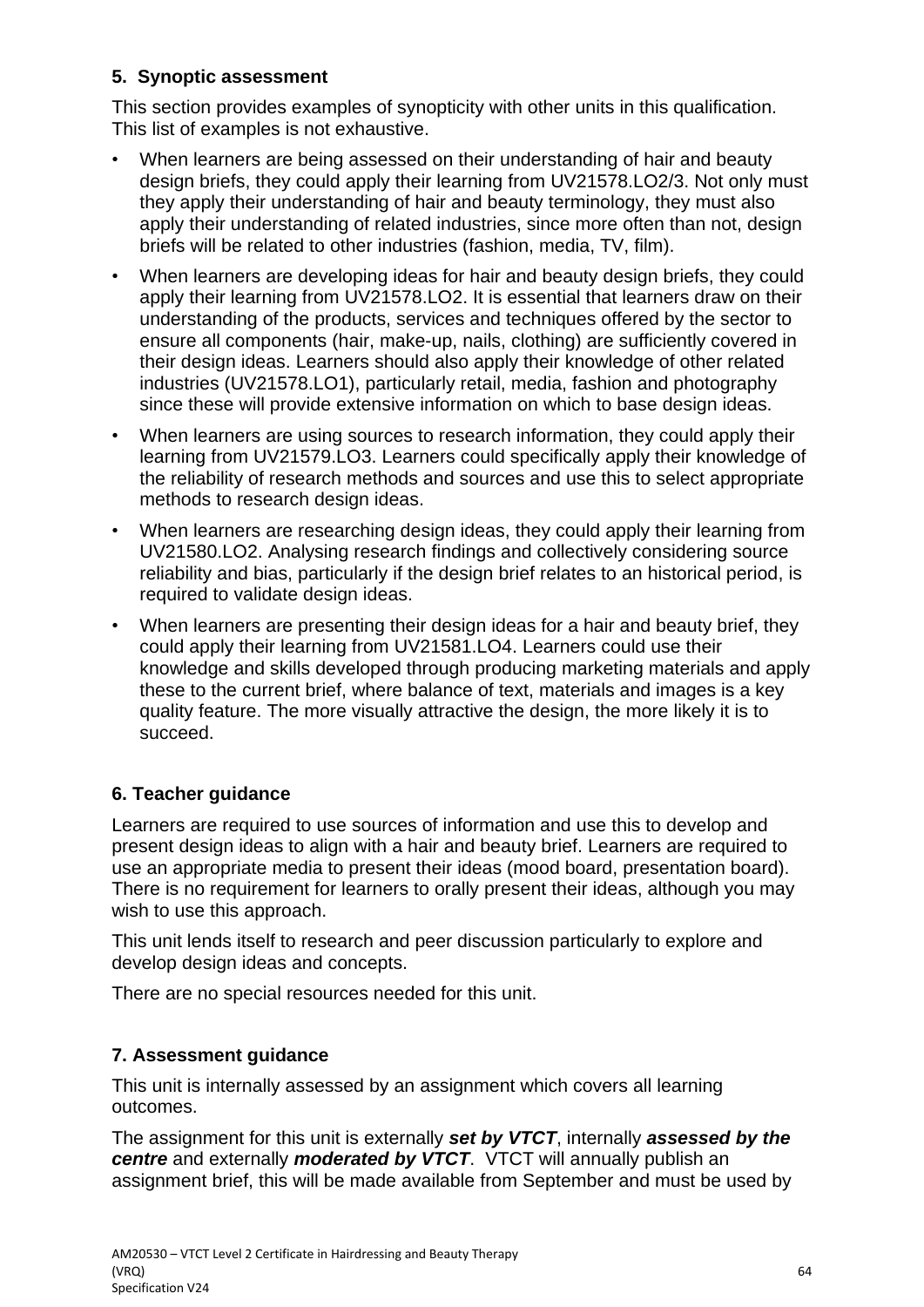## 5. Synoptic assessment

This section provides examples of synopticity with other units in this qualification. This list of examples is not exhaustive.

- When learners are being assessed on their understanding of hair and beauty design briefs, they could apply their learning from UV21578.LO2/3. Not only must they apply their understanding of hair and beauty terminology, they must also apply their understanding of related industries, since more often than not, design briefs will be related to other industries (fashion, media, TV, film).
- When learners are developing ideas for hair and beauty design briefs, they could apply their learning from UV21578.LO2. It is essential that learners draw on their understanding of the products, services and techniques offered by the sector to ensure all components (hair, make-up, nails, clothing) are sufficiently covered in their design ideas. Learners should also apply their knowledge of other related industries (UV21578.LO1), particularly retail, media, fashion and photography since these will provide extensive information on which to base design ideas.
- When learners are using sources to research information, they could apply their learning from UV21579.LO3. Learners could specifically apply their knowledge of the reliability of research methods and sources and use this to select appropriate methods to research design ideas.
- When learners are researching design ideas, they could apply their learning from UV21580.LO2. Analysing research findings and collectively considering source reliability and bias, particularly if the design brief relates to an historical period, is required to validate design ideas.
- When learners are presenting their design ideas for a hair and beauty brief, they could apply their learning from UV21581.LO4. Learners could use their knowledge and skills developed through producing marketing materials and apply these to the current brief, where balance of text, materials and images is a key quality feature. The more visually attractive the design, the more likely it is to succeed.

## 6. Teacher guidance

Learners are required to use sources of information and use this to develop and present design ideas to align with a hair and beauty brief. Learners are required to use an appropriate media to present their ideas (mood board, presentation board). There is no requirement for learners to orally present their ideas, although you may wish to use this approach.

This unit lends itself to research and peer discussion particularly to explore and develop design ideas and concepts.

There are no special resources needed for this unit.

## 7. Assessment guidance

This unit is internally assessed by an assignment which covers all learning outcomes.

The assignment for this unit is externally ***set by VTCT***, internally ***assessed by the centre*** and externally ***moderated by VTCT***. VTCT will annually publish an assignment brief, this will be made available from September and must be used by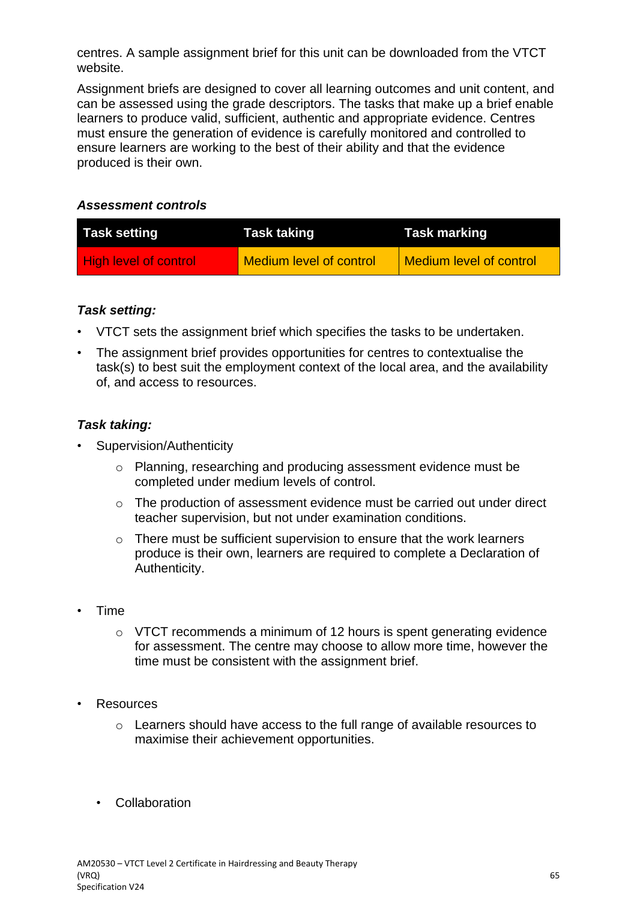centres. A sample assignment brief for this unit can be downloaded from the VTCT website.

Assignment briefs are designed to cover all learning outcomes and unit content, and can be assessed using the grade descriptors. The tasks that make up a brief enable learners to produce valid, sufficient, authentic and appropriate evidence. Centres must ensure the generation of evidence is carefully monitored and controlled to ensure learners are working to the best of their ability and that the evidence produced is their own.

***Assessment controls***

| Task setting | Task taking | Task marking |
|---|---|---|
| High level of control | Medium level of control | Medium level of control |

***Task setting:***

- VTCT sets the assignment brief which specifies the tasks to be undertaken.
- The assignment brief provides opportunities for centres to contextualise the task(s) to best suit the employment context of the local area, and the availability of, and access to resources.

***Task taking:***

- Supervision/Authenticity
    - Planning, researching and producing assessment evidence must be completed under medium levels of control.
    - The production of assessment evidence must be carried out under direct teacher supervision, but not under examination conditions.
    - There must be sufficient supervision to ensure that the work learners produce is their own, learners are required to complete a Declaration of Authenticity.
- Time
    - VTCT recommends a minimum of 12 hours is spent generating evidence for assessment. The centre may choose to allow more time, however the time must be consistent with the assignment brief.
- Resources
    - Learners should have access to the full range of available resources to maximise their achievement opportunities.
- Collaboration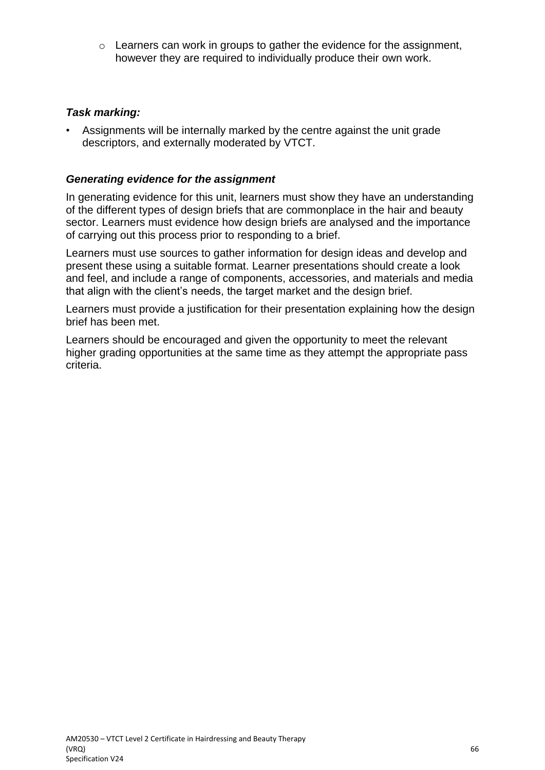- Learners can work in groups to gather the evidence for the assignment, however they are required to individually produce their own work.

***Task marking:***

- Assignments will be internally marked by the centre against the unit grade descriptors, and externally moderated by VTCT.

***Generating evidence for the assignment***

In generating evidence for this unit, learners must show they have an understanding of the different types of design briefs that are commonplace in the hair and beauty sector. Learners must evidence how design briefs are analysed and the importance of carrying out this process prior to responding to a brief.

Learners must use sources to gather information for design ideas and develop and present these using a suitable format. Learner presentations should create a look and feel, and include a range of components, accessories, and materials and media that align with the client's needs, the target market and the design brief.

Learners must provide a justification for their presentation explaining how the design brief has been met.

Learners should be encouraged and given the opportunity to meet the relevant higher grading opportunities at the same time as they attempt the appropriate pass criteria.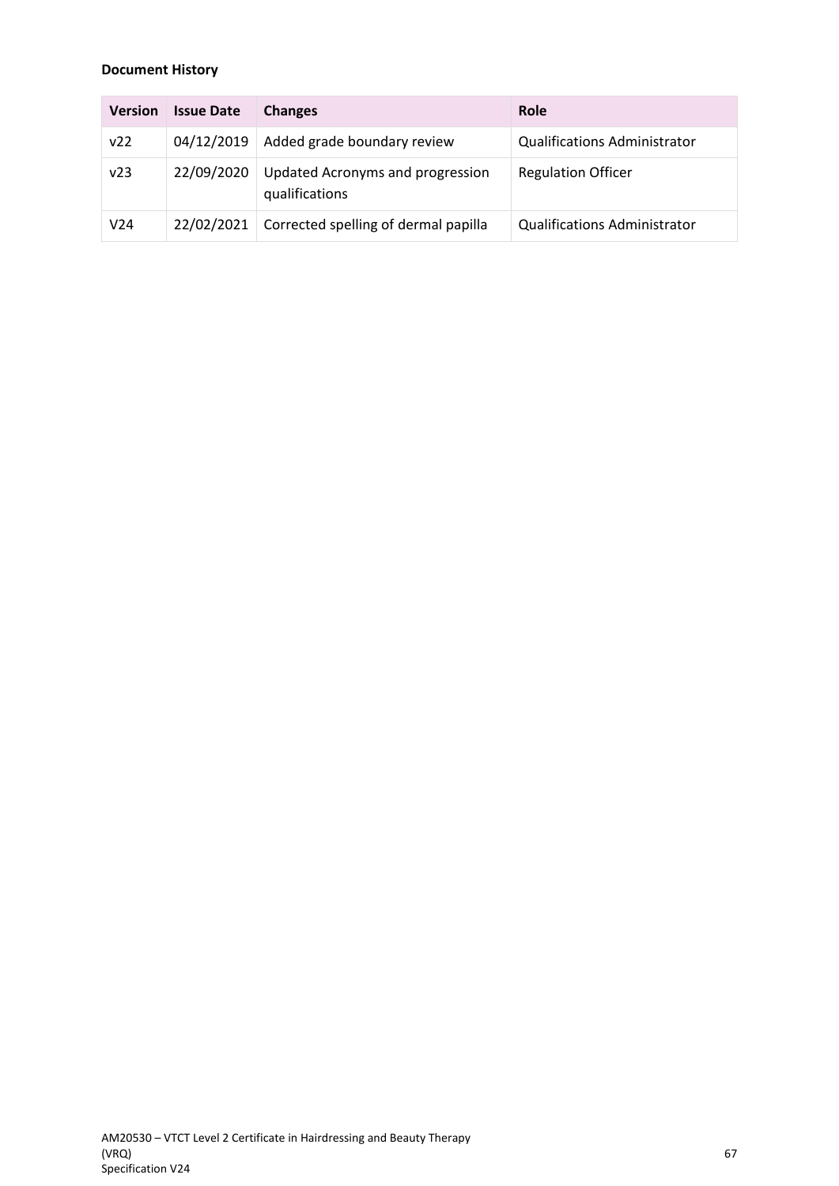**Document History**

| Version | Issue Date | Changes | Role |
|---|---|---|---|
| v22 | 04/12/2019 | Added grade boundary review | Qualifications Administrator |
| v23 | 22/09/2020 | Updated Acronyms and progression qualifications | Regulation Officer |
| V24 | 22/02/2021 | Corrected spelling of dermal papilla | Qualifications Administrator |